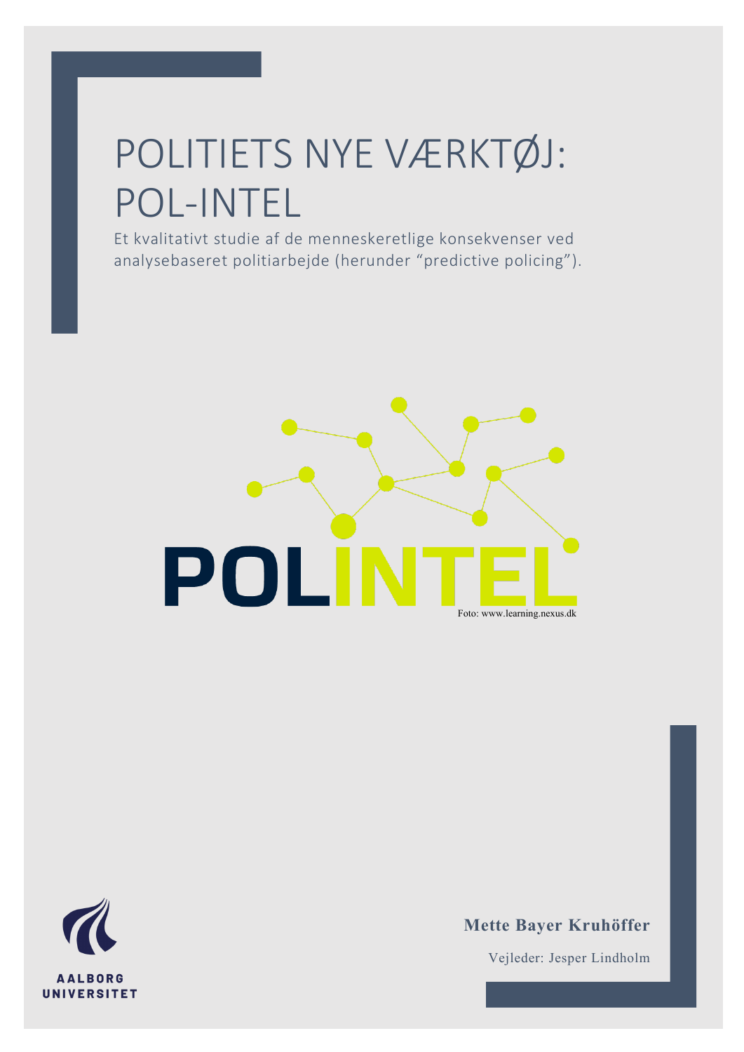# POLITIETS NYE VÆRKTØJ: POL-INTEL

Et kvalitativt studie af de menneskeretlige konsekvenser ved analysebaseret politiarbejde (herunder "predictive policing").

POLINTEL

Foto: www.learning.nexus.dk

AALBORG UNIVERSITET

**Mette Bayer Kruhöffer**

Vejleder: Jesper Lindholm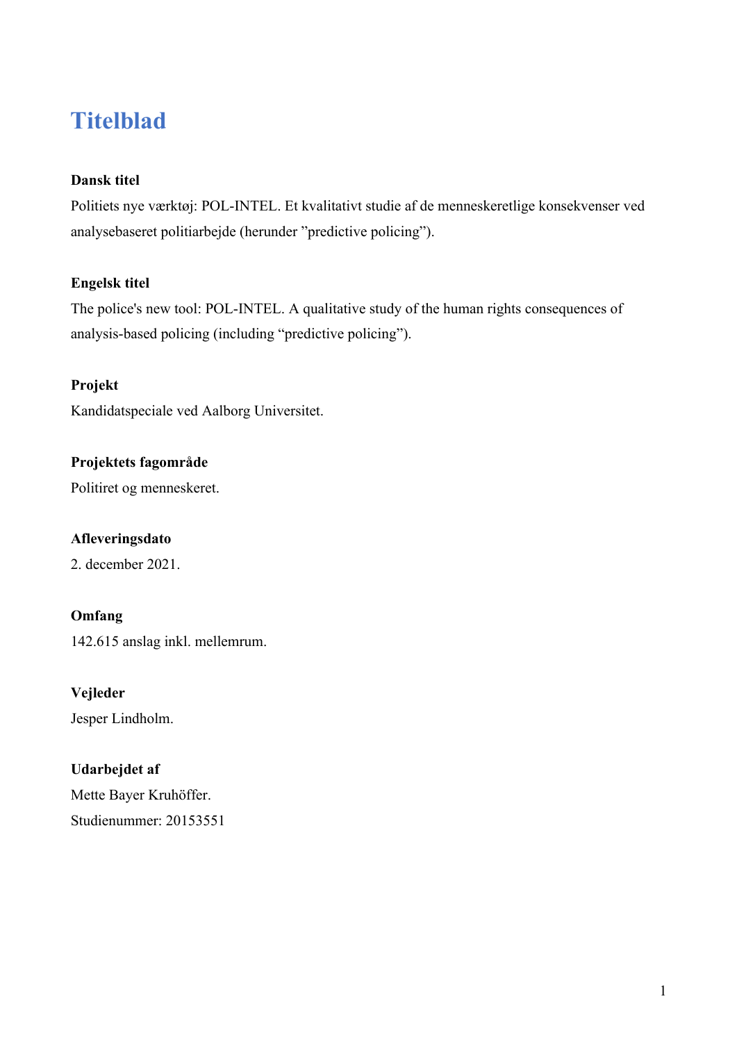# Titelblad

**Dansk titel**

Politiets nye værktøj: POL-INTEL. Et kvalitativt studie af de menneskeretlige konsekvenser ved analysebaseret politiarbejde (herunder ”predictive policing”).

**Engelsk titel**

The police's new tool: POL-INTEL. A qualitative study of the human rights consequences of analysis-based policing (including “predictive policing”).

**Projekt**

Kandidatspeciale ved Aalborg Universitet.

**Projektets fagområde**

Politiret og menneskeret.

**Afleveringsdato**

2. december 2021.

**Omfang**

142.615 anslag inkl. mellemrum.

**Vejleder**

Jesper Lindholm.

**Udarbejdet af**

Mette Bayer Kruhöffer.
Studienummer: 20153551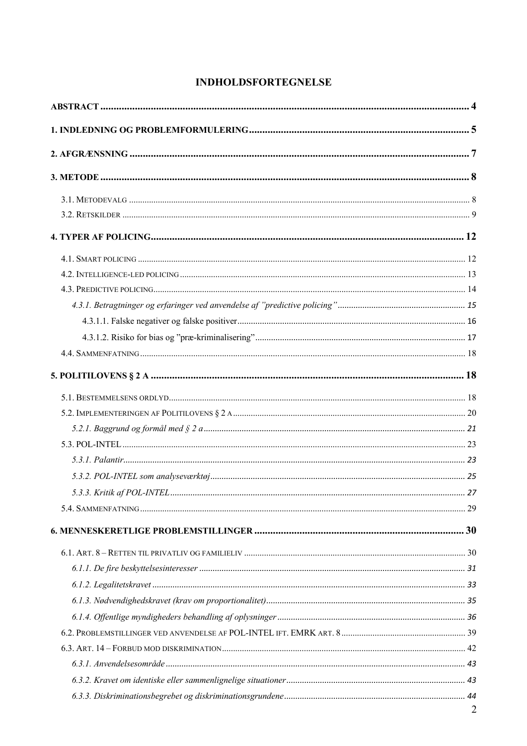# INDHOLDSFORTEGNELSE

**ABSTRACT** .......... **4**

**1. INDLEDNING OG PROBLEMFORMULERING** .......... **5**

**2. AFGRÆNSNING** .......... **7**

**3. METODE** .......... **8**

3.1. METODEVALG .......... 8

3.2. RETSKILDER .......... 9

**4. TYPER AF POLICING** .......... **12**

4.1. SMART POLICING .......... 12

4.2. INTELLIGENCE-LED POLICING .......... 13

4.3. PREDICTIVE POLICING .......... 14

*4.3.1. Betragtninger og erfaringer ved anvendelse af "predictive policing"* .......... *15*

4.3.1.1. Falske negativer og falske positiver .......... 16

4.3.1.2. Risiko for bias og "præ-kriminalisering" .......... 17

4.4. SAMMENFATNING .......... 18

**5. POLITILOVENS § 2 A** .......... **18**

5.1. BESTEMMELSENS ORDLYD .......... 18

5.2. IMPLEMENTERINGEN AF POLITILOVENS § 2 A .......... 20

*5.2.1. Baggrund og formål med § 2 a* .......... *21*

5.3. POL-INTEL .......... 23

*5.3.1. Palantir* .......... *23*

*5.3.2. POL-INTEL som analyseværktøj* .......... *25*

*5.3.3. Kritik af POL-INTEL* .......... *27*

5.4. SAMMENFATNING .......... 29

**6. MENNESKERETLIGE PROBLEMSTILLINGER** .......... **30**

6.1. ART. 8 – RETTEN TIL PRIVATLIV OG FAMILIELIV .......... 30

*6.1.1. De fire beskyttelsesinteresser* .......... *31*

*6.1.2. Legalitetskravet* .......... *33*

*6.1.3. Nødvendighedskravet (krav om proportionalitet)* .......... *35*

*6.1.4. Offentlige myndigheders behandling af oplysninger* .......... *36*

6.2. PROBLEMSTILLINGER VED ANVENDELSE AF POL-INTEL IFT. EMRK ART. 8 .......... 39

6.3. ART. 14 – FORBUD MOD DISKRIMINATION .......... 42

*6.3.1. Anvendelsesområde* .......... *43*

*6.3.2. Kravet om identiske eller sammenlignelige situationer* .......... *43*

*6.3.3. Diskriminationsbegrebet og diskriminationsgrundene* .......... *44*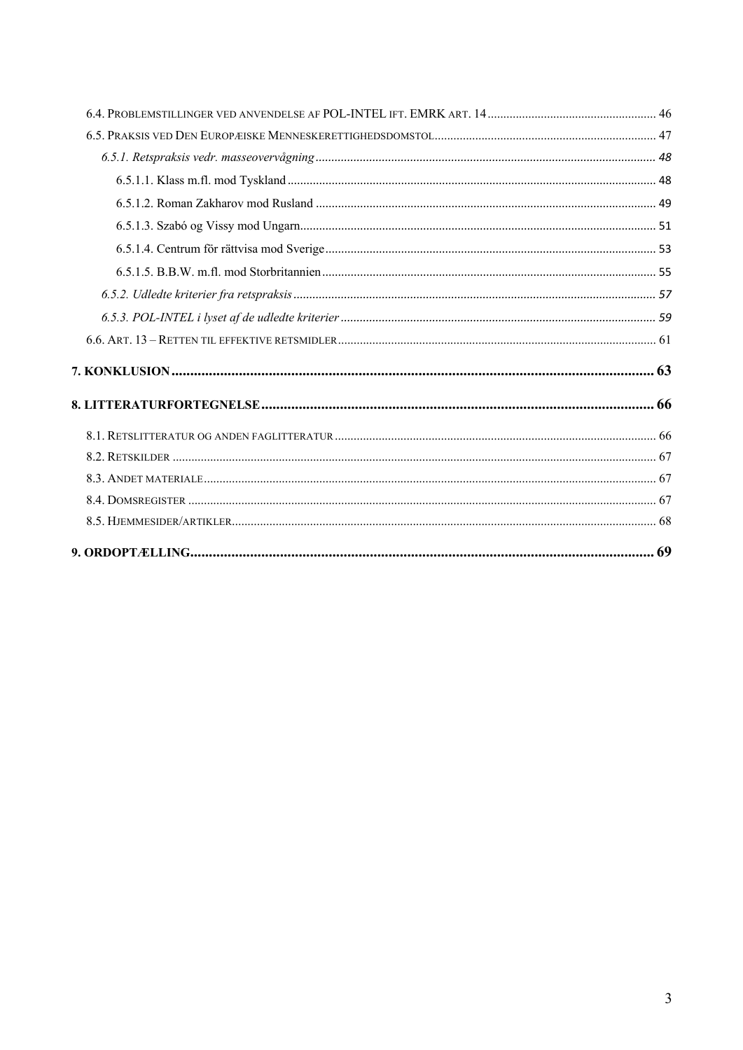6.4. Problemstillinger ved anvendelse af POL-INTEL ift. EMRK art. 14 ..... 46
6.5. Praksis ved Den Europæiske Menneskerettighedsdomstol ..... 47
*6.5.1. Retspraksis vedr. masseovervågning ..... 48*
6.5.1.1. Klass m.fl. mod Tyskland ..... 48
6.5.1.2. Roman Zakharov mod Rusland ..... 49
6.5.1.3. Szabó og Vissy mod Ungarn ..... 51
6.5.1.4. Centrum för rättvisa mod Sverige ..... 53
6.5.1.5. B.B.W. m.fl. mod Storbritannien ..... 55
*6.5.2. Udledte kriterier fra retspraksis ..... 57*
*6.5.3. POL-INTEL i lyset af de udledte kriterier ..... 59*
6.6. Art. 13 – Retten til effektive retsmidler ..... 61

**7. KONKLUSION ..... 63**

**8. LITTERATURFORTEGNELSE ..... 66**

8.1. Retslitteratur og anden faglitteratur ..... 66
8.2. Retskilder ..... 67
8.3. Andet materiale ..... 67
8.4. Domsregister ..... 67
8.5. Hjemmesider/artikler ..... 68

**9. ORDOPTÆLLING ..... 69**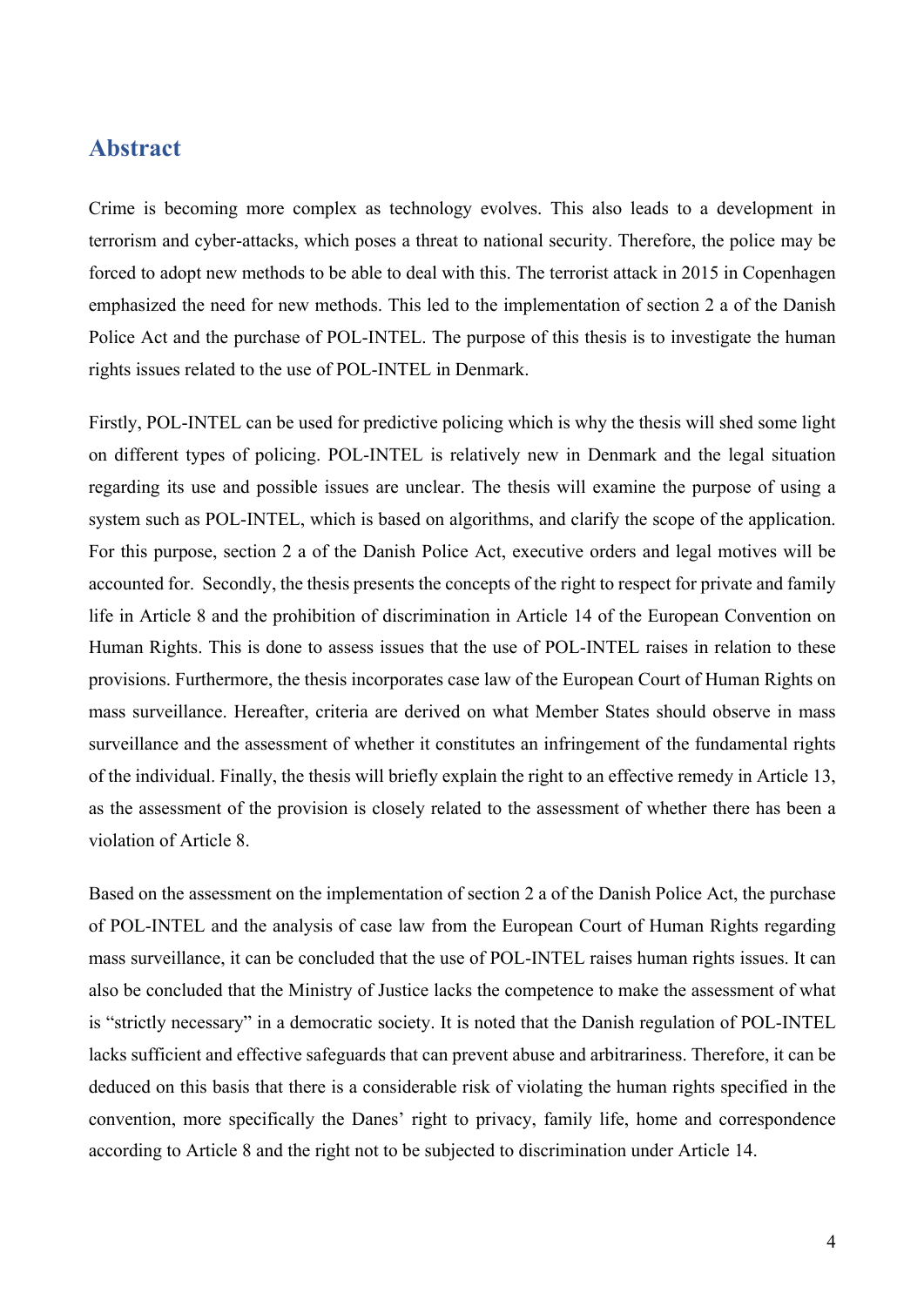# Abstract

Crime is becoming more complex as technology evolves. This also leads to a development in terrorism and cyber-attacks, which poses a threat to national security. Therefore, the police may be forced to adopt new methods to be able to deal with this. The terrorist attack in 2015 in Copenhagen emphasized the need for new methods. This led to the implementation of section 2 a of the Danish Police Act and the purchase of POL-INTEL. The purpose of this thesis is to investigate the human rights issues related to the use of POL-INTEL in Denmark.

Firstly, POL-INTEL can be used for predictive policing which is why the thesis will shed some light on different types of policing. POL-INTEL is relatively new in Denmark and the legal situation regarding its use and possible issues are unclear. The thesis will examine the purpose of using a system such as POL-INTEL, which is based on algorithms, and clarify the scope of the application. For this purpose, section 2 a of the Danish Police Act, executive orders and legal motives will be accounted for. Secondly, the thesis presents the concepts of the right to respect for private and family life in Article 8 and the prohibition of discrimination in Article 14 of the European Convention on Human Rights. This is done to assess issues that the use of POL-INTEL raises in relation to these provisions. Furthermore, the thesis incorporates case law of the European Court of Human Rights on mass surveillance. Hereafter, criteria are derived on what Member States should observe in mass surveillance and the assessment of whether it constitutes an infringement of the fundamental rights of the individual. Finally, the thesis will briefly explain the right to an effective remedy in Article 13, as the assessment of the provision is closely related to the assessment of whether there has been a violation of Article 8.

Based on the assessment on the implementation of section 2 a of the Danish Police Act, the purchase of POL-INTEL and the analysis of case law from the European Court of Human Rights regarding mass surveillance, it can be concluded that the use of POL-INTEL raises human rights issues. It can also be concluded that the Ministry of Justice lacks the competence to make the assessment of what is "strictly necessary" in a democratic society. It is noted that the Danish regulation of POL-INTEL lacks sufficient and effective safeguards that can prevent abuse and arbitrariness. Therefore, it can be deduced on this basis that there is a considerable risk of violating the human rights specified in the convention, more specifically the Danes' right to privacy, family life, home and correspondence according to Article 8 and the right not to be subjected to discrimination under Article 14.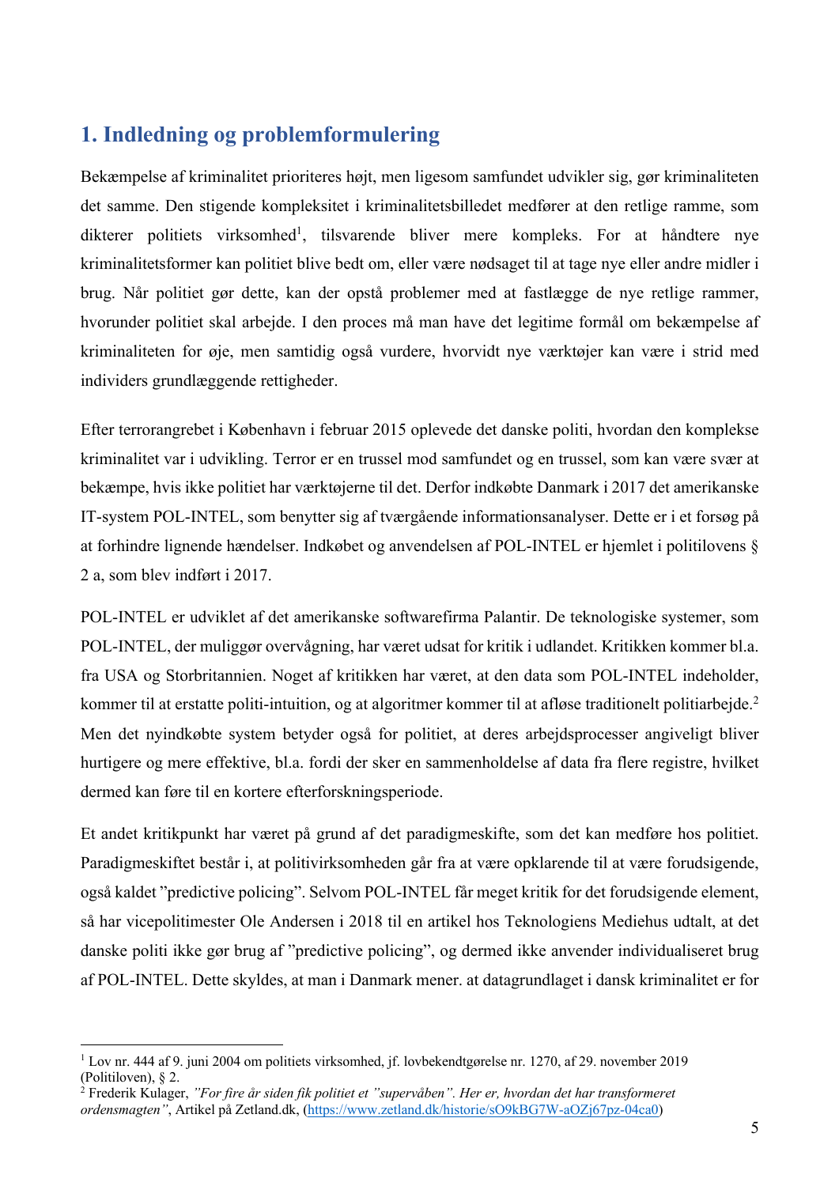## 1. Indledning og problemformulering

Bekæmpelse af kriminalitet prioriteres højt, men ligesom samfundet udvikler sig, gør kriminaliteten det samme. Den stigende kompleksitet i kriminalitetsbilledet medfører at den retlige ramme, som dikterer politiets virksomhed[1], tilsvarende bliver mere kompleks. For at håndtere nye kriminalitetsformer kan politiet blive bedt om, eller være nødsaget til at tage nye eller andre midler i brug. Når politiet gør dette, kan der opstå problemer med at fastlægge de nye retlige rammer, hvorunder politiet skal arbejde. I den proces må man have det legitime formål om bekæmpelse af kriminaliteten for øje, men samtidig også vurdere, hvorvidt nye værktøjer kan være i strid med individers grundlæggende rettigheder.

Efter terrorangrebet i København i februar 2015 oplevede det danske politi, hvordan den komplekse kriminalitet var i udvikling. Terror er en trussel mod samfundet og en trussel, som kan være svær at bekæmpe, hvis ikke politiet har værktøjerne til det. Derfor indkøbte Danmark i 2017 det amerikanske IT-system POL-INTEL, som benytter sig af tværgående informationsanalyser. Dette er i et forsøg på at forhindre lignende hændelser. Indkøbet og anvendelsen af POL-INTEL er hjemlet i politilovens § 2 a, som blev indført i 2017.

POL-INTEL er udviklet af det amerikanske softwarefirma Palantir. De teknologiske systemer, som POL-INTEL, der muliggør overvågning, har været udsat for kritik i udlandet. Kritikken kommer bl.a. fra USA og Storbritannien. Noget af kritikken har været, at den data som POL-INTEL indeholder, kommer til at erstatte politi-intuition, og at algoritmer kommer til at afløse traditionelt politiarbejde.[2] Men det nyindkøbte system betyder også for politiet, at deres arbejdsprocesser angiveligt bliver hurtigere og mere effektive, bl.a. fordi der sker en sammenholdelse af data fra flere registre, hvilket dermed kan føre til en kortere efterforskningsperiode.

Et andet kritikpunkt har været på grund af det paradigmeskifte, som det kan medføre hos politiet. Paradigmeskiftet består i, at politivirksomheden går fra at være opklarende til at være forudsigende, også kaldet "predictive policing". Selvom POL-INTEL får meget kritik for det forudsigende element, så har vicepolitimester Ole Andersen i 2018 til en artikel hos Teknologiens Mediehus udtalt, at det danske politi ikke gør brug af "predictive policing", og dermed ikke anvender individualiseret brug af POL-INTEL. Dette skyldes, at man i Danmark mener. at datagrundlaget i dansk kriminalitet er for

---

[1] Lov nr. 444 af 9. juni 2004 om politiets virksomhed, jf. lovbekendtgørelse nr. 1270, af 29. november 2019 (Politiloven), § 2.

[2] Frederik Kulager, *"For fire år siden fik politiet et "supervåben". Her er, hvordan det har transformeret ordensmagten"*, Artikel på Zetland.dk, (https://www.zetland.dk/historie/sO9kBG7W-aOZj67pz-04ca0)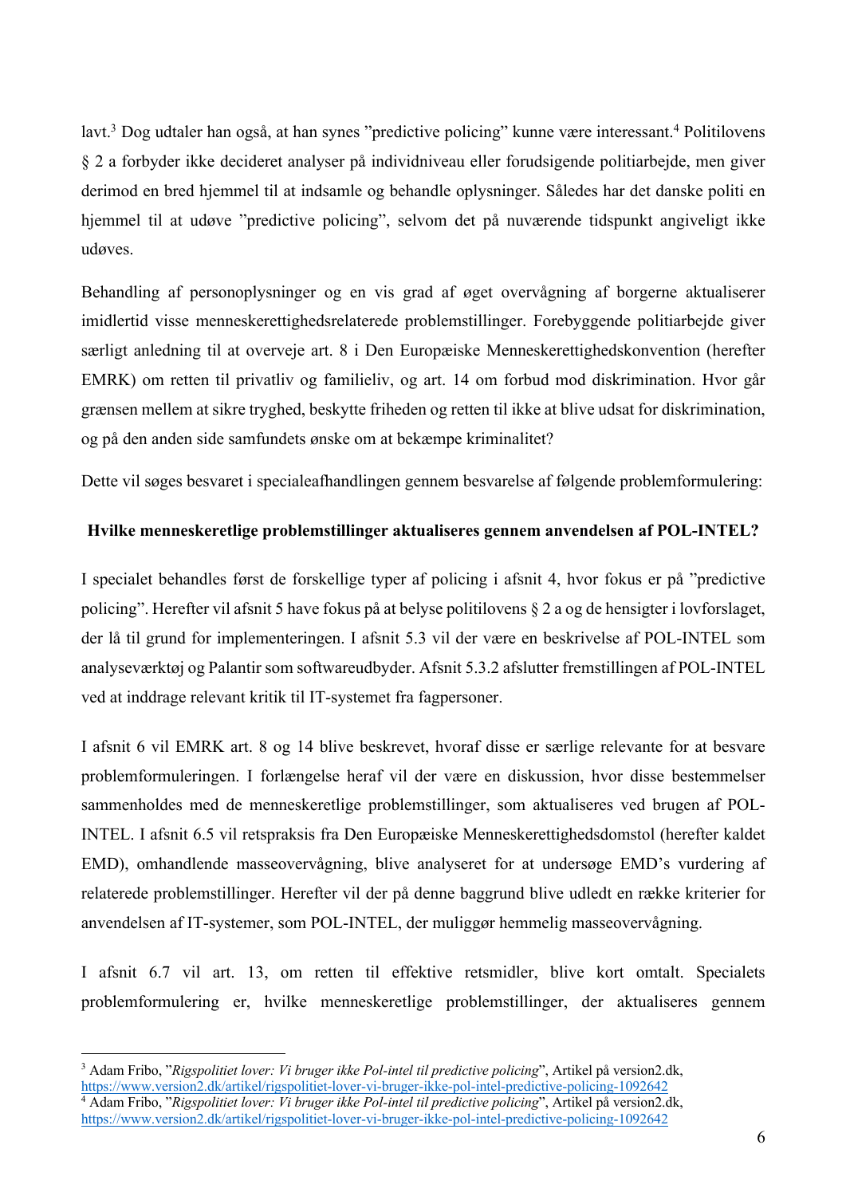lavt.[3] Dog udtaler han også, at han synes "predictive policing" kunne være interessant.[4] Politilovens § 2 a forbyder ikke decideret analyser på individniveau eller forudsigende politiarbejde, men giver derimod en bred hjemmel til at indsamle og behandle oplysninger. Således har det danske politi en hjemmel til at udøve "predictive policing", selvom det på nuværende tidspunkt angiveligt ikke udøves.

Behandling af personoplysninger og en vis grad af øget overvågning af borgerne aktualiserer imidlertid visse menneskerettighedsrelaterede problemstillinger. Forebyggende politiarbejde giver særligt anledning til at overveje art. 8 i Den Europæiske Menneskerettighedskonvention (herefter EMRK) om retten til privatliv og familieliv, og art. 14 om forbud mod diskrimination. Hvor går grænsen mellem at sikre tryghed, beskytte friheden og retten til ikke at blive udsat for diskrimination, og på den anden side samfundets ønske om at bekæmpe kriminalitet?

Dette vil søges besvaret i specialeafhandlingen gennem besvarelse af følgende problemformulering:

**Hvilke menneskeretlige problemstillinger aktualiseres gennem anvendelsen af POL-INTEL?**

I specialet behandles først de forskellige typer af policing i afsnit 4, hvor fokus er på "predictive policing". Herefter vil afsnit 5 have fokus på at belyse politilovens § 2 a og de hensigter i lovforslaget, der lå til grund for implementeringen. I afsnit 5.3 vil der være en beskrivelse af POL-INTEL som analyseværktøj og Palantir som softwareudbyder. Afsnit 5.3.2 afslutter fremstillingen af POL-INTEL ved at inddrage relevant kritik til IT-systemet fra fagpersoner.

I afsnit 6 vil EMRK art. 8 og 14 blive beskrevet, hvoraf disse er særlige relevante for at besvare problemformuleringen. I forlængelse heraf vil der være en diskussion, hvor disse bestemmelser sammenholdes med de menneskeretlige problemstillinger, som aktualiseres ved brugen af POL-INTEL. I afsnit 6.5 vil retspraksis fra Den Europæiske Menneskerettighedsdomstol (herefter kaldet EMD), omhandlende masseovervågning, blive analyseret for at undersøge EMD's vurdering af relaterede problemstillinger. Herefter vil der på denne baggrund blive udledt en række kriterier for anvendelsen af IT-systemer, som POL-INTEL, der muliggør hemmelig masseovervågning.

I afsnit 6.7 vil art. 13, om retten til effektive retsmidler, blive kort omtalt. Specialets problemformulering er, hvilke menneskeretlige problemstillinger, der aktualiseres gennem

---

[3] Adam Fribo, "*Rigspolitiet lover: Vi bruger ikke Pol-intel til predictive policing*", Artikel på version2.dk, https://www.version2.dk/artikel/rigspolitiet-lover-vi-bruger-ikke-pol-intel-predictive-policing-1092642

[4] Adam Fribo, "*Rigspolitiet lover: Vi bruger ikke Pol-intel til predictive policing*", Artikel på version2.dk, https://www.version2.dk/artikel/rigspolitiet-lover-vi-bruger-ikke-pol-intel-predictive-policing-1092642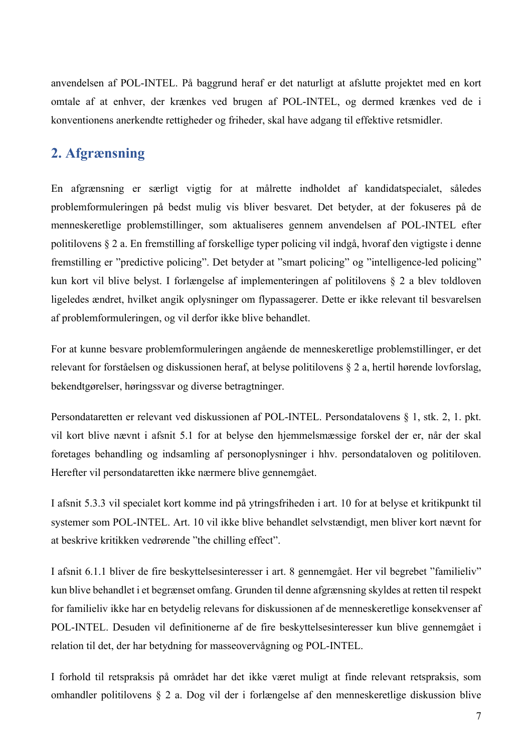anvendelsen af POL-INTEL. På baggrund heraf er det naturligt at afslutte projektet med en kort omtale af at enhver, der krænkes ved brugen af POL-INTEL, og dermed krænkes ved de i konventionens anerkendte rettigheder og friheder, skal have adgang til effektive retsmidler.

## 2. Afgrænsning

En afgrænsning er særligt vigtig for at målrette indholdet af kandidatspecialet, således problemformuleringen på bedst mulig vis bliver besvaret. Det betyder, at der fokuseres på de menneskeretlige problemstillinger, som aktualiseres gennem anvendelsen af POL-INTEL efter politilovens § 2 a. En fremstilling af forskellige typer policing vil indgå, hvoraf den vigtigste i denne fremstilling er "predictive policing". Det betyder at "smart policing" og "intelligence-led policing" kun kort vil blive belyst. I forlængelse af implementeringen af politilovens § 2 a blev toldloven ligeledes ændret, hvilket angik oplysninger om flypassagerer. Dette er ikke relevant til besvarelsen af problemformuleringen, og vil derfor ikke blive behandlet.

For at kunne besvare problemformuleringen angående de menneskeretlige problemstillinger, er det relevant for forståelsen og diskussionen heraf, at belyse politilovens § 2 a, hertil hørende lovforslag, bekendtgørelser, høringssvar og diverse betragtninger.

Persondataretten er relevant ved diskussionen af POL-INTEL. Persondatalovens § 1, stk. 2, 1. pkt. vil kort blive nævnt i afsnit 5.1 for at belyse den hjemmelsmæssige forskel der er, når der skal foretages behandling og indsamling af personoplysninger i hhv. persondataloven og politiloven. Herefter vil persondataretten ikke nærmere blive gennemgået.

I afsnit 5.3.3 vil specialet kort komme ind på ytringsfriheden i art. 10 for at belyse et kritikpunkt til systemer som POL-INTEL. Art. 10 vil ikke blive behandlet selvstændigt, men bliver kort nævnt for at beskrive kritikken vedrørende "the chilling effect".

I afsnit 6.1.1 bliver de fire beskyttelsesinteresser i art. 8 gennemgået. Her vil begrebet "familieliv" kun blive behandlet i et begrænset omfang. Grunden til denne afgrænsning skyldes at retten til respekt for familieliv ikke har en betydelig relevans for diskussionen af de menneskeretlige konsekvenser af POL-INTEL. Desuden vil definitionerne af de fire beskyttelsesinteresser kun blive gennemgået i relation til det, der har betydning for masseovervågning og POL-INTEL.

I forhold til retspraksis på området har det ikke været muligt at finde relevant retspraksis, som omhandler politilovens § 2 a. Dog vil der i forlængelse af den menneskeretlige diskussion blive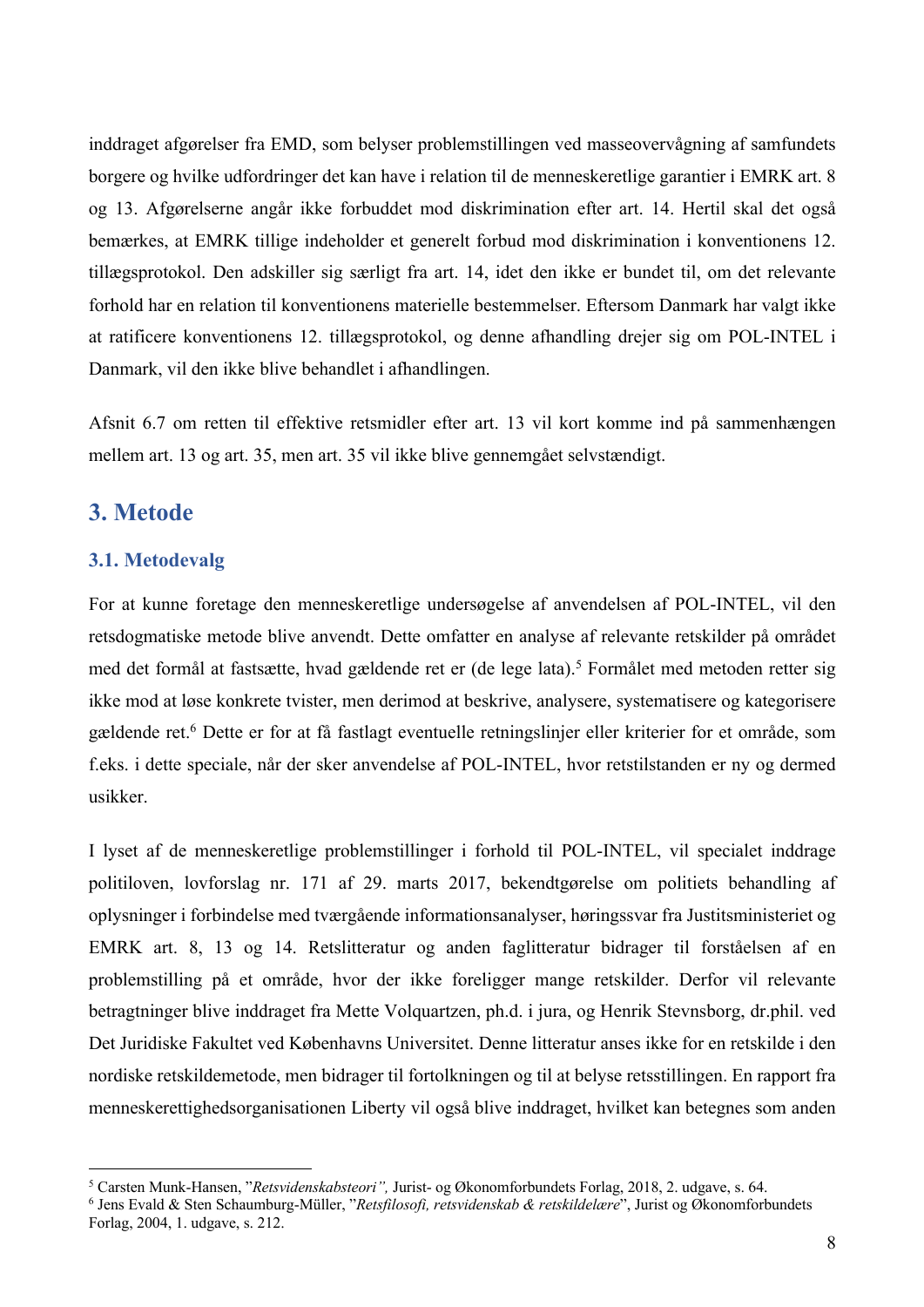inddraget afgørelser fra EMD, som belyser problemstillingen ved masseovervågning af samfundets borgere og hvilke udfordringer det kan have i relation til de menneskeretlige garantier i EMRK art. 8 og 13. Afgørelserne angår ikke forbuddet mod diskrimination efter art. 14. Hertil skal det også bemærkes, at EMRK tillige indeholder et generelt forbud mod diskrimination i konventionens 12. tillægsprotokol. Den adskiller sig særligt fra art. 14, idet den ikke er bundet til, om det relevante forhold har en relation til konventionens materielle bestemmelser. Eftersom Danmark har valgt ikke at ratificere konventionens 12. tillægsprotokol, og denne afhandling drejer sig om POL-INTEL i Danmark, vil den ikke blive behandlet i afhandlingen.

Afsnit 6.7 om retten til effektive retsmidler efter art. 13 vil kort komme ind på sammenhængen mellem art. 13 og art. 35, men art. 35 vil ikke blive gennemgået selvstændigt.

## 3. Metode

### 3.1. Metodevalg

For at kunne foretage den menneskeretlige undersøgelse af anvendelsen af POL-INTEL, vil den retsdogmatiske metode blive anvendt. Dette omfatter en analyse af relevante retskilder på området med det formål at fastsætte, hvad gældende ret er (de lege lata).[5] Formålet med metoden retter sig ikke mod at løse konkrete tvister, men derimod at beskrive, analysere, systematisere og kategorisere gældende ret.[6] Dette er for at få fastlagt eventuelle retningslinjer eller kriterier for et område, som f.eks. i dette speciale, når der sker anvendelse af POL-INTEL, hvor retstilstanden er ny og dermed usikker.

I lyset af de menneskeretlige problemstillinger i forhold til POL-INTEL, vil specialet inddrage politiloven, lovforslag nr. 171 af 29. marts 2017, bekendtgørelse om politiets behandling af oplysninger i forbindelse med tværgående informationsanalyser, høringssvar fra Justitsministeriet og EMRK art. 8, 13 og 14. Retslitteratur og anden faglitteratur bidrager til forståelsen af en problemstilling på et område, hvor der ikke foreligger mange retskilder. Derfor vil relevante betragtninger blive inddraget fra Mette Volquartzen, ph.d. i jura, og Henrik Stevnsborg, dr.phil. ved Det Juridiske Fakultet ved Københavns Universitet. Denne litteratur anses ikke for en retskilde i den nordiske retskildemetode, men bidrager til fortolkningen og til at belyse retsstillingen. En rapport fra menneskerettighedsorganisationen Liberty vil også blive inddraget, hvilket kan betegnes som anden

---

[5] Carsten Munk-Hansen, "*Retsvidenskabsteori",* Jurist- og Økonomforbundets Forlag, 2018, 2. udgave, s. 64.

[6] Jens Evald & Sten Schaumburg-Müller, "*Retsfilosofi, retsvidenskab & retskildelære*", Jurist og Økonomforbundets Forlag, 2004, 1. udgave, s. 212.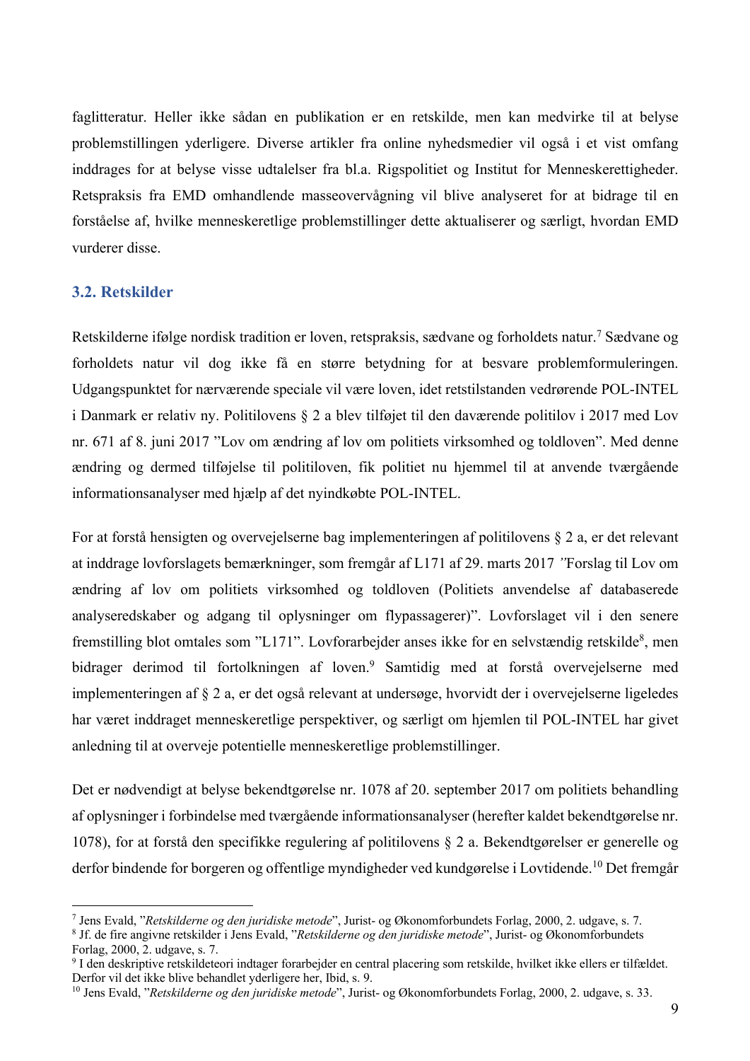faglitteratur. Heller ikke sådan en publikation er en retskilde, men kan medvirke til at belyse problemstillingen yderligere. Diverse artikler fra online nyhedsmedier vil også i et vist omfang inddrages for at belyse visse udtalelser fra bl.a. Rigspolitiet og Institut for Menneskerettigheder. Retspraksis fra EMD omhandlende masseovervågning vil blive analyseret for at bidrage til en forståelse af, hvilke menneskeretlige problemstillinger dette aktualiserer og særligt, hvordan EMD vurderer disse.

## 3.2. Retskilder

Retskilderne ifølge nordisk tradition er loven, retspraksis, sædvane og forholdets natur.[7] Sædvane og forholdets natur vil dog ikke få en større betydning for at besvare problemformuleringen. Udgangspunktet for nærværende speciale vil være loven, idet retstilstanden vedrørende POL-INTEL i Danmark er relativ ny. Politilovens § 2 a blev tilføjet til den daværende politilov i 2017 med Lov nr. 671 af 8. juni 2017 "Lov om ændring af lov om politiets virksomhed og toldloven". Med denne ændring og dermed tilføjelse til politiloven, fik politiet nu hjemmel til at anvende tværgående informationsanalyser med hjælp af det nyindkøbte POL-INTEL.

For at forstå hensigten og overvejelserne bag implementeringen af politilovens § 2 a, er det relevant at inddrage lovforslagets bemærkninger, som fremgår af L171 af 29. marts 2017 *"*Forslag til Lov om ændring af lov om politiets virksomhed og toldloven (Politiets anvendelse af databaserede analyseredskaber og adgang til oplysninger om flypassagerer)". Lovforslaget vil i den senere fremstilling blot omtales som "L171". Lovforarbejder anses ikke for en selvstændig retskilde[8], men bidrager derimod til fortolkningen af loven.[9] Samtidig med at forstå overvejelserne med implementeringen af § 2 a, er det også relevant at undersøge, hvorvidt der i overvejelserne ligeledes har været inddraget menneskeretlige perspektiver, og særligt om hjemlen til POL-INTEL har givet anledning til at overveje potentielle menneskeretlige problemstillinger.

Det er nødvendigt at belyse bekendtgørelse nr. 1078 af 20. september 2017 om politiets behandling af oplysninger i forbindelse med tværgående informationsanalyser (herefter kaldet bekendtgørelse nr. 1078), for at forstå den specifikke regulering af politilovens § 2 a. Bekendtgørelser er generelle og derfor bindende for borgeren og offentlige myndigheder ved kundgørelse i Lovtidende.[10] Det fremgår

---

[7] Jens Evald, "*Retskilderne og den juridiske metode*", Jurist- og Økonomforbundets Forlag, 2000, 2. udgave, s. 7.

[8] Jf. de fire angivne retskilder i Jens Evald, "*Retskilderne og den juridiske metode*", Jurist- og Økonomforbundets Forlag, 2000, 2. udgave, s. 7.

[9] I den deskriptive retskildeteori indtager forarbejder en central placering som retskilde, hvilket ikke ellers er tilfældet. Derfor vil det ikke blive behandlet yderligere her, Ibid, s. 9.

[10] Jens Evald, "*Retskilderne og den juridiske metode*", Jurist- og Økonomforbundets Forlag, 2000, 2. udgave, s. 33.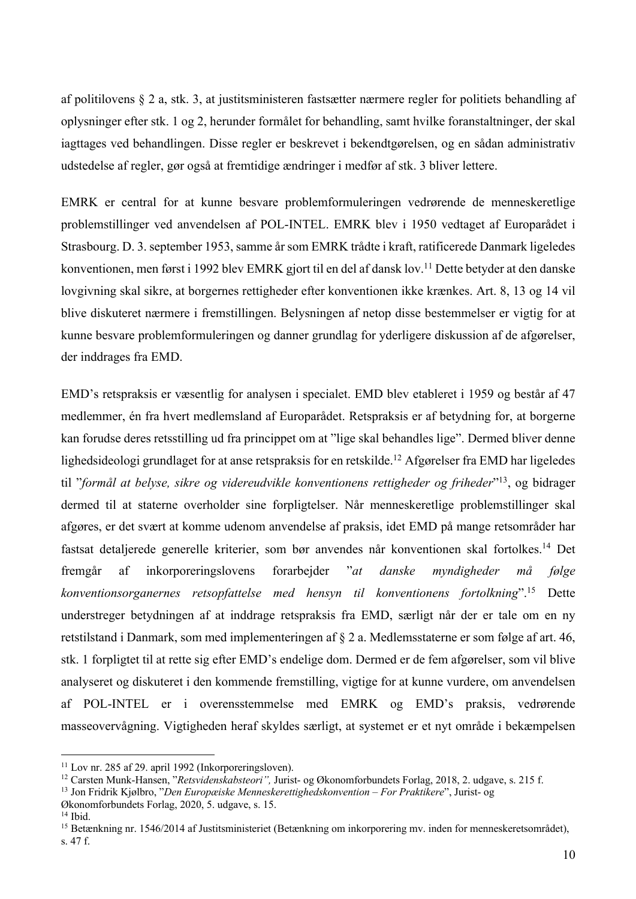af politilovens § 2 a, stk. 3, at justitsministeren fastsætter nærmere regler for politiets behandling af oplysninger efter stk. 1 og 2, herunder formålet for behandling, samt hvilke foranstaltninger, der skal iagttages ved behandlingen. Disse regler er beskrevet i bekendtgørelsen, og en sådan administrativ udstedelse af regler, gør også at fremtidige ændringer i medfør af stk. 3 bliver lettere.

EMRK er central for at kunne besvare problemformuleringen vedrørende de menneskeretlige problemstillinger ved anvendelsen af POL-INTEL. EMRK blev i 1950 vedtaget af Europarådet i Strasbourg. D. 3. september 1953, samme år som EMRK trådte i kraft, ratificerede Danmark ligeledes konventionen, men først i 1992 blev EMRK gjort til en del af dansk lov.[11] Dette betyder at den danske lovgivning skal sikre, at borgernes rettigheder efter konventionen ikke krænkes. Art. 8, 13 og 14 vil blive diskuteret nærmere i fremstillingen. Belysningen af netop disse bestemmelser er vigtig for at kunne besvare problemformuleringen og danner grundlag for yderligere diskussion af de afgørelser, der inddrages fra EMD.

EMD's retspraksis er væsentlig for analysen i specialet. EMD blev etableret i 1959 og består af 47 medlemmer, én fra hvert medlemsland af Europarådet. Retspraksis er af betydning for, at borgerne kan forudse deres retsstilling ud fra princippet om at "lige skal behandles lige". Dermed bliver denne lighedsideologi grundlaget for at anse retspraksis for en retskilde.[12] Afgørelser fra EMD har ligeledes til "*formål at belyse, sikre og videreudvikle konventionens rettigheder og friheder*"[13], og bidrager dermed til at staterne overholder sine forpligtelser. Når menneskeretlige problemstillinger skal afgøres, er det svært at komme udenom anvendelse af praksis, idet EMD på mange retsområder har fastsat detaljerede generelle kriterier, som bør anvendes når konventionen skal fortolkes.[14] Det fremgår af inkorporeringslovens forarbejder "*at danske myndigheder må følge konventionsorganernes retsopfattelse med hensyn til konventionens fortolkning*".[15] Dette understreger betydningen af at inddrage retspraksis fra EMD, særligt når der er tale om en ny retstilstand i Danmark, som med implementeringen af § 2 a. Medlemsstaterne er som følge af art. 46, stk. 1 forpligtet til at rette sig efter EMD's endelige dom. Dermed er de fem afgørelser, som vil blive analyseret og diskuteret i den kommende fremstilling, vigtige for at kunne vurdere, om anvendelsen af POL-INTEL er i overensstemmelse med EMRK og EMD's praksis, vedrørende masseovervågning. Vigtigheden heraf skyldes særligt, at systemet er et nyt område i bekæmpelsen

[11] Lov nr. 285 af 29. april 1992 (Inkorporeringsloven).

[12] Carsten Munk-Hansen, "*Retsvidenskabsteori",* Jurist- og Økonomforbundets Forlag, 2018, 2. udgave, s. 215 f.

[13] Jon Fridrik Kjølbro, "*Den Europæiske Menneskerettighedskonvention – For Praktikere*", Jurist- og Økonomforbundets Forlag, 2020, 5. udgave, s. 15.

[14] Ibid.

[15] Betænkning nr. 1546/2014 af Justitsministeriet (Betænkning om inkorporering mv. inden for menneskeretsområdet), s. 47 f.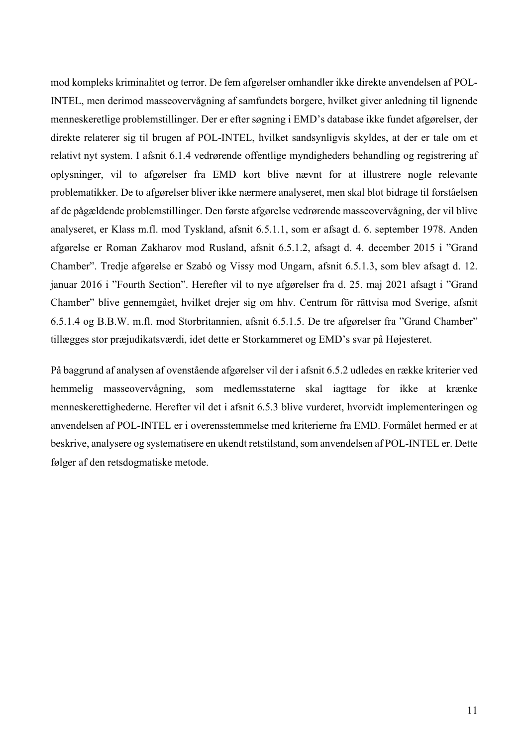mod kompleks kriminalitet og terror. De fem afgørelser omhandler ikke direkte anvendelsen af POL-INTEL, men derimod masseovervågning af samfundets borgere, hvilket giver anledning til lignende menneskeretlige problemstillinger. Der er efter søgning i EMD's database ikke fundet afgørelser, der direkte relaterer sig til brugen af POL-INTEL, hvilket sandsynligvis skyldes, at der er tale om et relativt nyt system. I afsnit 6.1.4 vedrørende offentlige myndigheders behandling og registrering af oplysninger, vil to afgørelser fra EMD kort blive nævnt for at illustrere nogle relevante problematikker. De to afgørelser bliver ikke nærmere analyseret, men skal blot bidrage til forståelsen af de pågældende problemstillinger. Den første afgørelse vedrørende masseovervågning, der vil blive analyseret, er Klass m.fl. mod Tyskland, afsnit 6.5.1.1, som er afsagt d. 6. september 1978. Anden afgørelse er Roman Zakharov mod Rusland, afsnit 6.5.1.2, afsagt d. 4. december 2015 i "Grand Chamber". Tredje afgørelse er Szabó og Vissy mod Ungarn, afsnit 6.5.1.3, som blev afsagt d. 12. januar 2016 i "Fourth Section". Herefter vil to nye afgørelser fra d. 25. maj 2021 afsagt i "Grand Chamber" blive gennemgået, hvilket drejer sig om hhv. Centrum för rättvisa mod Sverige, afsnit 6.5.1.4 og B.B.W. m.fl. mod Storbritannien, afsnit 6.5.1.5. De tre afgørelser fra "Grand Chamber" tillægges stor præjudikatsværdi, idet dette er Storkammeret og EMD's svar på Højesteret.

På baggrund af analysen af ovenstående afgørelser vil der i afsnit 6.5.2 udledes en række kriterier ved hemmelig masseovervågning, som medlemsstaterne skal iagttage for ikke at krænke menneskerettighederne. Herefter vil det i afsnit 6.5.3 blive vurderet, hvorvidt implementeringen og anvendelsen af POL-INTEL er i overensstemmelse med kriterierne fra EMD. Formålet hermed er at beskrive, analysere og systematisere en ukendt retstilstand, som anvendelsen af POL-INTEL er. Dette følger af den retsdogmatiske metode.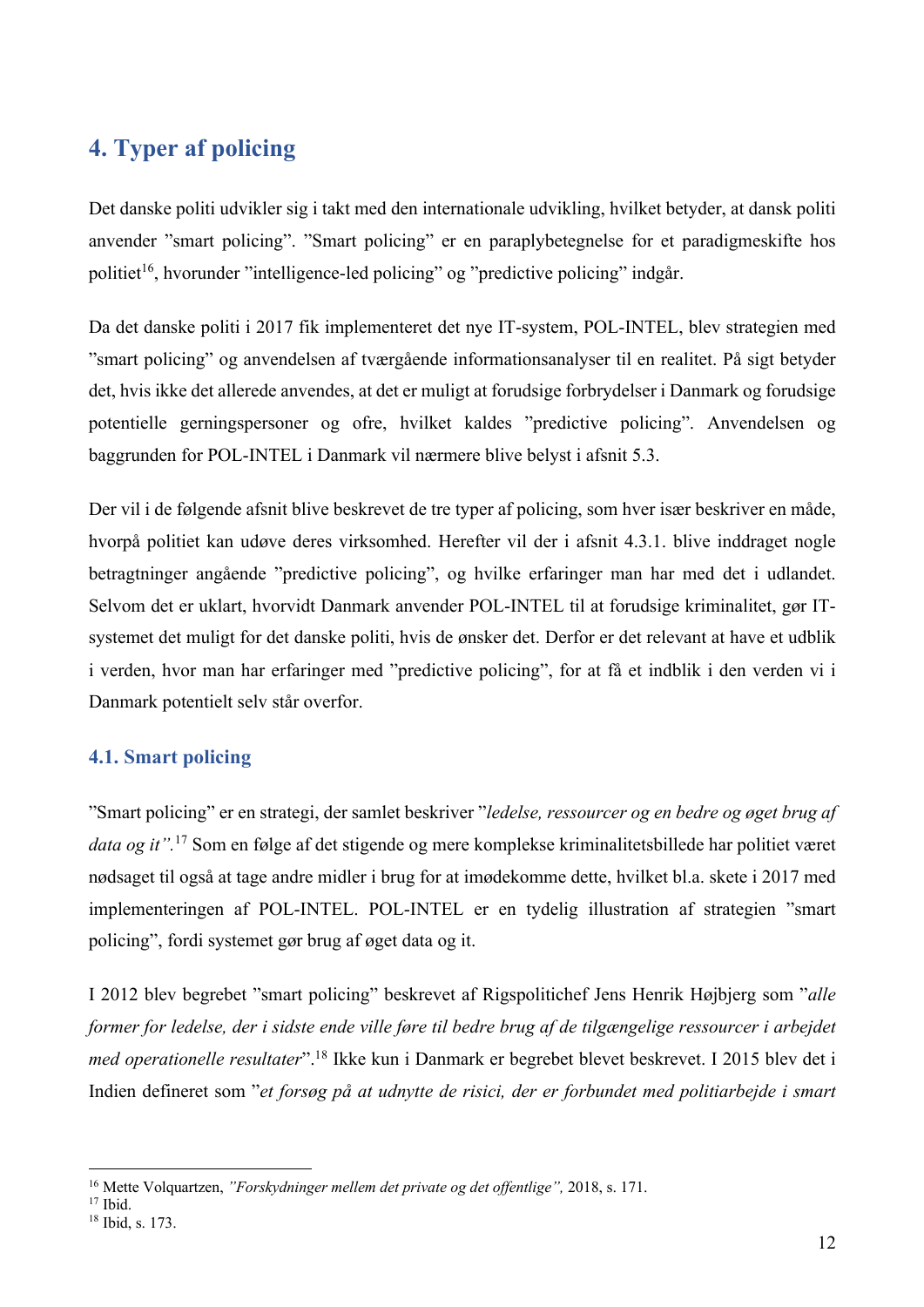# 4. Typer af policing

Det danske politi udvikler sig i takt med den internationale udvikling, hvilket betyder, at dansk politi anvender ”smart policing”. ”Smart policing” er en paraplybetegnelse for et paradigmeskifte hos politiet[16], hvorunder ”intelligence-led policing” og ”predictive policing” indgår.

Da det danske politi i 2017 fik implementeret det nye IT-system, POL-INTEL, blev strategien med ”smart policing” og anvendelsen af tværgående informationsanalyser til en realitet. På sigt betyder det, hvis ikke det allerede anvendes, at det er muligt at forudsige forbrydelser i Danmark og forudsige potentielle gerningspersoner og ofre, hvilket kaldes ”predictive policing”. Anvendelsen og baggrunden for POL-INTEL i Danmark vil nærmere blive belyst i afsnit 5.3.

Der vil i de følgende afsnit blive beskrevet de tre typer af policing, som hver især beskriver en måde, hvorpå politiet kan udøve deres virksomhed. Herefter vil der i afsnit 4.3.1. blive inddraget nogle betragtninger angående ”predictive policing”, og hvilke erfaringer man har med det i udlandet. Selvom det er uklart, hvorvidt Danmark anvender POL-INTEL til at forudsige kriminalitet, gør IT-systemet det muligt for det danske politi, hvis de ønsker det. Derfor er det relevant at have et udblik i verden, hvor man har erfaringer med ”predictive policing”, for at få et indblik i den verden vi i Danmark potentielt selv står overfor.

## 4.1. Smart policing

”Smart policing” er en strategi, der samlet beskriver ”*ledelse, ressourcer og en bedre og øget brug af data og it”*.[17] Som en følge af det stigende og mere komplekse kriminalitetsbillede har politiet været nødsaget til også at tage andre midler i brug for at imødekomme dette, hvilket bl.a. skete i 2017 med implementeringen af POL-INTEL. POL-INTEL er en tydelig illustration af strategien ”smart policing”, fordi systemet gør brug af øget data og it.

I 2012 blev begrebet ”smart policing” beskrevet af Rigspolitichef Jens Henrik Højbjerg som ”*alle former for ledelse, der i sidste ende ville føre til bedre brug af de tilgængelige ressourcer i arbejdet med operationelle resultater*”.[18] Ikke kun i Danmark er begrebet blevet beskrevet. I 2015 blev det i Indien defineret som ”*et forsøg på at udnytte de risici, der er forbundet med politiarbejde i smart*

---

[16] Mette Volquartzen, *”Forskydninger mellem det private og det offentlige”,* 2018, s. 171.
[17] Ibid.
[18] Ibid, s. 173.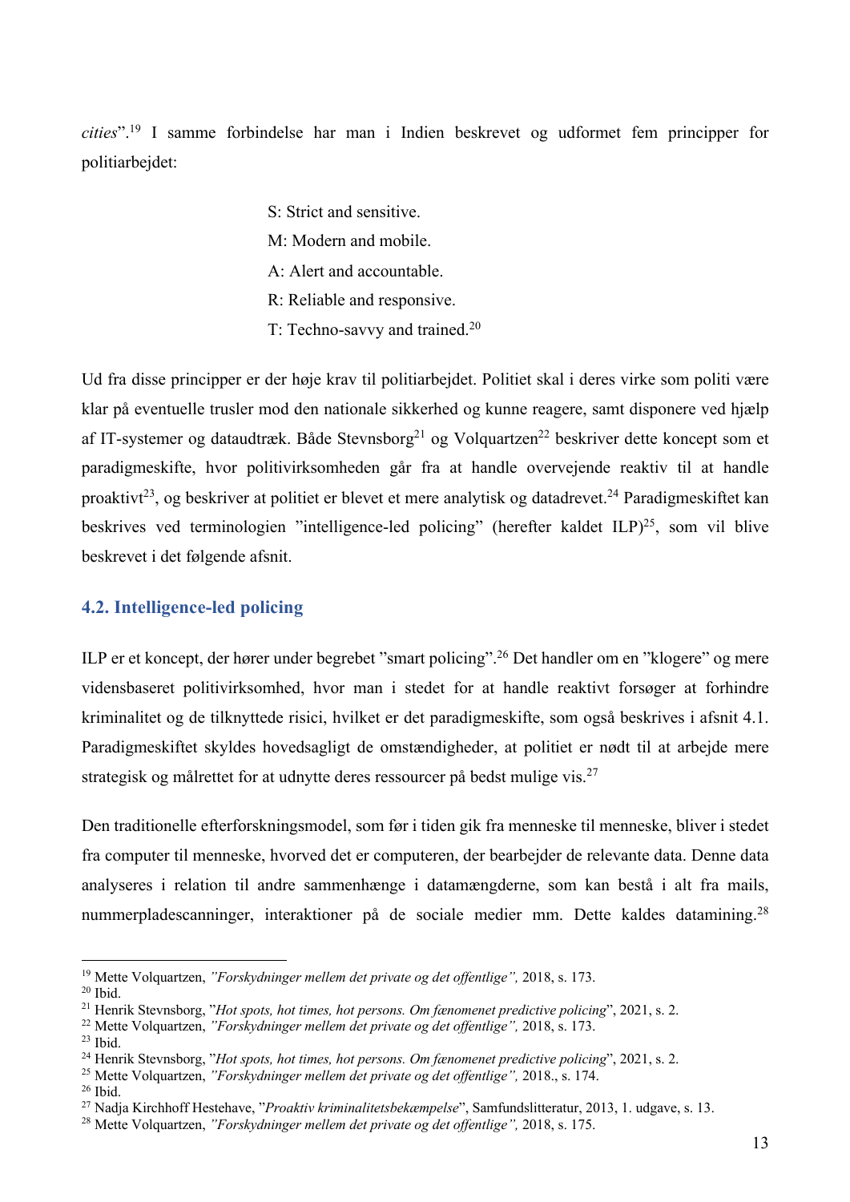*cities*".[19] I samme forbindelse har man i Indien beskrevet og udformet fem principper for politiarbejdet:

S: Strict and sensitive.
M: Modern and mobile.
A: Alert and accountable.
R: Reliable and responsive.
T: Techno-savvy and trained.[20]

Ud fra disse principper er der høje krav til politiarbejdet. Politiet skal i deres virke som politi være klar på eventuelle trusler mod den nationale sikkerhed og kunne reagere, samt disponere ved hjælp af IT-systemer og dataudtræk. Både Stevnsborg[21] og Volquartzen[22] beskriver dette koncept som et paradigmeskifte, hvor politivirksomheden går fra at handle overvejende reaktiv til at handle proaktivt[23], og beskriver at politiet er blevet et mere analytisk og datadrevet.[24] Paradigmeskiftet kan beskrives ved terminologien "intelligence-led policing" (herefter kaldet ILP)[25], som vil blive beskrevet i det følgende afsnit.

## 4.2. Intelligence-led policing

ILP er et koncept, der hører under begrebet "smart policing".[26] Det handler om en "klogere" og mere vidensbaseret politivirksomhed, hvor man i stedet for at handle reaktivt forsøger at forhindre kriminalitet og de tilknyttede risici, hvilket er det paradigmeskifte, som også beskrives i afsnit 4.1. Paradigmeskiftet skyldes hovedsagligt de omstændigheder, at politiet er nødt til at arbejde mere strategisk og målrettet for at udnytte deres ressourcer på bedst mulige vis.[27]

Den traditionelle efterforskningsmodel, som før i tiden gik fra menneske til menneske, bliver i stedet fra computer til menneske, hvorved det er computeren, der bearbejder de relevante data. Denne data analyseres i relation til andre sammenhænge i datamængderne, som kan bestå i alt fra mails, nummerpladescanninger, interaktioner på de sociale medier mm. Dette kaldes datamining.[28]

---

[19] Mette Volquartzen, *"Forskydninger mellem det private og det offentlige"*, 2018, s. 173.
[20] Ibid.
[21] Henrik Stevnsborg, "*Hot spots, hot times, hot persons. Om fænomenet predictive policing*", 2021, s. 2.
[22] Mette Volquartzen, *"Forskydninger mellem det private og det offentlige"*, 2018, s. 173.
[23] Ibid.
[24] Henrik Stevnsborg, "*Hot spots, hot times, hot persons. Om fænomenet predictive policing*", 2021, s. 2.
[25] Mette Volquartzen, *"Forskydninger mellem det private og det offentlige"*, 2018., s. 174.
[26] Ibid.
[27] Nadja Kirchhoff Hestehave, "*Proaktiv kriminalitetsbekæmpelse*", Samfundslitteratur, 2013, 1. udgave, s. 13.
[28] Mette Volquartzen, *"Forskydninger mellem det private og det offentlige"*, 2018, s. 175.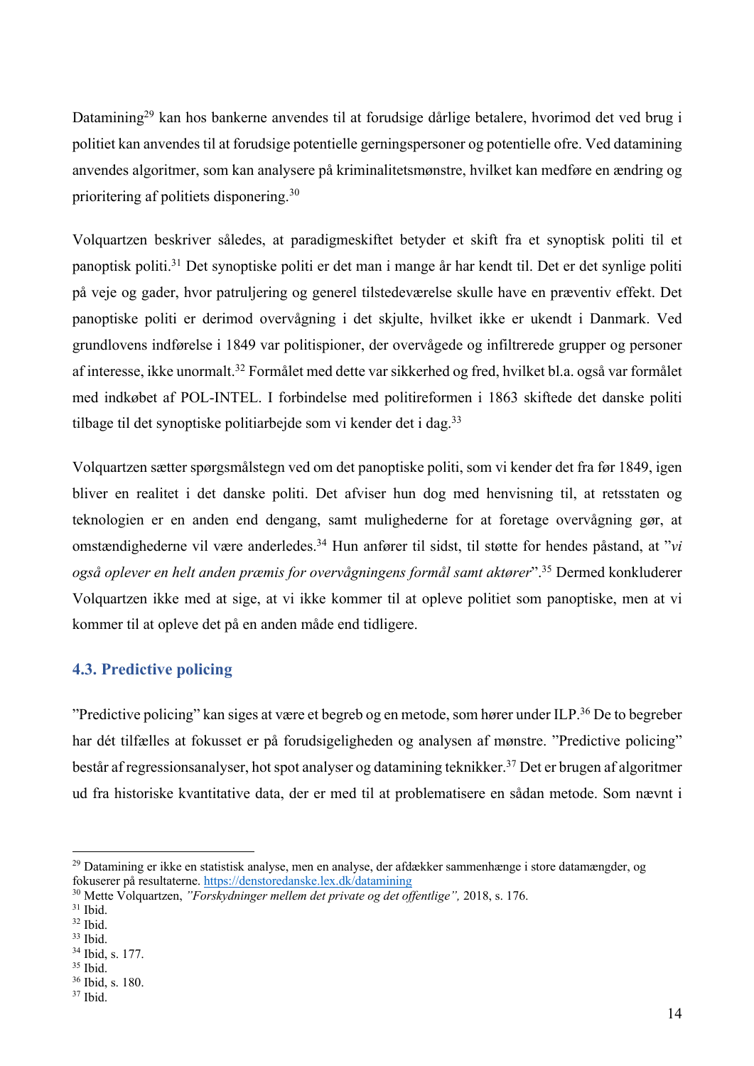Datamining[29] kan hos bankerne anvendes til at forudsige dårlige betalere, hvorimod det ved brug i politiet kan anvendes til at forudsige potentielle gerningspersoner og potentielle ofre. Ved datamining anvendes algoritmer, som kan analysere på kriminalitetsmønstre, hvilket kan medføre en ændring og prioritering af politiets disponering.[30]

Volquartzen beskriver således, at paradigmeskiftet betyder et skift fra et synoptisk politi til et panoptisk politi.[31] Det synoptiske politi er det man i mange år har kendt til. Det er det synlige politi på veje og gader, hvor patruljering og generel tilstedeværelse skulle have en præventiv effekt. Det panoptiske politi er derimod overvågning i det skjulte, hvilket ikke er ukendt i Danmark. Ved grundlovens indførelse i 1849 var politispioner, der overvågede og infiltrerede grupper og personer af interesse, ikke unormalt.[32] Formålet med dette var sikkerhed og fred, hvilket bl.a. også var formålet med indkøbet af POL-INTEL. I forbindelse med politireformen i 1863 skiftede det danske politi tilbage til det synoptiske politiarbejde som vi kender det i dag.[33]

Volquartzen sætter spørgsmålstegn ved om det panoptiske politi, som vi kender det fra før 1849, igen bliver en realitet i det danske politi. Det afviser hun dog med henvisning til, at retsstaten og teknologien er en anden end dengang, samt mulighederne for at foretage overvågning gør, at omstændighederne vil være anderledes.[34] Hun anfører til sidst, til støtte for hendes påstand, at "*vi også oplever en helt anden præmis for overvågningens formål samt aktører*".[35] Dermed konkluderer Volquartzen ikke med at sige, at vi ikke kommer til at opleve politiet som panoptiske, men at vi kommer til at opleve det på en anden måde end tidligere.

### 4.3. Predictive policing

"Predictive policing" kan siges at være et begreb og en metode, som hører under ILP.[36] De to begreber har dét tilfælles at fokusset er på forudsigeligheden og analysen af mønstre. "Predictive policing" består af regressionsanalyser, hot spot analyser og datamining teknikker.[37] Det er brugen af algoritmer ud fra historiske kvantitative data, der er med til at problematisere en sådan metode. Som nævnt i

---

[29] Datamining er ikke en statistisk analyse, men en analyse, der afdækker sammenhænge i store datamængder, og fokuserer på resultaterne. https://denstoredanske.lex.dk/datamining
[30] Mette Volquartzen, *"Forskydninger mellem det private og det offentlige"*, 2018, s. 176.
[31] Ibid.
[32] Ibid.
[33] Ibid.
[34] Ibid, s. 177.
[35] Ibid.
[36] Ibid, s. 180.
[37] Ibid.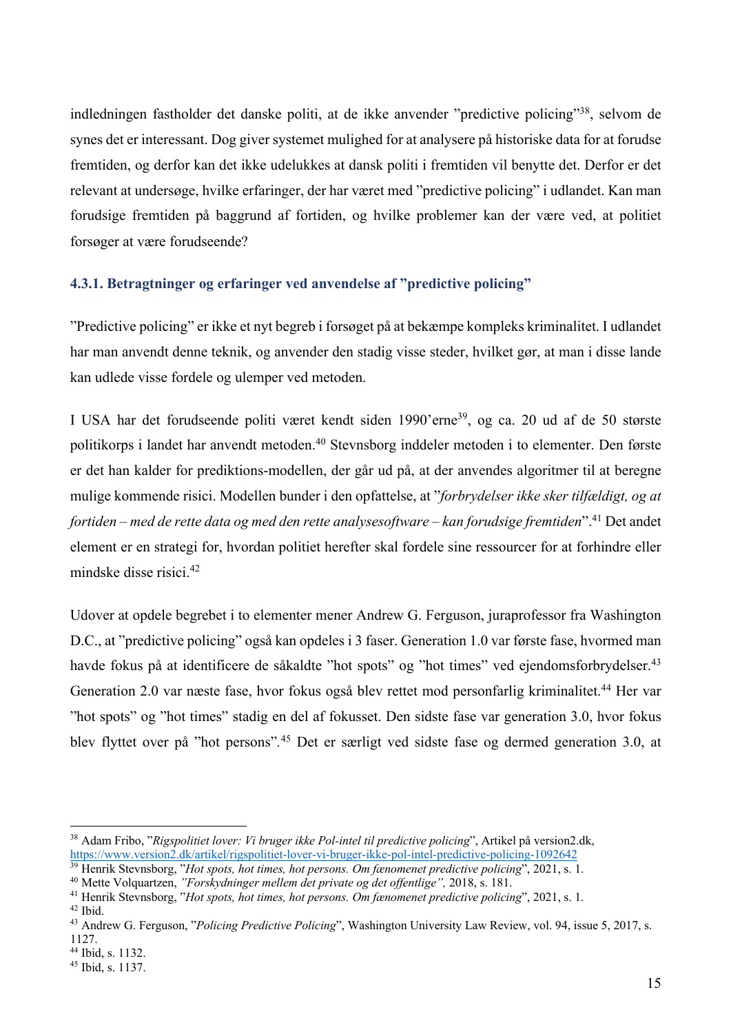indledningen fastholder det danske politi, at de ikke anvender ”predictive policing”[38], selvom de synes det er interessant. Dog giver systemet mulighed for at analysere på historiske data for at forudse fremtiden, og derfor kan det ikke udelukkes at dansk politi i fremtiden vil benytte det. Derfor er det relevant at undersøge, hvilke erfaringer, der har været med ”predictive policing” i udlandet. Kan man forudsige fremtiden på baggrund af fortiden, og hvilke problemer kan der være ved, at politiet forsøger at være forudseende?

### 4.3.1. Betragtninger og erfaringer ved anvendelse af ”predictive policing”

”Predictive policing” er ikke et nyt begreb i forsøget på at bekæmpe kompleks kriminalitet. I udlandet har man anvendt denne teknik, og anvender den stadig visse steder, hvilket gør, at man i disse lande kan udlede visse fordele og ulemper ved metoden.

I USA har det forudseende politi været kendt siden 1990'erne[39], og ca. 20 ud af de 50 største politikorps i landet har anvendt metoden.[40] Stevnsborg inddeler metoden i to elementer. Den første er det han kalder for prediktions-modellen, der går ud på, at der anvendes algoritmer til at beregne mulige kommende risici. Modellen bunder i den opfattelse, at ”*forbrydelser ikke sker tilfældigt, og at fortiden – med de rette data og med den rette analysesoftware – kan forudsige fremtiden*”.[41] Det andet element er en strategi for, hvordan politiet herefter skal fordele sine ressourcer for at forhindre eller mindske disse risici.[42]

Udover at opdele begrebet i to elementer mener Andrew G. Ferguson, juraprofessor fra Washington D.C., at ”predictive policing” også kan opdeles i 3 faser. Generation 1.0 var første fase, hvormed man havde fokus på at identificere de såkaldte ”hot spots” og ”hot times” ved ejendomsforbrydelser.[43] Generation 2.0 var næste fase, hvor fokus også blev rettet mod personfarlig kriminalitet.[44] Her var ”hot spots” og ”hot times” stadig en del af fokusset. Den sidste fase var generation 3.0, hvor fokus blev flyttet over på ”hot persons”.[45] Det er særligt ved sidste fase og dermed generation 3.0, at

---

[38] Adam Fribo, ”*Rigspolitiet lover: Vi bruger ikke Pol-intel til predictive policing*”, Artikel på version2.dk, https://www.version2.dk/artikel/rigspolitiet-lover-vi-bruger-ikke-pol-intel-predictive-policing-1092642

[39] Henrik Stevnsborg, ”*Hot spots, hot times, hot persons. Om fænomenet predictive policing*”, 2021, s. 1.

[40] Mette Volquartzen, *”Forskydninger mellem det private og det offentlige”,* 2018, s. 181.

[41] Henrik Stevnsborg, ”*Hot spots, hot times, hot persons. Om fænomenet predictive policing*”, 2021, s. 1.

[42] Ibid.

[43] Andrew G. Ferguson, ”*Policing Predictive Policing*”, Washington University Law Review, vol. 94, issue 5, 2017, s. 1127.

[44] Ibid, s. 1132.

[45] Ibid, s. 1137.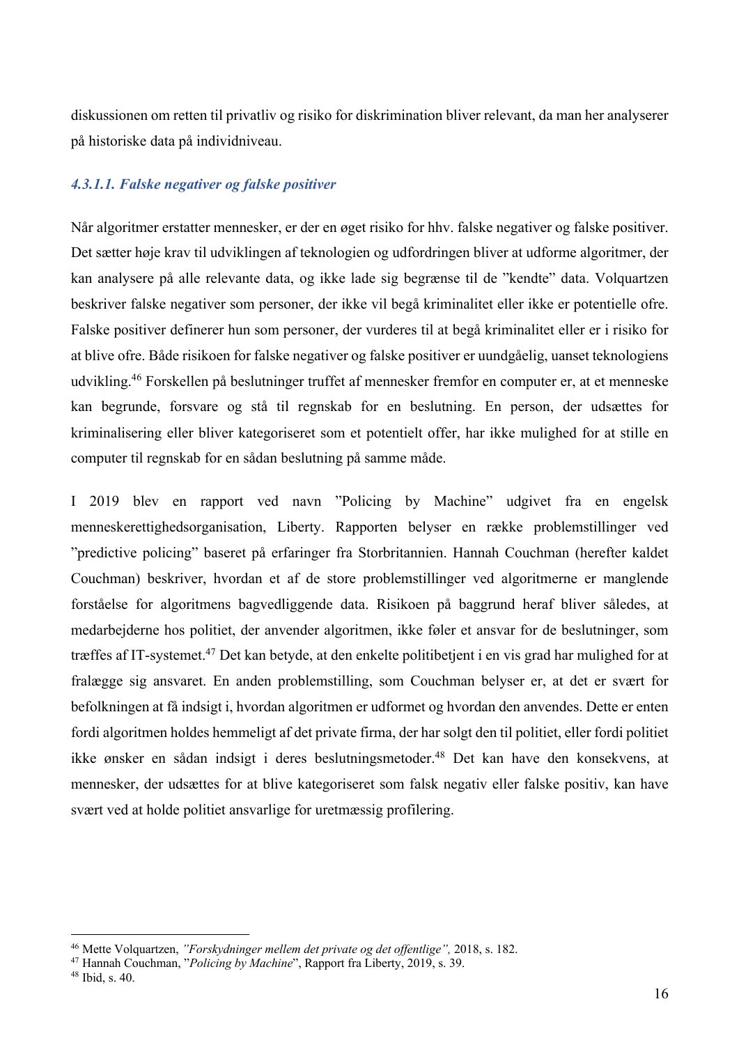diskussionen om retten til privatliv og risiko for diskrimination bliver relevant, da man her analyserer på historiske data på individniveau.

#### *4.3.1.1. Falske negativer og falske positiver*

Når algoritmer erstatter mennesker, er der en øget risiko for hhv. falske negativer og falske positiver. Det sætter høje krav til udviklingen af teknologien og udfordringen bliver at udforme algoritmer, der kan analysere på alle relevante data, og ikke lade sig begrænse til de "kendte" data. Volquartzen beskriver falske negativer som personer, der ikke vil begå kriminalitet eller ikke er potentielle ofre. Falske positiver definerer hun som personer, der vurderes til at begå kriminalitet eller er i risiko for at blive ofre. Både risikoen for falske negativer og falske positiver er uundgåelig, uanset teknologiens udvikling.[46] Forskellen på beslutninger truffet af mennesker fremfor en computer er, at et menneske kan begrunde, forsvare og stå til regnskab for en beslutning. En person, der udsættes for kriminalisering eller bliver kategoriseret som et potentielt offer, har ikke mulighed for at stille en computer til regnskab for en sådan beslutning på samme måde.

I 2019 blev en rapport ved navn "Policing by Machine" udgivet fra en engelsk menneskerettighedsorganisation, Liberty. Rapporten belyser en række problemstillinger ved "predictive policing" baseret på erfaringer fra Storbritannien. Hannah Couchman (herefter kaldet Couchman) beskriver, hvordan et af de store problemstillinger ved algoritmerne er manglende forståelse for algoritmens bagvedliggende data. Risikoen på baggrund heraf bliver således, at medarbejderne hos politiet, der anvender algoritmen, ikke føler et ansvar for de beslutninger, som træffes af IT-systemet.[47] Det kan betyde, at den enkelte politibetjent i en vis grad har mulighed for at fralægge sig ansvaret. En anden problemstilling, som Couchman belyser er, at det er svært for befolkningen at få indsigt i, hvordan algoritmen er udformet og hvordan den anvendes. Dette er enten fordi algoritmen holdes hemmeligt af det private firma, der har solgt den til politiet, eller fordi politiet ikke ønsker en sådan indsigt i deres beslutningsmetoder.[48] Det kan have den konsekvens, at mennesker, der udsættes for at blive kategoriseret som falsk negativ eller falske positiv, kan have svært ved at holde politiet ansvarlige for uretmæssig profilering.

---

[46] Mette Volquartzen, *"Forskydninger mellem det private og det offentlige",* 2018, s. 182.
[47] Hannah Couchman, "*Policing by Machine*", Rapport fra Liberty, 2019, s. 39.
[48] Ibid, s. 40.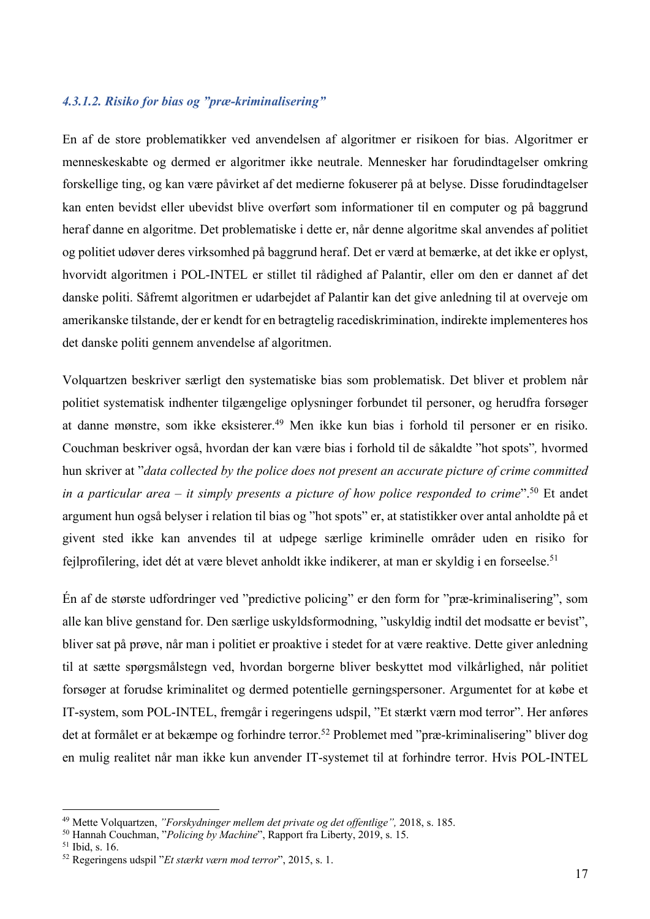#### *4.3.1.2. Risiko for bias og "præ-kriminalisering"*

En af de store problematikker ved anvendelsen af algoritmer er risikoen for bias. Algoritmer er menneskeskabte og dermed er algoritmer ikke neutrale. Mennesker har forudindtagelser omkring forskellige ting, og kan være påvirket af det medierne fokuserer på at belyse. Disse forudindtagelser kan enten bevidst eller ubevidst blive overført som informationer til en computer og på baggrund heraf danne en algoritme. Det problematiske i dette er, når denne algoritme skal anvendes af politiet og politiet udøver deres virksomhed på baggrund heraf. Det er værd at bemærke, at det ikke er oplyst, hvorvidt algoritmen i POL-INTEL er stillet til rådighed af Palantir, eller om den er dannet af det danske politi. Såfremt algoritmen er udarbejdet af Palantir kan det give anledning til at overveje om amerikanske tilstande, der er kendt for en betragtelig racediskrimination, indirekte implementeres hos det danske politi gennem anvendelse af algoritmen.

Volquartzen beskriver særligt den systematiske bias som problematisk. Det bliver et problem når politiet systematisk indhenter tilgængelige oplysninger forbundet til personer, og herudfra forsøger at danne mønstre, som ikke eksisterer.[49] Men ikke kun bias i forhold til personer er en risiko. Couchman beskriver også, hvordan der kan være bias i forhold til de såkaldte "hot spots"*,* hvormed hun skriver at "*data collected by the police does not present an accurate picture of crime committed in a particular area – it simply presents a picture of how police responded to crime*".[50] Et andet argument hun også belyser i relation til bias og "hot spots" er, at statistikker over antal anholdte på et givent sted ikke kan anvendes til at udpege særlige kriminelle områder uden en risiko for fejlprofilering, idet dét at være blevet anholdt ikke indikerer, at man er skyldig i en forseelse.[51]

Én af de største udfordringer ved "predictive policing" er den form for "præ-kriminalisering", som alle kan blive genstand for. Den særlige uskyldsformodning, "uskyldig indtil det modsatte er bevist", bliver sat på prøve, når man i politiet er proaktive i stedet for at være reaktive. Dette giver anledning til at sætte spørgsmålstegn ved, hvordan borgerne bliver beskyttet mod vilkårlighed, når politiet forsøger at forudse kriminalitet og dermed potentielle gerningspersoner. Argumentet for at købe et IT-system, som POL-INTEL, fremgår i regeringens udspil, "Et stærkt værn mod terror". Her anføres det at formålet er at bekæmpe og forhindre terror.[52] Problemet med "præ-kriminalisering" bliver dog en mulig realitet når man ikke kun anvender IT-systemet til at forhindre terror. Hvis POL-INTEL

---

[49] Mette Volquartzen, *"Forskydninger mellem det private og det offentlige",* 2018, s. 185.
[50] Hannah Couchman, "*Policing by Machine*", Rapport fra Liberty, 2019, s. 15.
[51] Ibid, s. 16.
[52] Regeringens udspil "*Et stærkt værn mod terror*", 2015, s. 1.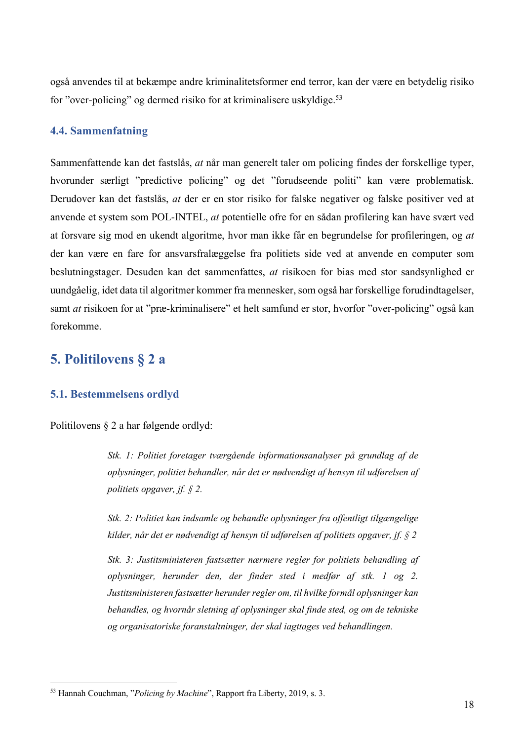også anvendes til at bekæmpe andre kriminalitetsformer end terror, kan der være en betydelig risiko for "over-policing" og dermed risiko for at kriminalisere uskyldige.[53]

### 4.4. Sammenfatning

Sammenfattende kan det fastslås, *at* når man generelt taler om policing findes der forskellige typer, hvorunder særligt "predictive policing" og det "forudseende politi" kan være problematisk. Derudover kan det fastslås, *at* der er en stor risiko for falske negativer og falske positiver ved at anvende et system som POL-INTEL, *at* potentielle ofre for en sådan profilering kan have svært ved at forsvare sig mod en ukendt algoritme, hvor man ikke får en begrundelse for profileringen, og *at* der kan være en fare for ansvarsfralæggelse fra politiets side ved at anvende en computer som beslutningstager. Desuden kan det sammenfattes, *at* risikoen for bias med stor sandsynlighed er uundgåelig, idet data til algoritmer kommer fra mennesker, som også har forskellige forudindtagelser, samt *at* risikoen for at "præ-kriminalisere" et helt samfund er stor, hvorfor "over-policing" også kan forekomme.

## 5. Politilovens § 2 a

### 5.1. Bestemmelsens ordlyd

Politilovens § 2 a har følgende ordlyd:

> *Stk. 1: Politiet foretager tværgående informationsanalyser på grundlag af de oplysninger, politiet behandler, når det er nødvendigt af hensyn til udførelsen af politiets opgaver, jf. § 2.*
>
> *Stk. 2: Politiet kan indsamle og behandle oplysninger fra offentligt tilgængelige kilder, når det er nødvendigt af hensyn til udførelsen af politiets opgaver, jf. § 2*
>
> *Stk. 3: Justitsministeren fastsætter nærmere regler for politiets behandling af oplysninger, herunder den, der finder sted i medfør af stk. 1 og 2. Justitsministeren fastsætter herunder regler om, til hvilke formål oplysninger kan behandles, og hvornår sletning af oplysninger skal finde sted, og om de tekniske og organisatoriske foranstaltninger, der skal iagttages ved behandlingen.*

---

[53] Hannah Couchman, "*Policing by Machine*", Rapport fra Liberty, 2019, s. 3.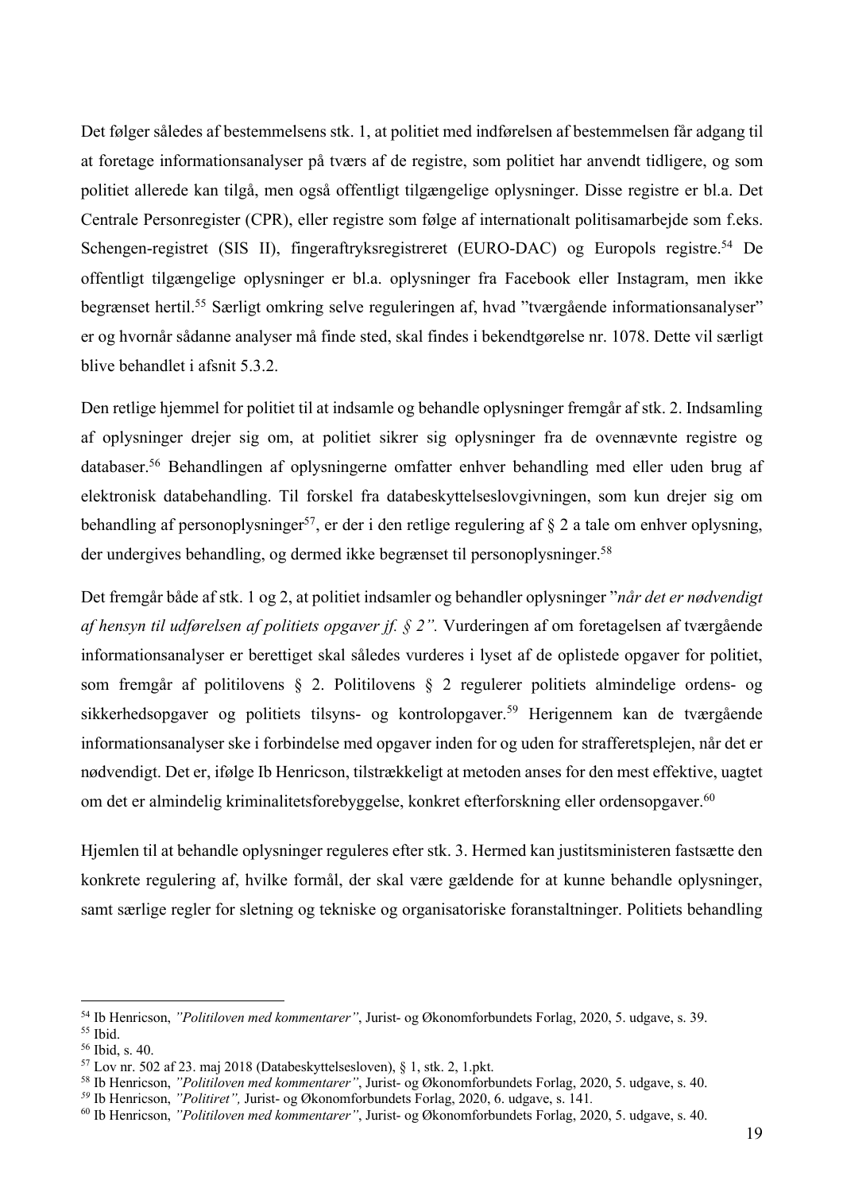Det følger således af bestemmelsens stk. 1, at politiet med indførelsen af bestemmelsen får adgang til at foretage informationsanalyser på tværs af de registre, som politiet har anvendt tidligere, og som politiet allerede kan tilgå, men også offentligt tilgængelige oplysninger. Disse registre er bl.a. Det Centrale Personregister (CPR), eller registre som følge af internationalt politisamarbejde som f.eks. Schengen-registret (SIS II), fingeraftryksregistreret (EURO-DAC) og Europols registre.[54] De offentligt tilgængelige oplysninger er bl.a. oplysninger fra Facebook eller Instagram, men ikke begrænset hertil.[55] Særligt omkring selve reguleringen af, hvad "tværgående informationsanalyser" er og hvornår sådanne analyser må finde sted, skal findes i bekendtgørelse nr. 1078. Dette vil særligt blive behandlet i afsnit 5.3.2.

Den retlige hjemmel for politiet til at indsamle og behandle oplysninger fremgår af stk. 2. Indsamling af oplysninger drejer sig om, at politiet sikrer sig oplysninger fra de ovennævnte registre og databaser.[56] Behandlingen af oplysningerne omfatter enhver behandling med eller uden brug af elektronisk databehandling. Til forskel fra databeskyttelseslovgivningen, som kun drejer sig om behandling af personoplysninger[57], er der i den retlige regulering af § 2 a tale om enhver oplysning, der undergives behandling, og dermed ikke begrænset til personoplysninger.[58]

Det fremgår både af stk. 1 og 2, at politiet indsamler og behandler oplysninger "*når det er nødvendigt af hensyn til udførelsen af politiets opgaver jf. § 2".* Vurderingen af om foretagelsen af tværgående informationsanalyser er berettiget skal således vurderes i lyset af de oplistede opgaver for politiet, som fremgår af politilovens § 2. Politilovens § 2 regulerer politiets almindelige ordens- og sikkerhedsopgaver og politiets tilsyns- og kontrolopgaver.[59] Herigennem kan de tværgående informationsanalyser ske i forbindelse med opgaver inden for og uden for strafferetsplejen, når det er nødvendigt. Det er, ifølge Ib Henricson, tilstrækkeligt at metoden anses for den mest effektive, uagtet om det er almindelig kriminalitetsforebyggelse, konkret efterforskning eller ordensopgaver.[60]

Hjemlen til at behandle oplysninger reguleres efter stk. 3. Hermed kan justitsministeren fastsætte den konkrete regulering af, hvilke formål, der skal være gældende for at kunne behandle oplysninger, samt særlige regler for sletning og tekniske og organisatoriske foranstaltninger. Politiets behandling

---

[54] Ib Henricson, *"Politiloven med kommentarer"*, Jurist- og Økonomforbundets Forlag, 2020, 5. udgave, s. 39.

[55] Ibid.

[56] Ibid, s. 40.

[57] Lov nr. 502 af 23. maj 2018 (Databeskyttelsesloven), § 1, stk. 2, 1.pkt.

[58] Ib Henricson, *"Politiloven med kommentarer"*, Jurist- og Økonomforbundets Forlag, 2020, 5. udgave, s. 40.

[59] Ib Henricson, *"Politiret",* Jurist- og Økonomforbundets Forlag, 2020, 6. udgave, s. 141.

[60] Ib Henricson, *"Politiloven med kommentarer"*, Jurist- og Økonomforbundets Forlag, 2020, 5. udgave, s. 40.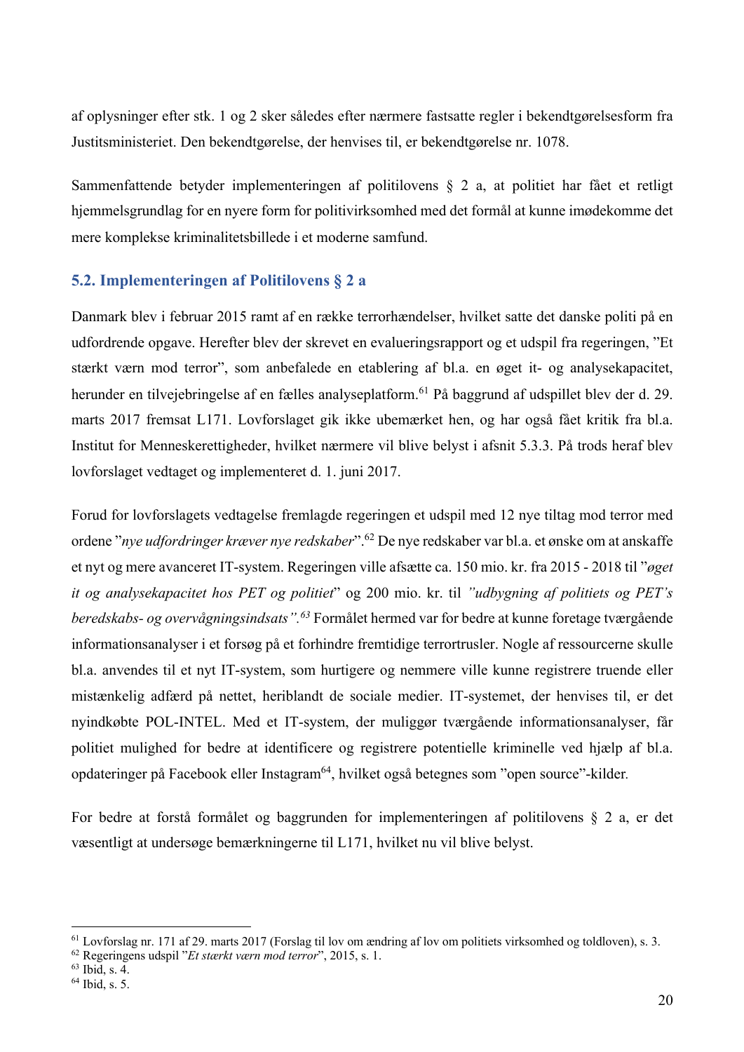af oplysninger efter stk. 1 og 2 sker således efter nærmere fastsatte regler i bekendtgørelsesform fra Justitsministeriet. Den bekendtgørelse, der henvises til, er bekendtgørelse nr. 1078.

Sammenfattende betyder implementeringen af politilovens § 2 a, at politiet har fået et retligt hjemmelsgrundlag for en nyere form for politivirksomhed med det formål at kunne imødekomme det mere komplekse kriminalitetsbillede i et moderne samfund.

## 5.2. Implementeringen af Politilovens § 2 a

Danmark blev i februar 2015 ramt af en række terrorhændelser, hvilket satte det danske politi på en udfordrende opgave. Herefter blev der skrevet en evalueringsrapport og et udspil fra regeringen, "Et stærkt værn mod terror", som anbefalede en etablering af bl.a. en øget it- og analysekapacitet, herunder en tilvejebringelse af en fælles analyseplatform.[61] På baggrund af udspillet blev der d. 29. marts 2017 fremsat L171. Lovforslaget gik ikke ubemærket hen, og har også fået kritik fra bl.a. Institut for Menneskerettigheder, hvilket nærmere vil blive belyst i afsnit 5.3.3. På trods heraf blev lovforslaget vedtaget og implementeret d. 1. juni 2017.

Forud for lovforslagets vedtagelse fremlagde regeringen et udspil med 12 nye tiltag mod terror med ordene "*nye udfordringer kræver nye redskaber*".[62] De nye redskaber var bl.a. et ønske om at anskaffe et nyt og mere avanceret IT-system. Regeringen ville afsætte ca. 150 mio. kr. fra 2015 - 2018 til "*øget it og analysekapacitet hos PET og politiet*" og 200 mio. kr. til *"udbygning af politiets og PET's beredskabs- og overvågningsindsats".*[63] Formålet hermed var for bedre at kunne foretage tværgående informationsanalyser i et forsøg på et forhindre fremtidige terrortrusler. Nogle af ressourcerne skulle bl.a. anvendes til et nyt IT-system, som hurtigere og nemmere ville kunne registrere truende eller mistænkelig adfærd på nettet, heriblandt de sociale medier. IT-systemet, der henvises til, er det nyindkøbte POL-INTEL. Med et IT-system, der muliggør tværgående informationsanalyser, får politiet mulighed for bedre at identificere og registrere potentielle kriminelle ved hjælp af bl.a. opdateringer på Facebook eller Instagram[64], hvilket også betegnes som "open source"-kilder.

For bedre at forstå formålet og baggrunden for implementeringen af politilovens § 2 a, er det væsentligt at undersøge bemærkningerne til L171, hvilket nu vil blive belyst.

---

[61] Lovforslag nr. 171 af 29. marts 2017 (Forslag til lov om ændring af lov om politiets virksomhed og toldloven), s. 3.
[62] Regeringens udspil "*Et stærkt værn mod terror*", 2015, s. 1.
[63] Ibid, s. 4.
[64] Ibid, s. 5.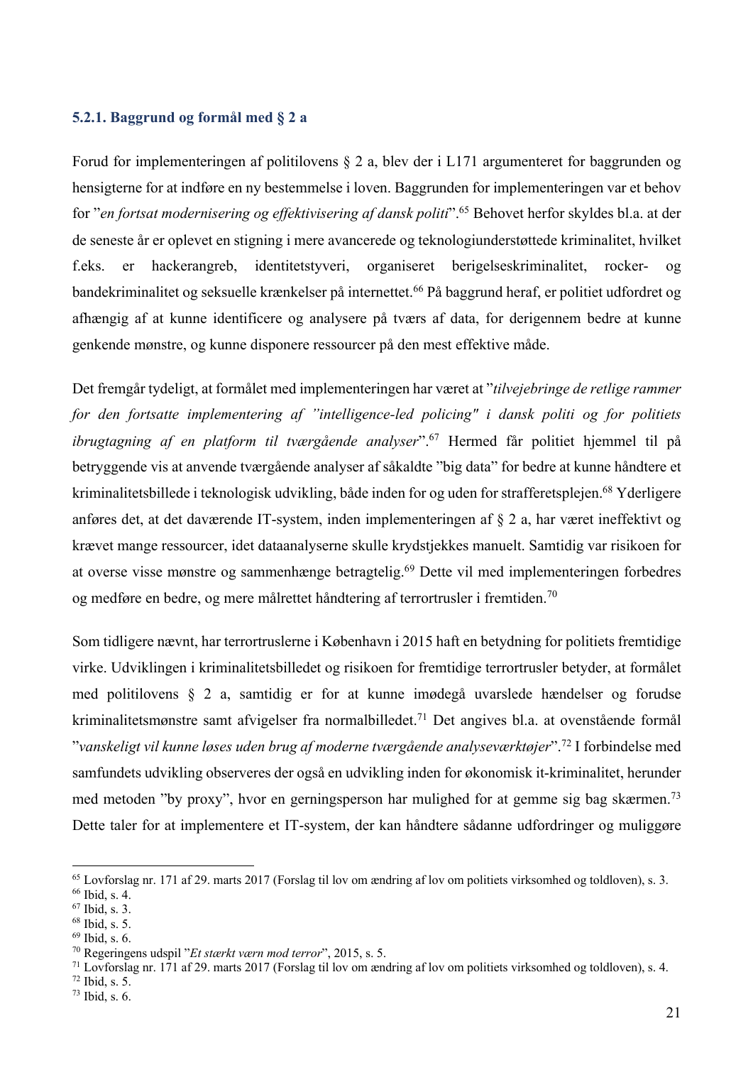### 5.2.1. Baggrund og formål med § 2 a

Forud for implementeringen af politilovens § 2 a, blev der i L171 argumenteret for baggrunden og hensigterne for at indføre en ny bestemmelse i loven. Baggrunden for implementeringen var et behov for "*en fortsat modernisering og effektivisering af dansk politi*".[65] Behovet herfor skyldes bl.a. at der de seneste år er oplevet en stigning i mere avancerede og teknologiunderstøttede kriminalitet, hvilket f.eks. er hackerangreb, identitetstyveri, organiseret berigelseskriminalitet, rocker- og bandekriminalitet og seksuelle krænkelser på internettet.[66] På baggrund heraf, er politiet udfordret og afhængig af at kunne identificere og analysere på tværs af data, for derigennem bedre at kunne genkende mønstre, og kunne disponere ressourcer på den mest effektive måde.

Det fremgår tydeligt, at formålet med implementeringen har været at "*tilvejebringe de retlige rammer for den fortsatte implementering af "intelligence-led policing" i dansk politi og for politiets ibrugtagning af en platform til tværgående analyser*".[67] Hermed får politiet hjemmel til på betryggende vis at anvende tværgående analyser af såkaldte "big data" for bedre at kunne håndtere et kriminalitetsbillede i teknologisk udvikling, både inden for og uden for strafferetsplejen.[68] Yderligere anføres det, at det daværende IT-system, inden implementeringen af § 2 a, har været ineffektivt og krævet mange ressourcer, idet dataanalyserne skulle krydstjekkes manuelt. Samtidig var risikoen for at overse visse mønstre og sammenhænge betragtelig.[69] Dette vil med implementeringen forbedres og medføre en bedre, og mere målrettet håndtering af terrortrusler i fremtiden.[70]

Som tidligere nævnt, har terrortruslerne i København i 2015 haft en betydning for politiets fremtidige virke. Udviklingen i kriminalitetsbilledet og risikoen for fremtidige terrortrusler betyder, at formålet med politilovens § 2 a, samtidig er for at kunne imødegå uvarslede hændelser og forudse kriminalitetsmønstre samt afvigelser fra normalbilledet.[71] Det angives bl.a. at ovenstående formål "*vanskeligt vil kunne løses uden brug af moderne tværgående analyseværktøjer*".[72] I forbindelse med samfundets udvikling observeres der også en udvikling inden for økonomisk it-kriminalitet, herunder med metoden "by proxy", hvor en gerningsperson har mulighed for at gemme sig bag skærmen.[73] Dette taler for at implementere et IT-system, der kan håndtere sådanne udfordringer og muliggøre

---

[65] Lovforslag nr. 171 af 29. marts 2017 (Forslag til lov om ændring af lov om politiets virksomhed og toldloven), s. 3.
[66] Ibid, s. 4.
[67] Ibid, s. 3.
[68] Ibid, s. 5.
[69] Ibid, s. 6.
[70] Regeringens udspil "*Et stærkt værn mod terror*", 2015, s. 5.
[71] Lovforslag nr. 171 af 29. marts 2017 (Forslag til lov om ændring af lov om politiets virksomhed og toldloven), s. 4.
[72] Ibid, s. 5.
[73] Ibid, s. 6.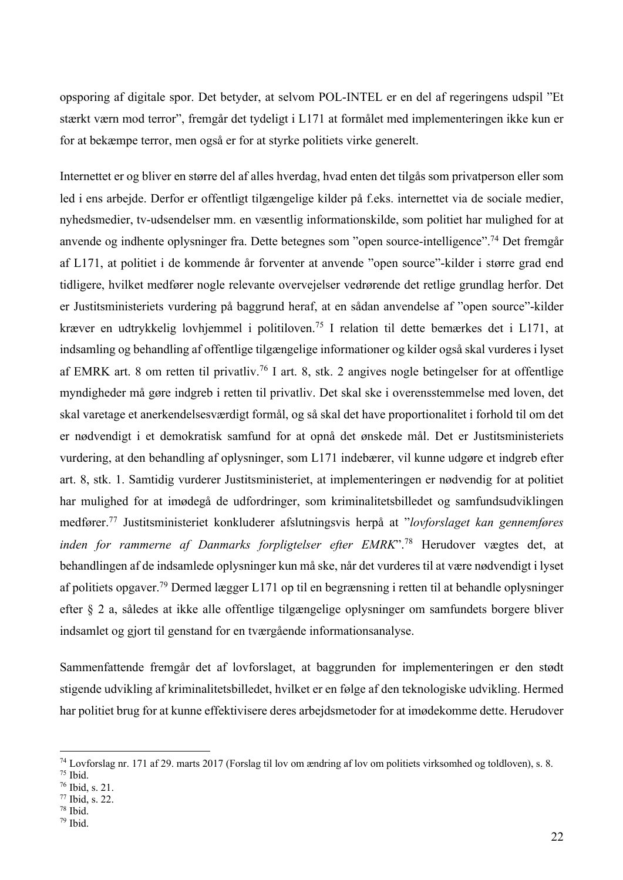opsporing af digitale spor. Det betyder, at selvom POL-INTEL er en del af regeringens udspil "Et stærkt værn mod terror", fremgår det tydeligt i L171 at formålet med implementeringen ikke kun er for at bekæmpe terror, men også er for at styrke politiets virke generelt.

Internettet er og bliver en større del af alles hverdag, hvad enten det tilgås som privatperson eller som led i ens arbejde. Derfor er offentligt tilgængelige kilder på f.eks. internettet via de sociale medier, nyhedsmedier, tv-udsendelser mm. en væsentlig informationskilde, som politiet har mulighed for at anvende og indhente oplysninger fra. Dette betegnes som "open source-intelligence".[74] Det fremgår af L171, at politiet i de kommende år forventer at anvende "open source"-kilder i større grad end tidligere, hvilket medfører nogle relevante overvejelser vedrørende det retlige grundlag herfor. Det er Justitsministeriets vurdering på baggrund heraf, at en sådan anvendelse af "open source"-kilder kræver en udtrykkelig lovhjemmel i politiloven.[75] I relation til dette bemærkes det i L171, at indsamling og behandling af offentlige tilgængelige informationer og kilder også skal vurderes i lyset af EMRK art. 8 om retten til privatliv.[76] I art. 8, stk. 2 angives nogle betingelser for at offentlige myndigheder må gøre indgreb i retten til privatliv. Det skal ske i overensstemmelse med loven, det skal varetage et anerkendelsesværdigt formål, og så skal det have proportionalitet i forhold til om det er nødvendigt i et demokratisk samfund for at opnå det ønskede mål. Det er Justitsministeriets vurdering, at den behandling af oplysninger, som L171 indebærer, vil kunne udgøre et indgreb efter art. 8, stk. 1. Samtidig vurderer Justitsministeriet, at implementeringen er nødvendig for at politiet har mulighed for at imødegå de udfordringer, som kriminalitetsbilledet og samfundsudviklingen medfører.[77] Justitsministeriet konkluderer afslutningsvis herpå at "*lovforslaget kan gennemføres inden for rammerne af Danmarks forpligtelser efter EMRK*".[78] Herudover vægtes det, at behandlingen af de indsamlede oplysninger kun må ske, når det vurderes til at være nødvendigt i lyset af politiets opgaver.[79] Dermed lægger L171 op til en begrænsning i retten til at behandle oplysninger efter § 2 a, således at ikke alle offentlige tilgængelige oplysninger om samfundets borgere bliver indsamlet og gjort til genstand for en tværgående informationsanalyse.

Sammenfattende fremgår det af lovforslaget, at baggrunden for implementeringen er den stødt stigende udvikling af kriminalitetsbilledet, hvilket er en følge af den teknologiske udvikling. Hermed har politiet brug for at kunne effektivisere deres arbejdsmetoder for at imødekomme dette. Herudover

---

[74] Lovforslag nr. 171 af 29. marts 2017 (Forslag til lov om ændring af lov om politiets virksomhed og toldloven), s. 8.
[75] Ibid.
[76] Ibid, s. 21.
[77] Ibid, s. 22.
[78] Ibid.
[79] Ibid.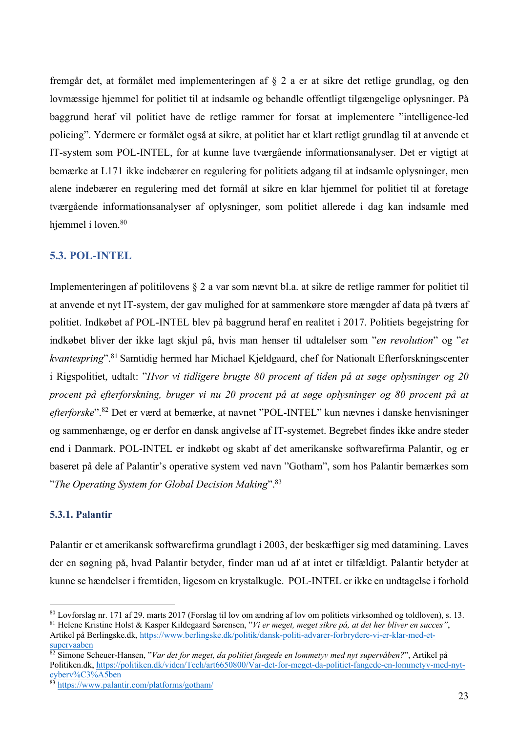fremgår det, at formålet med implementeringen af § 2 a er at sikre det retlige grundlag, og den lovmæssige hjemmel for politiet til at indsamle og behandle offentligt tilgængelige oplysninger. På baggrund heraf vil politiet have de retlige rammer for forsat at implementere "intelligence-led policing". Ydermere er formålet også at sikre, at politiet har et klart retligt grundlag til at anvende et IT-system som POL-INTEL, for at kunne lave tværgående informationsanalyser. Det er vigtigt at bemærke at L171 ikke indebærer en regulering for politiets adgang til at indsamle oplysninger, men alene indebærer en regulering med det formål at sikre en klar hjemmel for politiet til at foretage tværgående informationsanalyser af oplysninger, som politiet allerede i dag kan indsamle med hjemmel i loven.[80]

## 5.3. POL-INTEL

Implementeringen af politilovens § 2 a var som nævnt bl.a. at sikre de retlige rammer for politiet til at anvende et nyt IT-system, der gav mulighed for at sammenkøre store mængder af data på tværs af politiet. Indkøbet af POL-INTEL blev på baggrund heraf en realitet i 2017. Politiets begejstring for indkøbet bliver der ikke lagt skjul på, hvis man henser til udtalelser som "*en revolution*" og "*et kvantespring*".[81] Samtidig hermed har Michael Kjeldgaard, chef for Nationalt Efterforskningscenter i Rigspolitiet, udtalt: "*Hvor vi tidligere brugte 80 procent af tiden på at søge oplysninger og 20 procent på efterforskning, bruger vi nu 20 procent på at søge oplysninger og 80 procent på at efterforske*".[82] Det er værd at bemærke, at navnet "POL-INTEL" kun nævnes i danske henvisninger og sammenhænge, og er derfor en dansk angivelse af IT-systemet. Begrebet findes ikke andre steder end i Danmark. POL-INTEL er indkøbt og skabt af det amerikanske softwarefirma Palantir, og er baseret på dele af Palantir's operative system ved navn "Gotham", som hos Palantir bemærkes som "*The Operating System for Global Decision Making*".[83]

### 5.3.1. Palantir

Palantir er et amerikansk softwarefirma grundlagt i 2003, der beskæftiger sig med datamining. Laves der en søgning på, hvad Palantir betyder, finder man ud af at intet er tilfældigt. Palantir betyder at kunne se hændelser i fremtiden, ligesom en krystalkugle. POL-INTEL er ikke en undtagelse i forhold

---

[80] Lovforslag nr. 171 af 29. marts 2017 (Forslag til lov om ændring af lov om politiets virksomhed og toldloven), s. 13.

[81] Helene Kristine Holst & Kasper Kildegaard Sørensen, "*Vi er meget, meget sikre på, at det her bliver en succes*", Artikel på Berlingske.dk, https://www.berlingske.dk/politik/dansk-politi-advarer-forbrydere-vi-er-klar-med-et-supervaaben

[82] Simone Scheuer-Hansen, "*Var det for meget, da politiet fangede en lommetyv med nyt supervåben?*", Artikel på Politiken.dk, https://politiken.dk/viden/Tech/art6650800/Var-det-for-meget-da-politiet-fangede-en-lommetyv-med-nyt-cyberv%C3%A5ben

[83] https://www.palantir.com/platforms/gotham/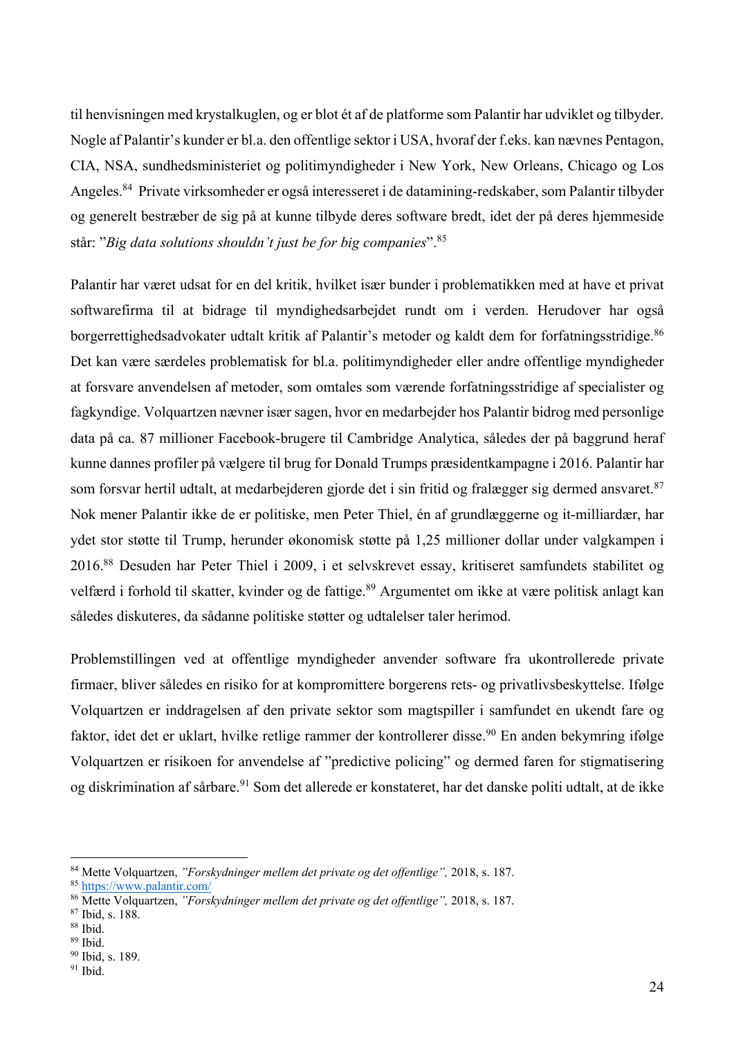til henvisningen med krystalkuglen, og er blot ét af de platforme som Palantir har udviklet og tilbyder. Nogle af Palantir's kunder er bl.a. den offentlige sektor i USA, hvoraf der f.eks. kan nævnes Pentagon, CIA, NSA, sundhedsministeriet og politimyndigheder i New York, New Orleans, Chicago og Los Angeles.[84] Private virksomheder er også interesseret i de datamining-redskaber, som Palantir tilbyder og generelt bestræber de sig på at kunne tilbyde deres software bredt, idet der på deres hjemmeside står: "*Big data solutions shouldn't just be for big companies*".[85]

Palantir har været udsat for en del kritik, hvilket især bunder i problematikken med at have et privat softwarefirma til at bidrage til myndighedsarbejdet rundt om i verden. Herudover har også borgerrettighedsadvokater udtalt kritik af Palantir's metoder og kaldt dem for forfatningsstridige.[86] Det kan være særdeles problematisk for bl.a. politimyndigheder eller andre offentlige myndigheder at forsvare anvendelsen af metoder, som omtales som værende forfatningsstridige af specialister og fagkyndige. Volquartzen nævner især sagen, hvor en medarbejder hos Palantir bidrog med personlige data på ca. 87 millioner Facebook-brugere til Cambridge Analytica, således der på baggrund heraf kunne dannes profiler på vælgere til brug for Donald Trumps præsidentkampagne i 2016. Palantir har som forsvar hertil udtalt, at medarbejderen gjorde det i sin fritid og fralægger sig dermed ansvaret.[87] Nok mener Palantir ikke de er politiske, men Peter Thiel, én af grundlæggerne og it-milliardær, har ydet stor støtte til Trump, herunder økonomisk støtte på 1,25 millioner dollar under valgkampen i 2016.[88] Desuden har Peter Thiel i 2009, i et selvskrevet essay, kritiseret samfundets stabilitet og velfærd i forhold til skatter, kvinder og de fattige.[89] Argumentet om ikke at være politisk anlagt kan således diskuteres, da sådanne politiske støtter og udtalelser taler herimod.

Problemstillingen ved at offentlige myndigheder anvender software fra ukontrollerede private firmaer, bliver således en risiko for at kompromittere borgerens rets- og privatlivsbeskyttelse. Ifølge Volquartzen er inddragelsen af den private sektor som magtspiller i samfundet en ukendt fare og faktor, idet det er uklart, hvilke retlige rammer der kontrollerer disse.[90] En anden bekymring ifølge Volquartzen er risikoen for anvendelse af "predictive policing" og dermed faren for stigmatisering og diskrimination af sårbare.[91] Som det allerede er konstateret, har det danske politi udtalt, at de ikke

---

[84] Mette Volquartzen, *"Forskydninger mellem det private og det offentlige",* 2018, s. 187.
[85] https://www.palantir.com/
[86] Mette Volquartzen, *"Forskydninger mellem det private og det offentlige",* 2018, s. 187.
[87] Ibid, s. 188.
[88] Ibid.
[89] Ibid.
[90] Ibid, s. 189.
[91] Ibid.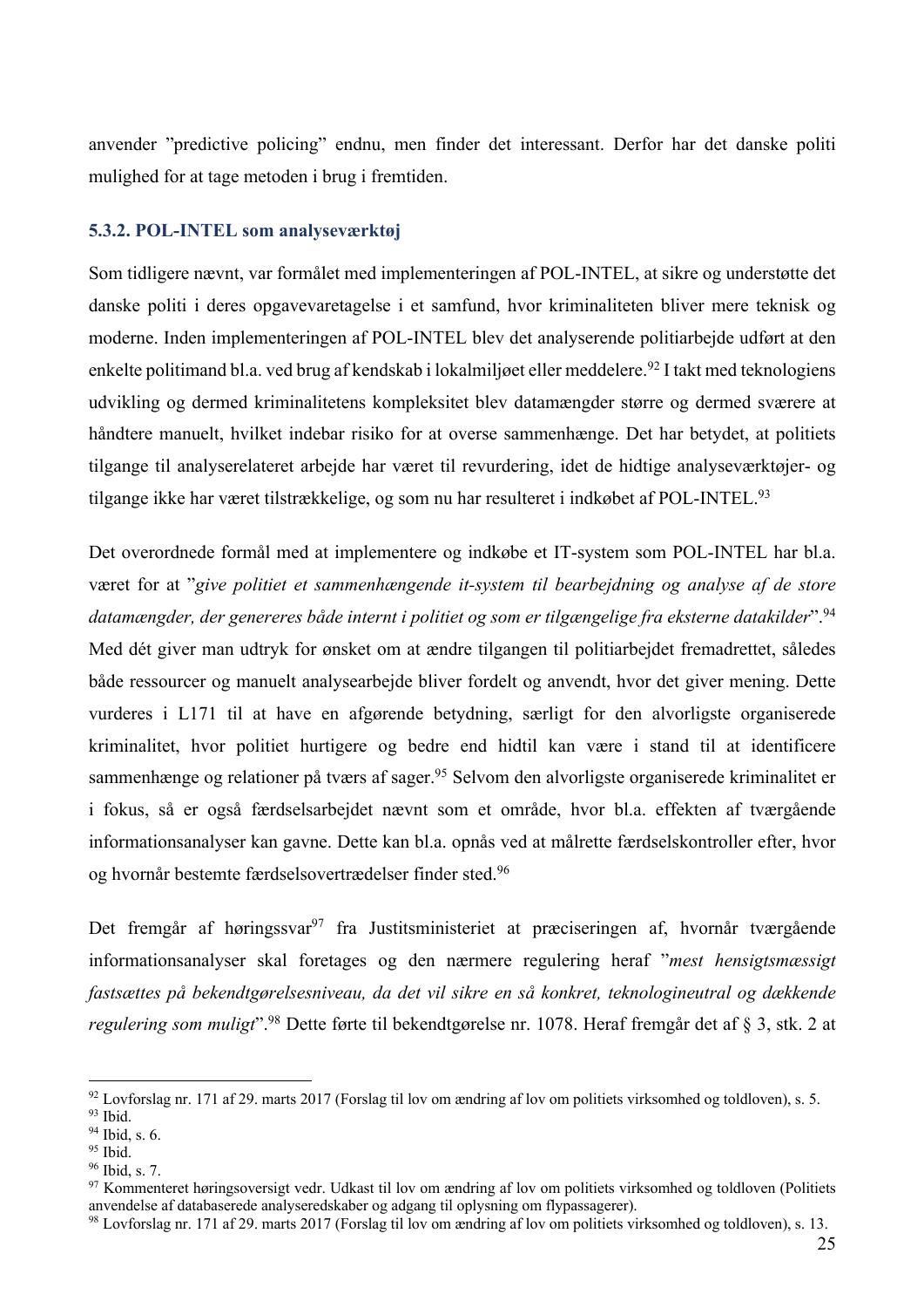anvender ”predictive policing” endnu, men finder det interessant. Derfor har det danske politi mulighed for at tage metoden i brug i fremtiden.

### 5.3.2. POL-INTEL som analyseværktøj

Som tidligere nævnt, var formålet med implementeringen af POL-INTEL, at sikre og understøtte det danske politi i deres opgavevaretagelse i et samfund, hvor kriminaliteten bliver mere teknisk og moderne. Inden implementeringen af POL-INTEL blev det analyserende politiarbejde udført at den enkelte politimand bl.a. ved brug af kendskab i lokalmiljøet eller meddelere.[92] I takt med teknologiens udvikling og dermed kriminalitetens kompleksitet blev datamængder større og dermed sværere at håndtere manuelt, hvilket indebar risiko for at overse sammenhænge. Det har betydet, at politiets tilgange til analyserelateret arbejde har været til revurdering, idet de hidtige analyseværktøjer- og tilgange ikke har været tilstrækkelige, og som nu har resulteret i indkøbet af POL-INTEL.[93]

Det overordnede formål med at implementere og indkøbe et IT-system som POL-INTEL har bl.a. været for at ”*give politiet et sammenhængende it-system til bearbejdning og analyse af de store datamængder, der genereres både internt i politiet og som er tilgængelige fra eksterne datakilder*”.[94] Med dét giver man udtryk for ønsket om at ændre tilgangen til politiarbejdet fremadrettet, således både ressourcer og manuelt analysearbejde bliver fordelt og anvendt, hvor det giver mening. Dette vurderes i L171 til at have en afgørende betydning, særligt for den alvorligste organiserede kriminalitet, hvor politiet hurtigere og bedre end hidtil kan være i stand til at identificere sammenhænge og relationer på tværs af sager.[95] Selvom den alvorligste organiserede kriminalitet er i fokus, så er også færdselsarbejdet nævnt som et område, hvor bl.a. effekten af tværgående informationsanalyser kan gavne. Dette kan bl.a. opnås ved at målrette færdselskontroller efter, hvor og hvornår bestemte færdselsovertrædelser finder sted.[96]

Det fremgår af høringssvar[97] fra Justitsministeriet at præciseringen af, hvornår tværgående informationsanalyser skal foretages og den nærmere regulering heraf ”*mest hensigtsmæssigt fastsættes på bekendtgørelsesniveau, da det vil sikre en så konkret, teknologineutral og dækkende regulering som muligt*”.[98] Dette førte til bekendtgørelse nr. 1078. Heraf fremgår det af § 3, stk. 2 at

---

[92] Lovforslag nr. 171 af 29. marts 2017 (Forslag til lov om ændring af lov om politiets virksomhed og toldloven), s. 5.
[93] Ibid.
[94] Ibid, s. 6.
[95] Ibid.
[96] Ibid, s. 7.
[97] Kommenteret høringsoversigt vedr. Udkast til lov om ændring af lov om politiets virksomhed og toldloven (Politiets anvendelse af databaserede analyseredskaber og adgang til oplysning om flypassagerer).
[98] Lovforslag nr. 171 af 29. marts 2017 (Forslag til lov om ændring af lov om politiets virksomhed og toldloven), s. 13.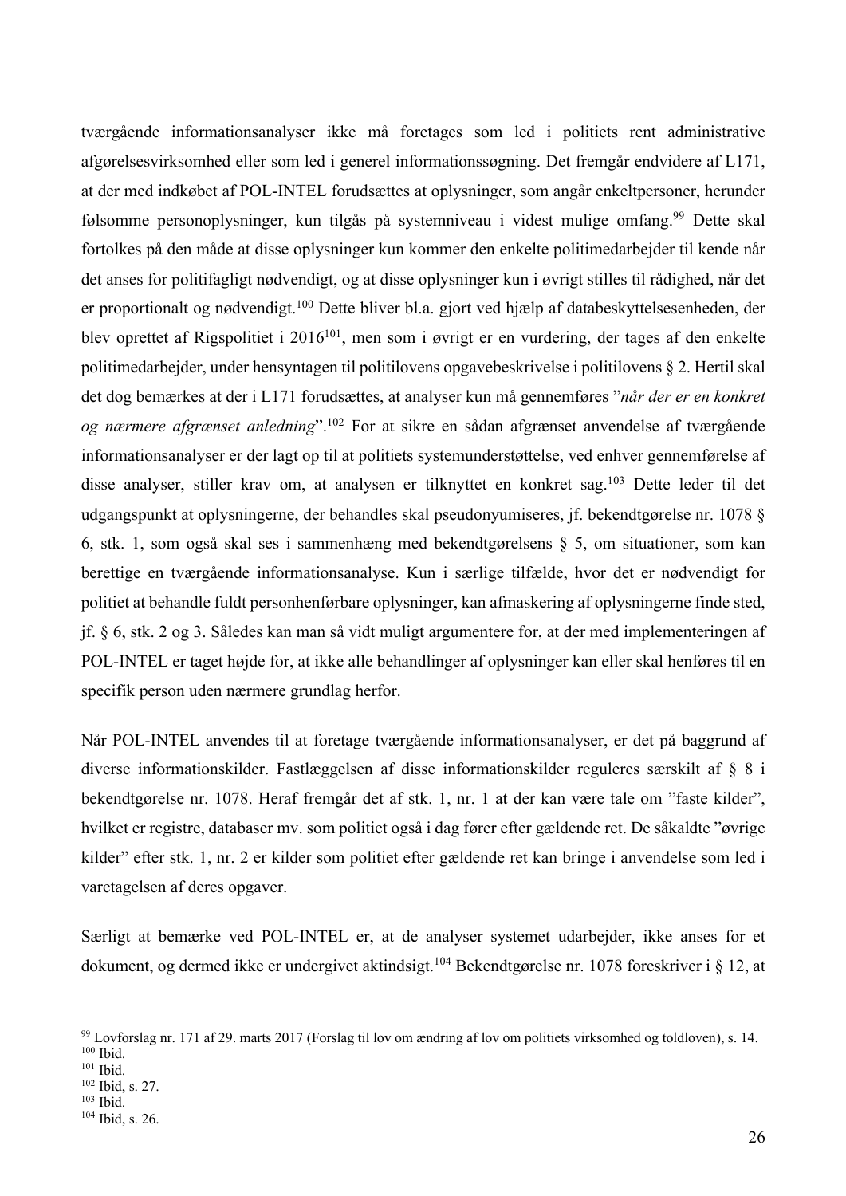tværgående informationsanalyser ikke må foretages som led i politiets rent administrative afgørelsesvirksomhed eller som led i generel informationssøgning. Det fremgår endvidere af L171, at der med indkøbet af POL-INTEL forudsættes at oplysninger, som angår enkeltpersoner, herunder følsomme personoplysninger, kun tilgås på systemniveau i videst mulige omfang.[99] Dette skal fortolkes på den måde at disse oplysninger kun kommer den enkelte politimedarbejder til kende når det anses for politifagligt nødvendigt, og at disse oplysninger kun i øvrigt stilles til rådighed, når det er proportionalt og nødvendigt.[100] Dette bliver bl.a. gjort ved hjælp af databeskyttelsesenheden, der blev oprettet af Rigspolitiet i 2016[101], men som i øvrigt er en vurdering, der tages af den enkelte politimedarbejder, under hensyntagen til politilovens opgavebeskrivelse i politilovens § 2. Hertil skal det dog bemærkes at der i L171 forudsættes, at analyser kun må gennemføres "*når der er en konkret og nærmere afgrænset anledning*".[102] For at sikre en sådan afgrænset anvendelse af tværgående informationsanalyser er der lagt op til at politiets systemunderstøttelse, ved enhver gennemførelse af disse analyser, stiller krav om, at analysen er tilknyttet en konkret sag.[103] Dette leder til det udgangspunkt at oplysningerne, der behandles skal pseudonyumiseres, jf. bekendtgørelse nr. 1078 § 6, stk. 1, som også skal ses i sammenhæng med bekendtgørelsens § 5, om situationer, som kan berettige en tværgående informationsanalyse. Kun i særlige tilfælde, hvor det er nødvendigt for politiet at behandle fuldt personhenførbare oplysninger, kan afmaskering af oplysningerne finde sted, jf. § 6, stk. 2 og 3. Således kan man så vidt muligt argumentere for, at der med implementeringen af POL-INTEL er taget højde for, at ikke alle behandlinger af oplysninger kan eller skal henføres til en specifik person uden nærmere grundlag herfor.

Når POL-INTEL anvendes til at foretage tværgående informationsanalyser, er det på baggrund af diverse informationskilder. Fastlæggelsen af disse informationskilder reguleres særskilt af § 8 i bekendtgørelse nr. 1078. Heraf fremgår det af stk. 1, nr. 1 at der kan være tale om "faste kilder", hvilket er registre, databaser mv. som politiet også i dag fører efter gældende ret. De såkaldte "øvrige kilder" efter stk. 1, nr. 2 er kilder som politiet efter gældende ret kan bringe i anvendelse som led i varetagelsen af deres opgaver.

Særligt at bemærke ved POL-INTEL er, at de analyser systemet udarbejder, ikke anses for et dokument, og dermed ikke er undergivet aktindsigt.[104] Bekendtgørelse nr. 1078 foreskriver i § 12, at

---

[99] Lovforslag nr. 171 af 29. marts 2017 (Forslag til lov om ændring af lov om politiets virksomhed og toldloven), s. 14.
[100] Ibid.
[101] Ibid.
[102] Ibid, s. 27.
[103] Ibid.
[104] Ibid, s. 26.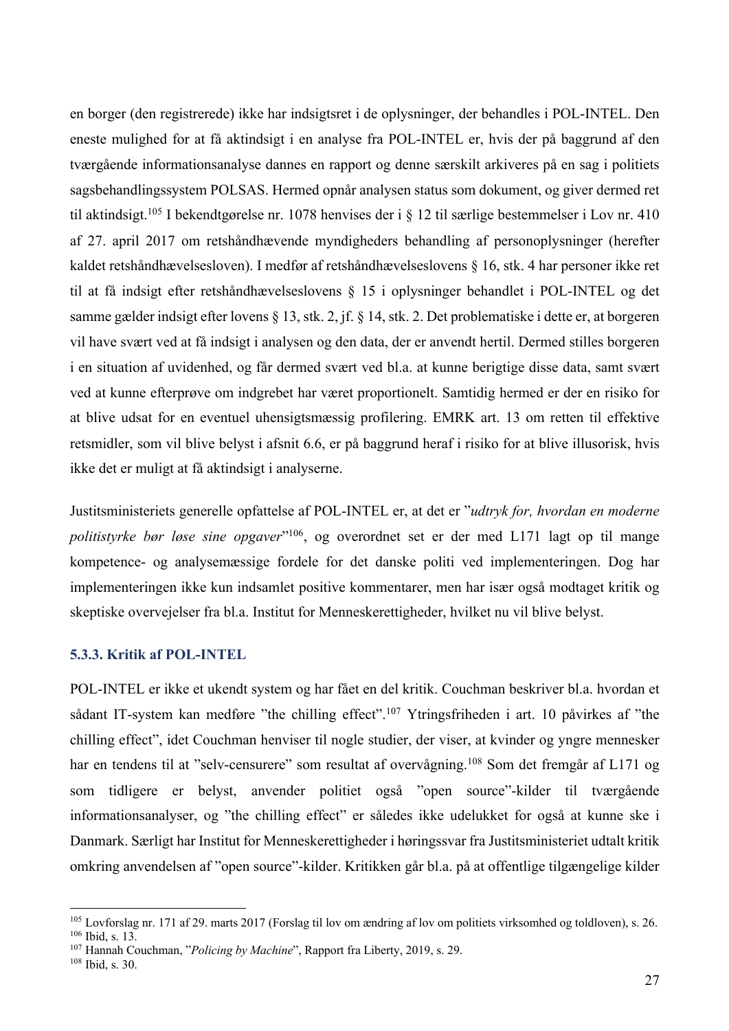en borger (den registrerede) ikke har indsigtsret i de oplysninger, der behandles i POL-INTEL. Den eneste mulighed for at få aktindsigt i en analyse fra POL-INTEL er, hvis der på baggrund af den tværgående informationsanalyse dannes en rapport og denne særskilt arkiveres på en sag i politiets sagsbehandlingssystem POLSAS. Hermed opnår analysen status som dokument, og giver dermed ret til aktindsigt.[105] I bekendtgørelse nr. 1078 henvises der i § 12 til særlige bestemmelser i Lov nr. 410 af 27. april 2017 om retshåndhævende myndigheders behandling af personoplysninger (herefter kaldet retshåndhævelsesloven). I medfør af retshåndhævelseslovens § 16, stk. 4 har personer ikke ret til at få indsigt efter retshåndhævelseslovens § 15 i oplysninger behandlet i POL-INTEL og det samme gælder indsigt efter lovens § 13, stk. 2, jf. § 14, stk. 2. Det problematiske i dette er, at borgeren vil have svært ved at få indsigt i analysen og den data, der er anvendt hertil. Dermed stilles borgeren i en situation af uvidenhed, og får dermed svært ved bl.a. at kunne berigtige disse data, samt svært ved at kunne efterprøve om indgrebet har været proportionelt. Samtidig hermed er der en risiko for at blive udsat for en eventuel uhensigtsmæssig profilering. EMRK art. 13 om retten til effektive retsmidler, som vil blive belyst i afsnit 6.6, er på baggrund heraf i risiko for at blive illusorisk, hvis ikke det er muligt at få aktindsigt i analyserne.

Justitsministeriets generelle opfattelse af POL-INTEL er, at det er "*udtryk for, hvordan en moderne politistyrke bør løse sine opgaver*"[106], og overordnet set er der med L171 lagt op til mange kompetence- og analysemæssige fordele for det danske politi ved implementeringen. Dog har implementeringen ikke kun indsamlet positive kommentarer, men har især også modtaget kritik og skeptiske overvejelser fra bl.a. Institut for Menneskerettigheder, hvilket nu vil blive belyst.

### 5.3.3. Kritik af POL-INTEL

POL-INTEL er ikke et ukendt system og har fået en del kritik. Couchman beskriver bl.a. hvordan et sådant IT-system kan medføre "the chilling effect".[107] Ytringsfriheden i art. 10 påvirkes af "the chilling effect", idet Couchman henviser til nogle studier, der viser, at kvinder og yngre mennesker har en tendens til at "selv-censurere" som resultat af overvågning.[108] Som det fremgår af L171 og som tidligere er belyst, anvender politiet også "open source"-kilder til tværgående informationsanalyser, og "the chilling effect" er således ikke udelukket for også at kunne ske i Danmark. Særligt har Institut for Menneskerettigheder i høringssvar fra Justitsministeriet udtalt kritik omkring anvendelsen af "open source"-kilder. Kritikken går bl.a. på at offentlige tilgængelige kilder

---

[105] Lovforslag nr. 171 af 29. marts 2017 (Forslag til lov om ændring af lov om politiets virksomhed og toldloven), s. 26.
[106] Ibid, s. 13.
[107] Hannah Couchman, "*Policing by Machine*", Rapport fra Liberty, 2019, s. 29.
[108] Ibid, s. 30.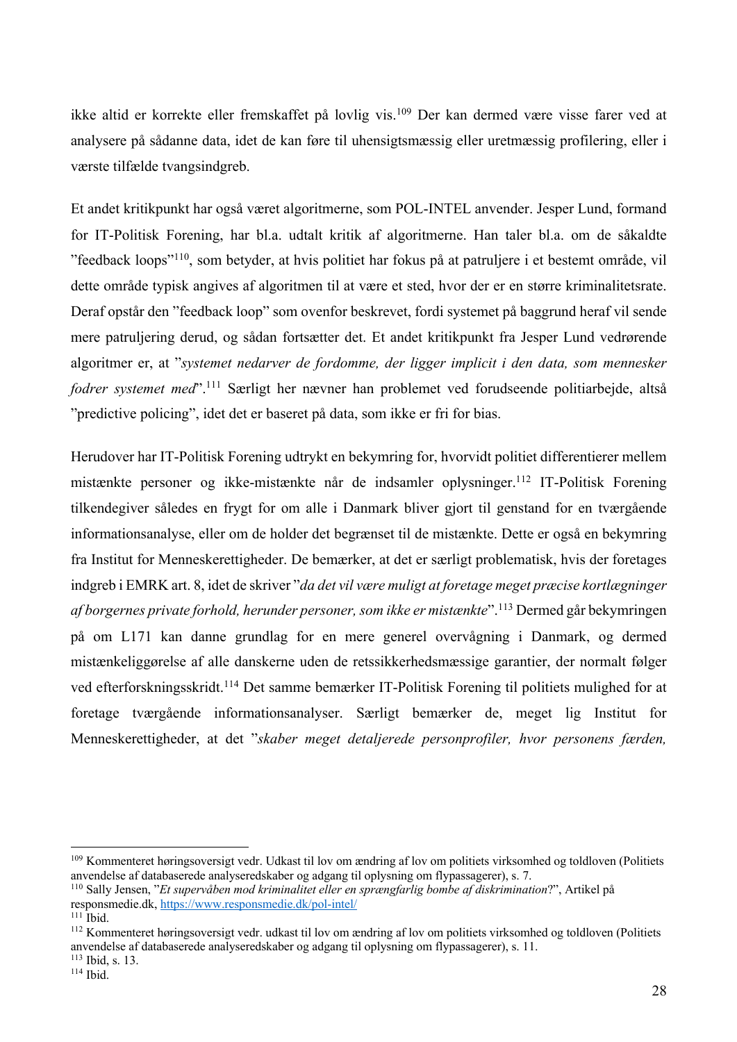ikke altid er korrekte eller fremskaffet på lovlig vis.[109] Der kan dermed være visse farer ved at analysere på sådanne data, idet de kan føre til uhensigtsmæssig eller uretmæssig profilering, eller i værste tilfælde tvangsindgreb.

Et andet kritikpunkt har også været algoritmerne, som POL-INTEL anvender. Jesper Lund, formand for IT-Politisk Forening, har bl.a. udtalt kritik af algoritmerne. Han taler bl.a. om de såkaldte "feedback loops"[110], som betyder, at hvis politiet har fokus på at patruljere i et bestemt område, vil dette område typisk angives af algoritmen til at være et sted, hvor der er en større kriminalitetsrate. Deraf opstår den "feedback loop" som ovenfor beskrevet, fordi systemet på baggrund heraf vil sende mere patruljering derud, og sådan fortsætter det. Et andet kritikpunkt fra Jesper Lund vedrørende algoritmer er, at "*systemet nedarver de fordomme, der ligger implicit i den data, som mennesker fodrer systemet med*".[111] Særligt her nævner han problemet ved forudseende politiarbejde, altså "predictive policing", idet det er baseret på data, som ikke er fri for bias.

Herudover har IT-Politisk Forening udtrykt en bekymring for, hvorvidt politiet differentierer mellem mistænkte personer og ikke-mistænkte når de indsamler oplysninger.[112] IT-Politisk Forening tilkendegiver således en frygt for om alle i Danmark bliver gjort til genstand for en tværgående informationsanalyse, eller om de holder det begrænset til de mistænkte. Dette er også en bekymring fra Institut for Menneskerettigheder. De bemærker, at det er særligt problematisk, hvis der foretages indgreb i EMRK art. 8, idet de skriver "*da det vil være muligt at foretage meget præcise kortlægninger af borgernes private forhold, herunder personer, som ikke er mistænkte*".[113] Dermed går bekymringen på om L171 kan danne grundlag for en mere generel overvågning i Danmark, og dermed mistænkeliggørelse af alle danskerne uden de retssikkerhedsmæssige garantier, der normalt følger ved efterforskningsskridt.[114] Det samme bemærker IT-Politisk Forening til politiets mulighed for at foretage tværgående informationsanalyser. Særligt bemærker de, meget lig Institut for Menneskerettigheder, at det "*skaber meget detaljerede personprofiler, hvor personens færden,*

---

[109] Kommenteret høringsoversigt vedr. Udkast til lov om ændring af lov om politiets virksomhed og toldloven (Politiets anvendelse af databaserede analyseredskaber og adgang til oplysning om flypassagerer), s. 7.
[110] Sally Jensen, "*Et supervåben mod kriminalitet eller en sprængfarlig bombe af diskrimination*?", Artikel på responsmedie.dk, https://www.responsmedie.dk/pol-intel/
[111] Ibid.
[112] Kommenteret høringsoversigt vedr. udkast til lov om ændring af lov om politiets virksomhed og toldloven (Politiets anvendelse af databaserede analyseredskaber og adgang til oplysning om flypassagerer), s. 11.
[113] Ibid, s. 13.
[114] Ibid.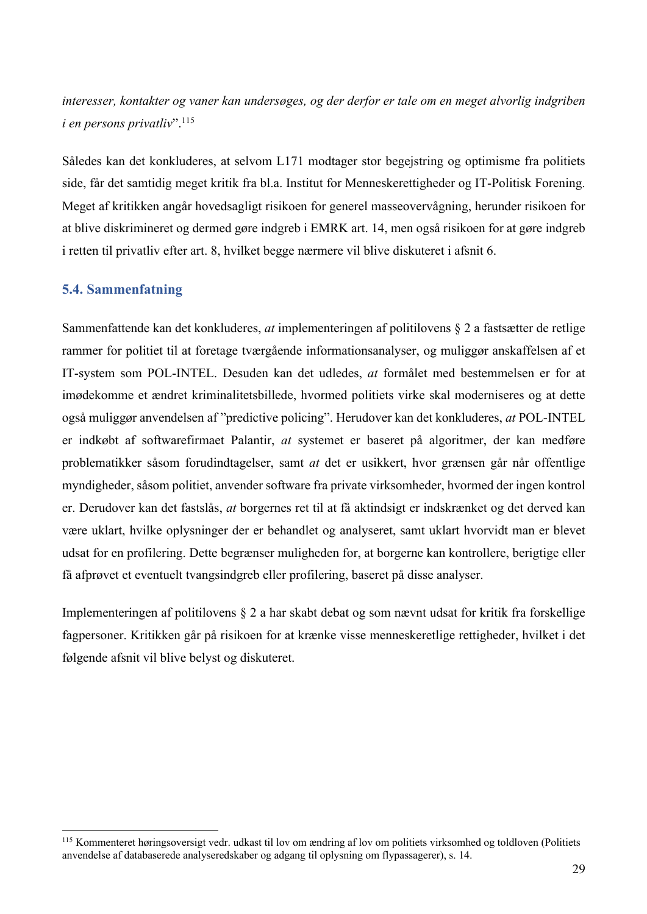*interesser, kontakter og vaner kan undersøges, og der derfor er tale om en meget alvorlig indgriben i en persons privatliv*".[115]

Således kan det konkluderes, at selvom L171 modtager stor begejstring og optimisme fra politiets side, får det samtidig meget kritik fra bl.a. Institut for Menneskerettigheder og IT-Politisk Forening. Meget af kritikken angår hovedsagligt risikoen for generel masseovervågning, herunder risikoen for at blive diskrimineret og dermed gøre indgreb i EMRK art. 14, men også risikoen for at gøre indgreb i retten til privatliv efter art. 8, hvilket begge nærmere vil blive diskuteret i afsnit 6.

### 5.4. Sammenfatning

Sammenfattende kan det konkluderes, *at* implementeringen af politilovens § 2 a fastsætter de retlige rammer for politiet til at foretage tværgående informationsanalyser, og muliggør anskaffelsen af et IT-system som POL-INTEL. Desuden kan det udledes, *at* formålet med bestemmelsen er for at imødekomme et ændret kriminalitetsbillede, hvormed politiets virke skal moderniseres og at dette også muliggør anvendelsen af "predictive policing". Herudover kan det konkluderes, *at* POL-INTEL er indkøbt af softwarefirmaet Palantir, *at* systemet er baseret på algoritmer, der kan medføre problematikker såsom forudindtagelser, samt *at* det er usikkert, hvor grænsen går når offentlige myndigheder, såsom politiet, anvender software fra private virksomheder, hvormed der ingen kontrol er. Derudover kan det fastslås, *at* borgernes ret til at få aktindsigt er indskrænket og det derved kan være uklart, hvilke oplysninger der er behandlet og analyseret, samt uklart hvorvidt man er blevet udsat for en profilering. Dette begrænser muligheden for, at borgerne kan kontrollere, berigtige eller få afprøvet et eventuelt tvangsindgreb eller profilering, baseret på disse analyser.

Implementeringen af politilovens § 2 a har skabt debat og som nævnt udsat for kritik fra forskellige fagpersoner. Kritikken går på risikoen for at krænke visse menneskeretlige rettigheder, hvilket i det følgende afsnit vil blive belyst og diskuteret.

---

[115] Kommenteret høringsoversigt vedr. udkast til lov om ændring af lov om politiets virksomhed og toldloven (Politiets anvendelse af databaserede analyseredskaber og adgang til oplysning om flypassagerer), s. 14.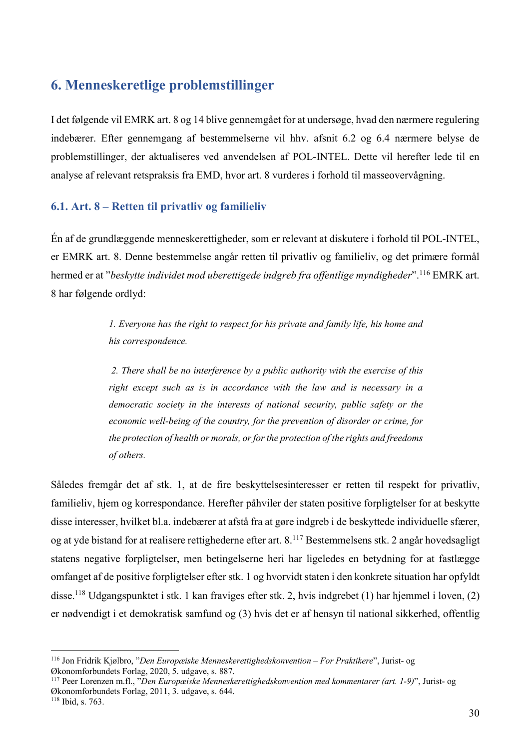## 6. Menneskeretlige problemstillinger

I det følgende vil EMRK art. 8 og 14 blive gennemgået for at undersøge, hvad den nærmere regulering indebærer. Efter gennemgang af bestemmelserne vil hhv. afsnit 6.2 og 6.4 nærmere belyse de problemstillinger, der aktualiseres ved anvendelsen af POL-INTEL. Dette vil herefter lede til en analyse af relevant retspraksis fra EMD, hvor art. 8 vurderes i forhold til masseovervågning.

### 6.1. Art. 8 – Retten til privatliv og familieliv

Én af de grundlæggende menneskerettigheder, som er relevant at diskutere i forhold til POL-INTEL, er EMRK art. 8. Denne bestemmelse angår retten til privatliv og familieliv, og det primære formål hermed er at "*beskytte individet mod uberettigede indgreb fra offentlige myndigheder*".[116] EMRK art. 8 har følgende ordlyd:

> *1. Everyone has the right to respect for his private and family life, his home and his correspondence.*
>
> *2. There shall be no interference by a public authority with the exercise of this right except such as is in accordance with the law and is necessary in a democratic society in the interests of national security, public safety or the economic well-being of the country, for the prevention of disorder or crime, for the protection of health or morals, or for the protection of the rights and freedoms of others.*

Således fremgår det af stk. 1, at de fire beskyttelsesinteresser er retten til respekt for privatliv, familieliv, hjem og korrespondance. Herefter påhviler der staten positive forpligtelser for at beskytte disse interesser, hvilket bl.a. indebærer at afstå fra at gøre indgreb i de beskyttede individuelle sfærer, og at yde bistand for at realisere rettighederne efter art. 8.[117] Bestemmelsens stk. 2 angår hovedsagligt statens negative forpligtelser, men betingelserne heri har ligeledes en betydning for at fastlægge omfanget af de positive forpligtelser efter stk. 1 og hvorvidt staten i den konkrete situation har opfyldt disse.[118] Udgangspunktet i stk. 1 kan fraviges efter stk. 2, hvis indgrebet (1) har hjemmel i loven, (2) er nødvendigt i et demokratisk samfund og (3) hvis det er af hensyn til national sikkerhed, offentlig

---

[116] Jon Fridrik Kjølbro, "*Den Europæiske Menneskerettighedskonvention – For Praktikere*", Jurist- og Økonomforbundets Forlag, 2020, 5. udgave, s. 887.

[117] Peer Lorenzen m.fl., "*Den Europæiske Menneskerettighedskonvention med kommentarer (art. 1-9)*", Jurist- og Økonomforbundets Forlag, 2011, 3. udgave, s. 644.

[118] Ibid, s. 763.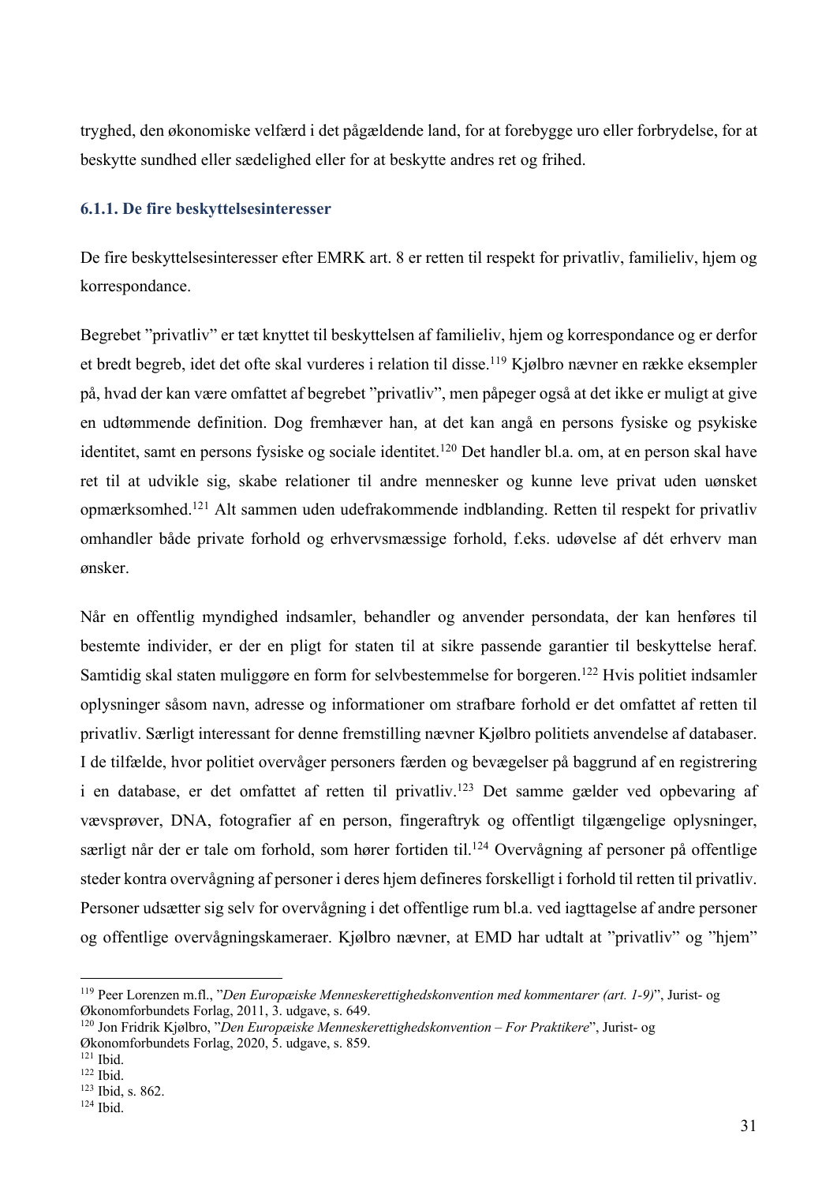tryghed, den økonomiske velfærd i det pågældende land, for at forebygge uro eller forbrydelse, for at beskytte sundhed eller sædelighed eller for at beskytte andres ret og frihed.

### 6.1.1. De fire beskyttelsesinteresser

De fire beskyttelsesinteresser efter EMRK art. 8 er retten til respekt for privatliv, familieliv, hjem og korrespondance.

Begrebet "privatliv" er tæt knyttet til beskyttelsen af familieliv, hjem og korrespondance og er derfor et bredt begreb, idet det ofte skal vurderes i relation til disse.[119] Kjølbro nævner en række eksempler på, hvad der kan være omfattet af begrebet "privatliv", men påpeger også at det ikke er muligt at give en udtømmende definition. Dog fremhæver han, at det kan angå en persons fysiske og psykiske identitet, samt en persons fysiske og sociale identitet.[120] Det handler bl.a. om, at en person skal have ret til at udvikle sig, skabe relationer til andre mennesker og kunne leve privat uden uønsket opmærksomhed.[121] Alt sammen uden udefrakommende indblanding. Retten til respekt for privatliv omhandler både private forhold og erhvervsmæssige forhold, f.eks. udøvelse af dét erhverv man ønsker.

Når en offentlig myndighed indsamler, behandler og anvender persondata, der kan henføres til bestemte individer, er der en pligt for staten til at sikre passende garantier til beskyttelse heraf. Samtidig skal staten muliggøre en form for selvbestemmelse for borgeren.[122] Hvis politiet indsamler oplysninger såsom navn, adresse og informationer om strafbare forhold er det omfattet af retten til privatliv. Særligt interessant for denne fremstilling nævner Kjølbro politiets anvendelse af databaser. I de tilfælde, hvor politiet overvåger personers færden og bevægelser på baggrund af en registrering i en database, er det omfattet af retten til privatliv.[123] Det samme gælder ved opbevaring af vævsprøver, DNA, fotografier af en person, fingeraftryk og offentligt tilgængelige oplysninger, særligt når der er tale om forhold, som hører fortiden til.[124] Overvågning af personer på offentlige steder kontra overvågning af personer i deres hjem defineres forskelligt i forhold til retten til privatliv. Personer udsætter sig selv for overvågning i det offentlige rum bl.a. ved iagttagelse af andre personer og offentlige overvågningskameraer. Kjølbro nævner, at EMD har udtalt at "privatliv" og "hjem"

---

[119] Peer Lorenzen m.fl., "*Den Europæiske Menneskerettighedskonvention med kommentarer (art. 1-9)*", Jurist- og Økonomforbundets Forlag, 2011, 3. udgave, s. 649.

[120] Jon Fridrik Kjølbro, "*Den Europæiske Menneskerettighedskonvention – For Praktikere*", Jurist- og Økonomforbundets Forlag, 2020, 5. udgave, s. 859.

[121] Ibid.

[122] Ibid.

[123] Ibid, s. 862.

[124] Ibid.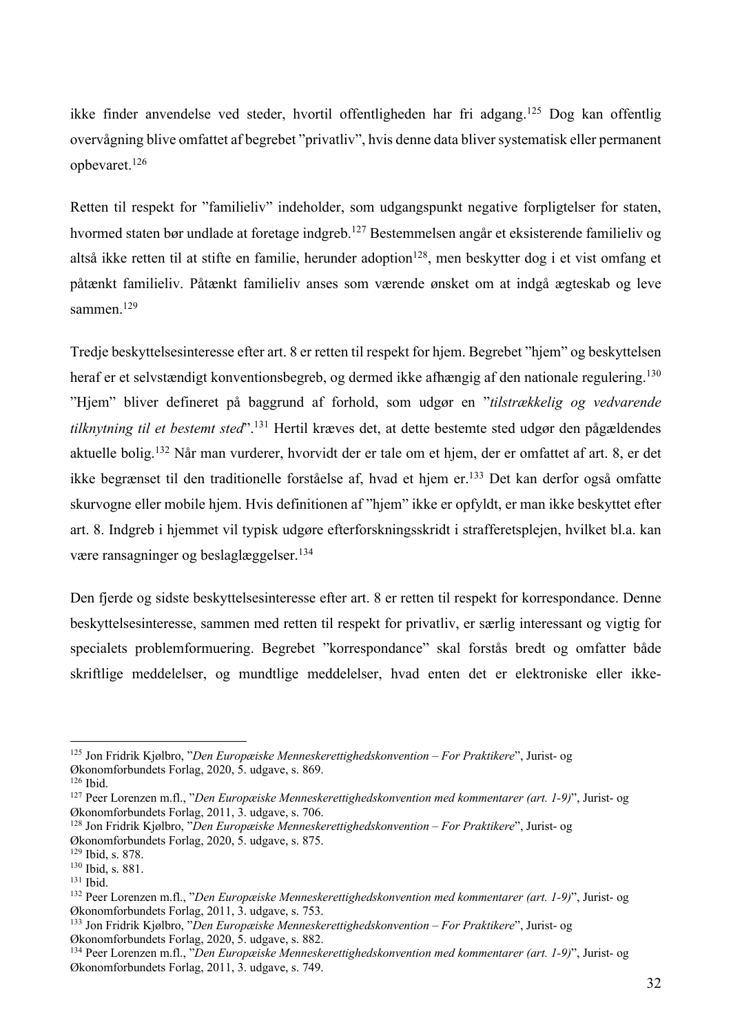ikke finder anvendelse ved steder, hvortil offentligheden har fri adgang.[125] Dog kan offentlig overvågning blive omfattet af begrebet "privatliv", hvis denne data bliver systematisk eller permanent opbevaret.[126]

Retten til respekt for "familieliv" indeholder, som udgangspunkt negative forpligtelser for staten, hvormed staten bør undlade at foretage indgreb.[127] Bestemmelsen angår et eksisterende familieliv og altså ikke retten til at stifte en familie, herunder adoption[128], men beskytter dog i et vist omfang et påtænkt familieliv. Påtænkt familieliv anses som værende ønsket om at indgå ægteskab og leve sammen.[129]

Tredje beskyttelsesinteresse efter art. 8 er retten til respekt for hjem. Begrebet "hjem" og beskyttelsen heraf er et selvstændigt konventionsbegreb, og dermed ikke afhængig af den nationale regulering.[130] "Hjem" bliver defineret på baggrund af forhold, som udgør en "*tilstrækkelig og vedvarende tilknytning til et bestemt sted*".[131] Hertil kræves det, at dette bestemte sted udgør den pågældendes aktuelle bolig.[132] Når man vurderer, hvorvidt der er tale om et hjem, der er omfattet af art. 8, er det ikke begrænset til den traditionelle forståelse af, hvad et hjem er.[133] Det kan derfor også omfatte skurvogne eller mobile hjem. Hvis definitionen af "hjem" ikke er opfyldt, er man ikke beskyttet efter art. 8. Indgreb i hjemmet vil typisk udgøre efterforskningsskridt i strafferetsplejen, hvilket bl.a. kan være ransagninger og beslaglæggelser.[134]

Den fjerde og sidste beskyttelsesinteresse efter art. 8 er retten til respekt for korrespondance. Denne beskyttelsesinteresse, sammen med retten til respekt for privatliv, er særlig interessant og vigtig for specialets problemformuering. Begrebet "korrespondance" skal forstås bredt og omfatter både skriftlige meddelelser, og mundtlige meddelelser, hvad enten det er elektroniske eller ikke-

---

[125] Jon Fridrik Kjølbro, "*Den Europæiske Menneskerettighedskonvention – For Praktikere*", Jurist- og Økonomforbundets Forlag, 2020, 5. udgave, s. 869.
[126] Ibid.
[127] Peer Lorenzen m.fl., "*Den Europæiske Menneskerettighedskonvention med kommentarer (art. 1-9)*", Jurist- og Økonomforbundets Forlag, 2011, 3. udgave, s. 706.
[128] Jon Fridrik Kjølbro, "*Den Europæiske Menneskerettighedskonvention – For Praktikere*", Jurist- og Økonomforbundets Forlag, 2020, 5. udgave, s. 875.
[129] Ibid, s. 878.
[130] Ibid, s. 881.
[131] Ibid.
[132] Peer Lorenzen m.fl., "*Den Europæiske Menneskerettighedskonvention med kommentarer (art. 1-9)*", Jurist- og Økonomforbundets Forlag, 2011, 3. udgave, s. 753.
[133] Jon Fridrik Kjølbro, "*Den Europæiske Menneskerettighedskonvention – For Praktikere*", Jurist- og Økonomforbundets Forlag, 2020, 5. udgave, s. 882.
[134] Peer Lorenzen m.fl., "*Den Europæiske Menneskerettighedskonvention med kommentarer (art. 1-9)*", Jurist- og Økonomforbundets Forlag, 2011, 3. udgave, s. 749.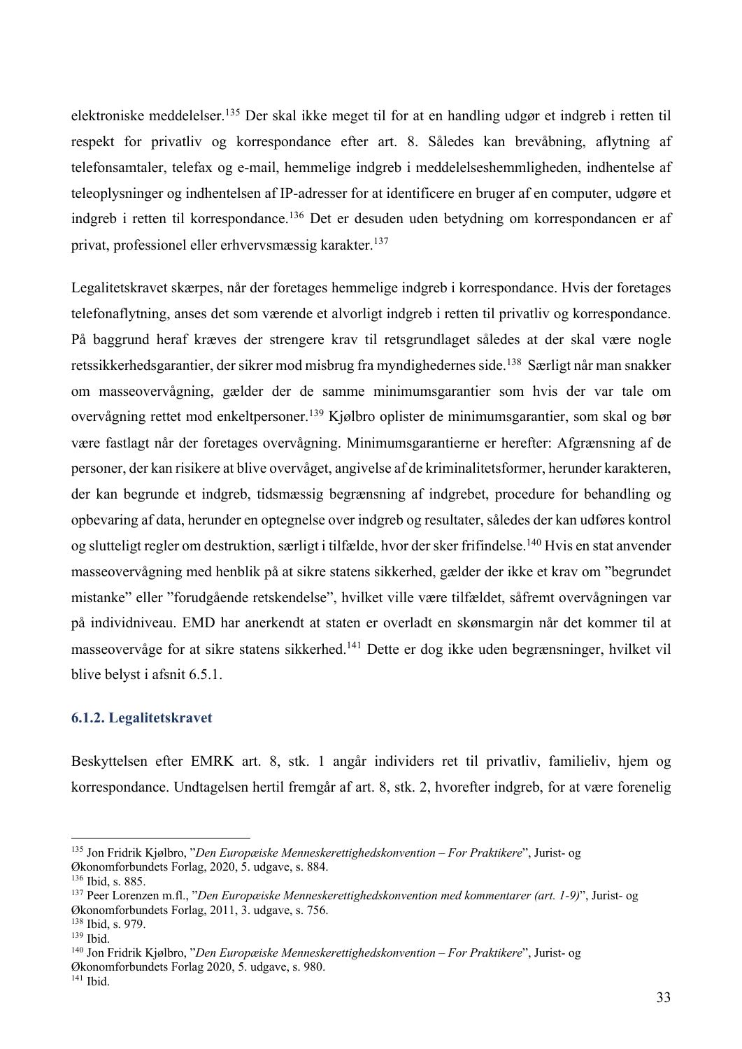elektroniske meddelelser.[135] Der skal ikke meget til for at en handling udgør et indgreb i retten til respekt for privatliv og korrespondance efter art. 8. Således kan brevåbning, aflytning af telefonsamtaler, telefax og e-mail, hemmelige indgreb i meddelelseshemmligheden, indhentelse af teleoplysninger og indhentelsen af IP-adresser for at identificere en bruger af en computer, udgøre et indgreb i retten til korrespondance.[136] Det er desuden uden betydning om korrespondancen er af privat, professionel eller erhvervsmæssig karakter.[137]

Legalitetskravet skærpes, når der foretages hemmelige indgreb i korrespondance. Hvis der foretages telefonaflytning, anses det som værende et alvorligt indgreb i retten til privatliv og korrespondance. På baggrund heraf kræves der strengere krav til retsgrundlaget således at der skal være nogle retssikkerhedsgarantier, der sikrer mod misbrug fra myndighedernes side.[138] Særligt når man snakker om masseovervågning, gælder der de samme minimumsgarantier som hvis der var tale om overvågning rettet mod enkeltpersoner.[139] Kjølbro oplister de minimumsgarantier, som skal og bør være fastlagt når der foretages overvågning. Minimumsgarantierne er herefter: Afgrænsning af de personer, der kan risikere at blive overvåget, angivelse af de kriminalitetsformer, herunder karakteren, der kan begrunde et indgreb, tidsmæssig begrænsning af indgrebet, procedure for behandling og opbevaring af data, herunder en optegnelse over indgreb og resultater, således der kan udføres kontrol og slutteligt regler om destruktion, særligt i tilfælde, hvor der sker frifindelse.[140] Hvis en stat anvender masseovervågning med henblik på at sikre statens sikkerhed, gælder der ikke et krav om "begrundet mistanke" eller "forudgående retskendelse", hvilket ville være tilfældet, såfremt overvågningen var på individniveau. EMD har anerkendt at staten er overladt en skønsmargin når det kommer til at masseovervåge for at sikre statens sikkerhed.[141] Dette er dog ikke uden begrænsninger, hvilket vil blive belyst i afsnit 6.5.1.

### 6.1.2. Legalitetskravet

Beskyttelsen efter EMRK art. 8, stk. 1 angår individers ret til privatliv, familieliv, hjem og korrespondance. Undtagelsen hertil fremgår af art. 8, stk. 2, hvorefter indgreb, for at være forenelig

---

[135] Jon Fridrik Kjølbro, "*Den Europæiske Menneskerettighedskonvention – For Praktikere*", Jurist- og Økonomforbundets Forlag, 2020, 5. udgave, s. 884.

[136] Ibid, s. 885.

[137] Peer Lorenzen m.fl., "*Den Europæiske Menneskerettighedskonvention med kommentarer (art. 1-9)*", Jurist- og Økonomforbundets Forlag, 2011, 3. udgave, s. 756.

[138] Ibid, s. 979.

[139] Ibid.

[140] Jon Fridrik Kjølbro, "*Den Europæiske Menneskerettighedskonvention – For Praktikere*", Jurist- og Økonomforbundets Forlag 2020, 5. udgave, s. 980.

[141] Ibid.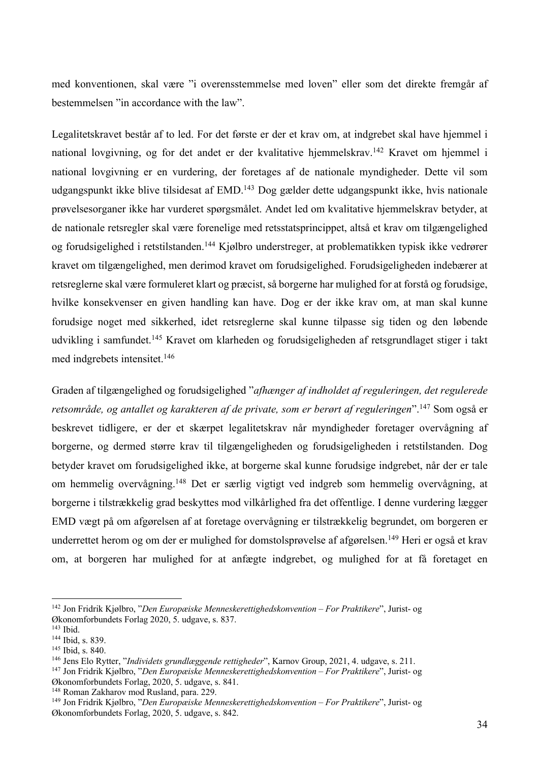med konventionen, skal være "i overensstemmelse med loven" eller som det direkte fremgår af bestemmelsen "in accordance with the law".

Legalitetskravet består af to led. For det første er der et krav om, at indgrebet skal have hjemmel i national lovgivning, og for det andet er der kvalitative hjemmelskrav.[142] Kravet om hjemmel i national lovgivning er en vurdering, der foretages af de nationale myndigheder. Dette vil som udgangspunkt ikke blive tilsidesat af EMD.[143] Dog gælder dette udgangspunkt ikke, hvis nationale prøvelsesorganer ikke har vurderet spørgsmålet. Andet led om kvalitative hjemmelskrav betyder, at de nationale retsregler skal være forenelige med retsstatsprincippet, altså et krav om tilgængelighed og forudsigelighed i retstilstanden.[144] Kjølbro understreger, at problematikken typisk ikke vedrører kravet om tilgængelighed, men derimod kravet om forudsigelighed. Forudsigeligheden indebærer at retsreglerne skal være formuleret klart og præcist, så borgerne har mulighed for at forstå og forudsige, hvilke konsekvenser en given handling kan have. Dog er der ikke krav om, at man skal kunne forudsige noget med sikkerhed, idet retsreglerne skal kunne tilpasse sig tiden og den løbende udvikling i samfundet.[145] Kravet om klarheden og forudsigeligheden af retsgrundlaget stiger i takt med indgrebets intensitet.[146]

Graden af tilgængelighed og forudsigelighed "*afhænger af indholdet af reguleringen, det regulerede retsområde, og antallet og karakteren af de private, som er berørt af reguleringen*".[147] Som også er beskrevet tidligere, er der et skærpet legalitetskrav når myndigheder foretager overvågning af borgerne, og dermed større krav til tilgængeligheden og forudsigeligheden i retstilstanden. Dog betyder kravet om forudsigelighed ikke, at borgerne skal kunne forudsige indgrebet, når der er tale om hemmelig overvågning.[148] Det er særlig vigtigt ved indgreb som hemmelig overvågning, at borgerne i tilstrækkelig grad beskyttes mod vilkårlighed fra det offentlige. I denne vurdering lægger EMD vægt på om afgørelsen af at foretage overvågning er tilstrækkelig begrundet, om borgeren er underrettet herom og om der er mulighed for domstolsprøvelse af afgørelsen.[149] Heri er også et krav om, at borgeren har mulighed for at anfægte indgrebet, og mulighed for at få foretaget en

---

[142] Jon Fridrik Kjølbro, "*Den Europæiske Menneskerettighedskonvention – For Praktikere*", Jurist- og Økonomforbundets Forlag 2020, 5. udgave, s. 837.

[143] Ibid.

[144] Ibid, s. 839.

[145] Ibid, s. 840.

[146] Jens Elo Rytter, "*Individets grundlæggende rettigheder*", Karnov Group, 2021, 4. udgave, s. 211.

[147] Jon Fridrik Kjølbro, "*Den Europæiske Menneskerettighedskonvention – For Praktikere*", Jurist- og Økonomforbundets Forlag, 2020, 5. udgave, s. 841.

[148] Roman Zakharov mod Rusland, para. 229.

[149] Jon Fridrik Kjølbro, "*Den Europæiske Menneskerettighedskonvention – For Praktikere*", Jurist- og Økonomforbundets Forlag, 2020, 5. udgave, s. 842.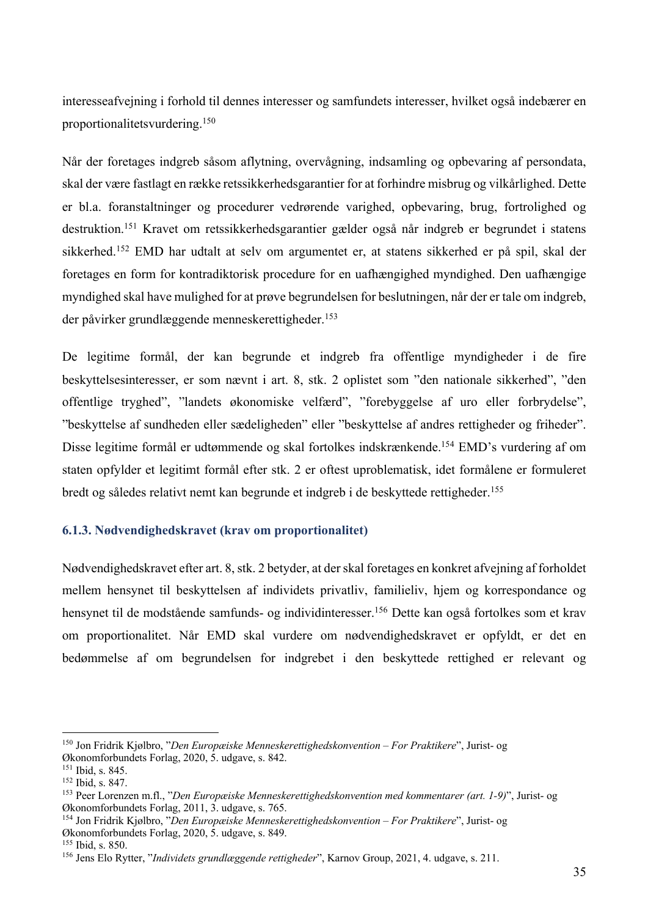interesseafvejning i forhold til dennes interesser og samfundets interesser, hvilket også indebærer en proportionalitetsvurdering.[150]

Når der foretages indgreb såsom aflytning, overvågning, indsamling og opbevaring af persondata, skal der være fastlagt en række retssikkerhedsgarantier for at forhindre misbrug og vilkårlighed. Dette er bl.a. foranstaltninger og procedurer vedrørende varighed, opbevaring, brug, fortrolighed og destruktion.[151] Kravet om retssikkerhedsgarantier gælder også når indgreb er begrundet i statens sikkerhed.[152] EMD har udtalt at selv om argumentet er, at statens sikkerhed er på spil, skal der foretages en form for kontradiktorisk procedure for en uafhængighed myndighed. Den uafhængige myndighed skal have mulighed for at prøve begrundelsen for beslutningen, når der er tale om indgreb, der påvirker grundlæggende menneskerettigheder.[153]

De legitime formål, der kan begrunde et indgreb fra offentlige myndigheder i de fire beskyttelsesinteresser, er som nævnt i art. 8, stk. 2 oplistet som "den nationale sikkerhed", "den offentlige tryghed", "landets økonomiske velfærd", "forebyggelse af uro eller forbrydelse", "beskyttelse af sundheden eller sædeligheden" eller "beskyttelse af andres rettigheder og friheder". Disse legitime formål er udtømmende og skal fortolkes indskrænkende.[154] EMD's vurdering af om staten opfylder et legitimt formål efter stk. 2 er oftest uproblematisk, idet formålene er formuleret bredt og således relativt nemt kan begrunde et indgreb i de beskyttede rettigheder.[155]

### 6.1.3. Nødvendighedskravet (krav om proportionalitet)

Nødvendighedskravet efter art. 8, stk. 2 betyder, at der skal foretages en konkret afvejning af forholdet mellem hensynet til beskyttelsen af individets privatliv, familieliv, hjem og korrespondance og hensynet til de modstående samfunds- og individinteresser.[156] Dette kan også fortolkes som et krav om proportionalitet. Når EMD skal vurdere om nødvendighedskravet er opfyldt, er det en bedømmelse af om begrundelsen for indgrebet i den beskyttede rettighed er relevant og

---

[150] Jon Fridrik Kjølbro, "*Den Europæiske Menneskerettighedskonvention – For Praktikere*", Jurist- og Økonomforbundets Forlag, 2020, 5. udgave, s. 842.
[151] Ibid, s. 845.
[152] Ibid, s. 847.
[153] Peer Lorenzen m.fl., "*Den Europæiske Menneskerettighedskonvention med kommentarer (art. 1-9)*", Jurist- og Økonomforbundets Forlag, 2011, 3. udgave, s. 765.
[154] Jon Fridrik Kjølbro, "*Den Europæiske Menneskerettighedskonvention – For Praktikere*", Jurist- og Økonomforbundets Forlag, 2020, 5. udgave, s. 849.
[155] Ibid, s. 850.
[156] Jens Elo Rytter, "*Individets grundlæggende rettigheder*", Karnov Group, 2021, 4. udgave, s. 211.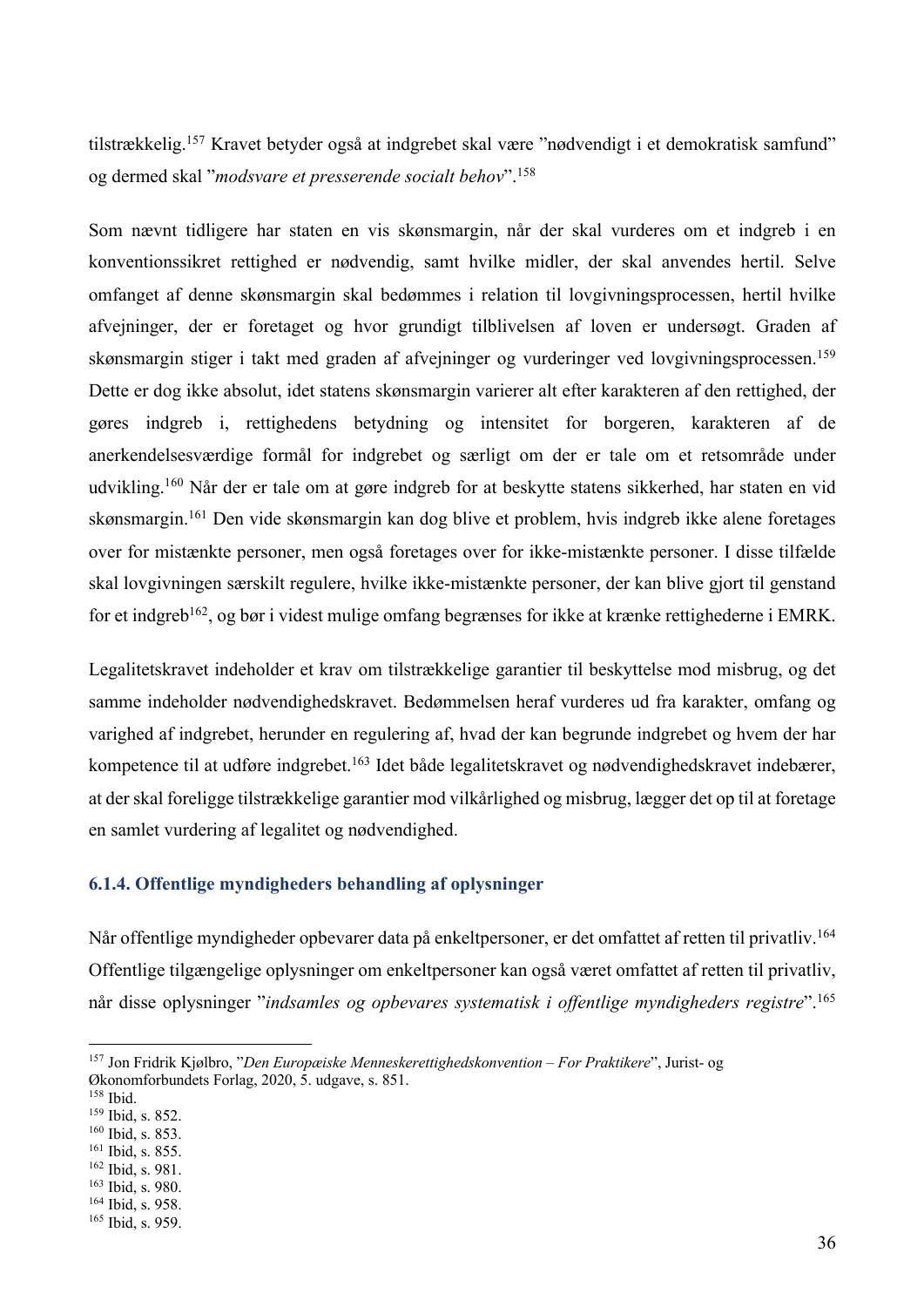tilstrækkelig.[157] Kravet betyder også at indgrebet skal være "nødvendigt i et demokratisk samfund" og dermed skal "*modsvare et presserende socialt behov*".[158]

Som nævnt tidligere har staten en vis skønsmargin, når der skal vurderes om et indgreb i en konventionssikret rettighed er nødvendig, samt hvilke midler, der skal anvendes hertil. Selve omfanget af denne skønsmargin skal bedømmes i relation til lovgivningsprocessen, hertil hvilke afvejninger, der er foretaget og hvor grundigt tilblivelsen af loven er undersøgt. Graden af skønsmargin stiger i takt med graden af afvejninger og vurderinger ved lovgivningsprocessen.[159] Dette er dog ikke absolut, idet statens skønsmargin varierer alt efter karakteren af den rettighed, der gøres indgreb i, rettighedens betydning og intensitet for borgeren, karakteren af de anerkendelsesværdige formål for indgrebet og særligt om der er tale om et retsområde under udvikling.[160] Når der er tale om at gøre indgreb for at beskytte statens sikkerhed, har staten en vid skønsmargin.[161] Den vide skønsmargin kan dog blive et problem, hvis indgreb ikke alene foretages over for mistænkte personer, men også foretages over for ikke-mistænkte personer. I disse tilfælde skal lovgivningen særskilt regulere, hvilke ikke-mistænkte personer, der kan blive gjort til genstand for et indgreb[162], og bør i videst mulige omfang begrænses for ikke at krænke rettighederne i EMRK.

Legalitetskravet indeholder et krav om tilstrækkelige garantier til beskyttelse mod misbrug, og det samme indeholder nødvendighedskravet. Bedømmelsen heraf vurderes ud fra karakter, omfang og varighed af indgrebet, herunder en regulering af, hvad der kan begrunde indgrebet og hvem der har kompetence til at udføre indgrebet.[163] Idet både legalitetskravet og nødvendighedskravet indebærer, at der skal foreligge tilstrækkelige garantier mod vilkårlighed og misbrug, lægger det op til at foretage en samlet vurdering af legalitet og nødvendighed.

### 6.1.4. Offentlige myndigheders behandling af oplysninger

Når offentlige myndigheder opbevarer data på enkeltpersoner, er det omfattet af retten til privatliv.[164] Offentlige tilgængelige oplysninger om enkeltpersoner kan også være omfattet af retten til privatliv, når disse oplysninger "*indsamles og opbevares systematisk i offentlige myndigheders registre*".[165]

---

[157] Jon Fridrik Kjølbro, "*Den Europæiske Menneskerettighedskonvention – For Praktikere*", Jurist- og Økonomforbundets Forlag, 2020, 5. udgave, s. 851.
[158] Ibid.
[159] Ibid, s. 852.
[160] Ibid, s. 853.
[161] Ibid, s. 855.
[162] Ibid, s. 981.
[163] Ibid, s. 980.
[164] Ibid, s. 958.
[165] Ibid, s. 959.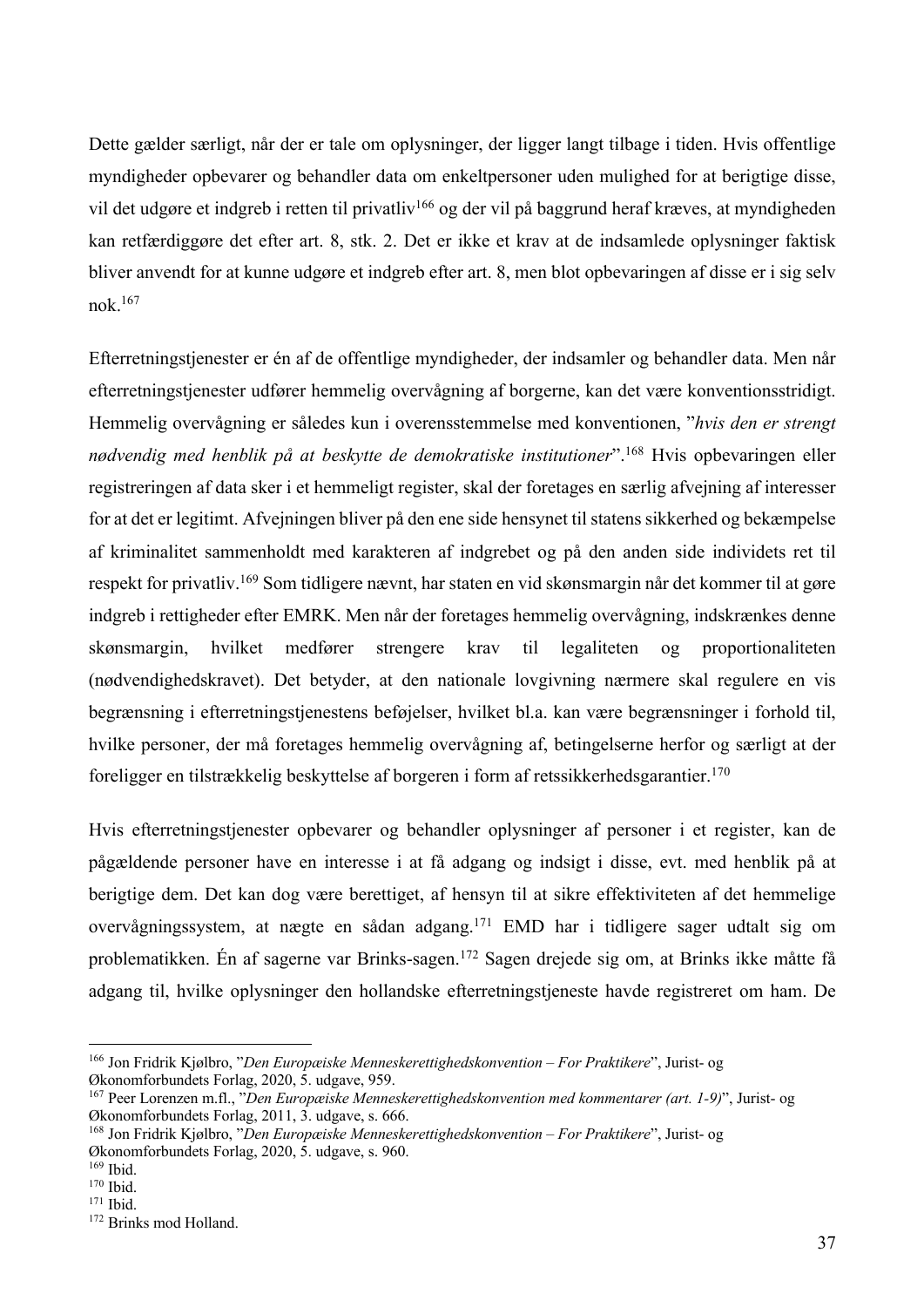Dette gælder særligt, når der er tale om oplysninger, der ligger langt tilbage i tiden. Hvis offentlige myndigheder opbevarer og behandler data om enkeltpersoner uden mulighed for at berigtige disse, vil det udgøre et indgreb i retten til privatliv[166] og der vil på baggrund heraf kræves, at myndigheden kan retfærdiggøre det efter art. 8, stk. 2. Det er ikke et krav at de indsamlede oplysninger faktisk bliver anvendt for at kunne udgøre et indgreb efter art. 8, men blot opbevaringen af disse er i sig selv nok.[167]

Efterretningstjenester er én af de offentlige myndigheder, der indsamler og behandler data. Men når efterretningstjenester udfører hemmelig overvågning af borgerne, kan det være konventionsstridigt. Hemmelig overvågning er således kun i overensstemmelse med konventionen, "*hvis den er strengt nødvendig med henblik på at beskytte de demokratiske institutioner*".[168] Hvis opbevaringen eller registreringen af data sker i et hemmeligt register, skal der foretages en særlig afvejning af interesser for at det er legitimt. Afvejningen bliver på den ene side hensynet til statens sikkerhed og bekæmpelse af kriminalitet sammenholdt med karakteren af indgrebet og på den anden side individets ret til respekt for privatliv.[169] Som tidligere nævnt, har staten en vid skønsmargin når det kommer til at gøre indgreb i rettigheder efter EMRK. Men når der foretages hemmelig overvågning, indskrænkes denne skønsmargin, hvilket medfører strengere krav til legaliteten og proportionaliteten (nødvendighedskravet). Det betyder, at den nationale lovgivning nærmere skal regulere en vis begrænsning i efterretningstjenestens beføjelser, hvilket bl.a. kan være begrænsninger i forhold til, hvilke personer, der må foretages hemmelig overvågning af, betingelserne herfor og særligt at der foreligger en tilstrækkelig beskyttelse af borgeren i form af retssikkerhedsgarantier.[170]

Hvis efterretningstjenester opbevarer og behandler oplysninger af personer i et register, kan de pågældende personer have en interesse i at få adgang og indsigt i disse, evt. med henblik på at berigtige dem. Det kan dog være berettiget, af hensyn til at sikre effektiviteten af det hemmelige overvågningssystem, at nægte en sådan adgang.[171] EMD har i tidligere sager udtalt sig om problematikken. Én af sagerne var Brinks-sagen.[172] Sagen drejede sig om, at Brinks ikke måtte få adgang til, hvilke oplysninger den hollandske efterretningstjeneste havde registreret om ham. De

---

[166] Jon Fridrik Kjølbro, "*Den Europæiske Menneskerettighedskonvention – For Praktikere*", Jurist- og Økonomforbundets Forlag, 2020, 5. udgave, 959.

[167] Peer Lorenzen m.fl., "*Den Europæiske Menneskerettighedskonvention med kommentarer (art. 1-9)*", Jurist- og Økonomforbundets Forlag, 2011, 3. udgave, s. 666.

[168] Jon Fridrik Kjølbro, "*Den Europæiske Menneskerettighedskonvention – For Praktikere*", Jurist- og Økonomforbundets Forlag, 2020, 5. udgave, s. 960.

[169] Ibid.

[170] Ibid.

[171] Ibid.

[172] Brinks mod Holland.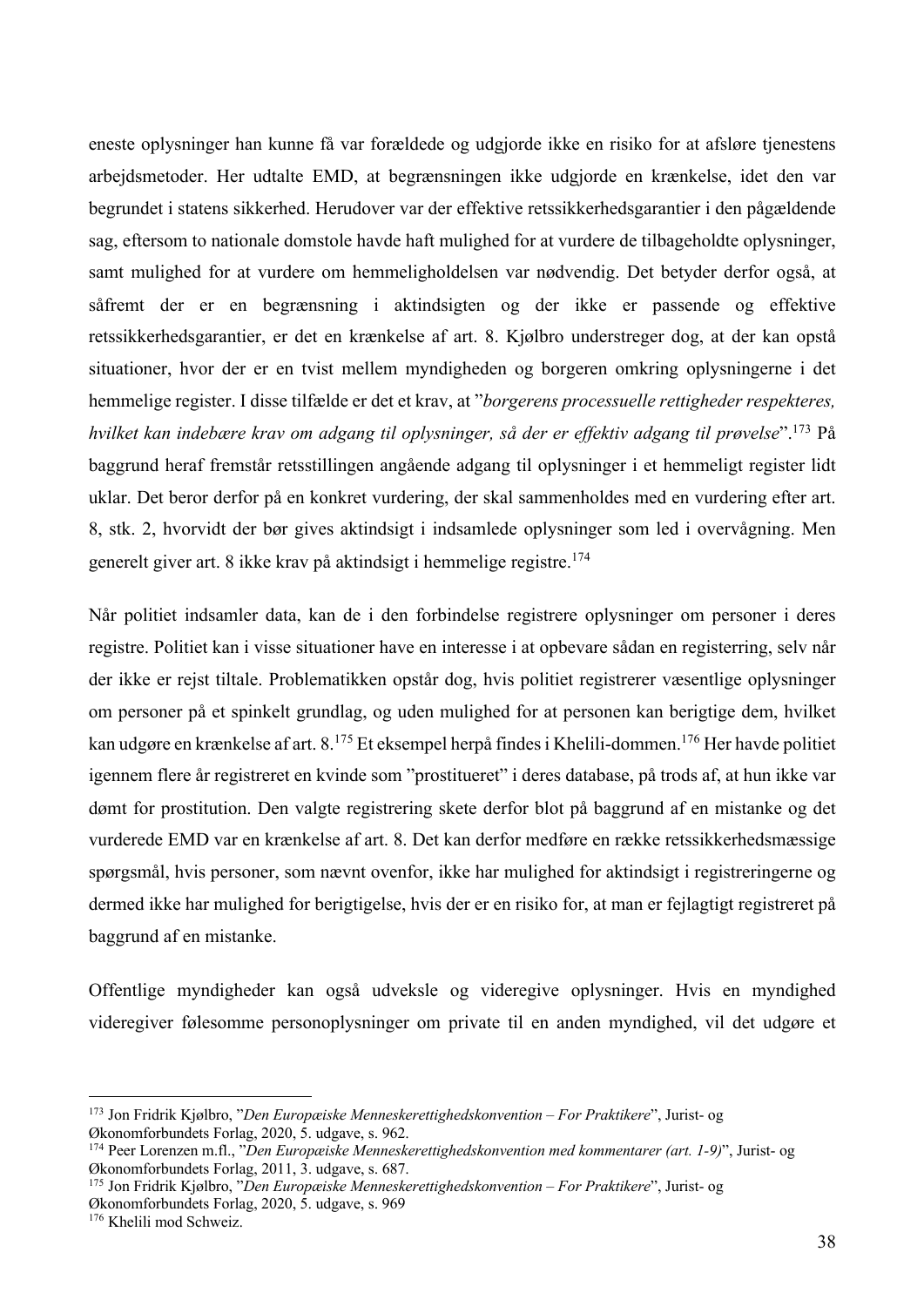eneste oplysninger han kunne få var forældede og udgjorde ikke en risiko for at afsløre tjenestens arbejdsmetoder. Her udtalte EMD, at begrænsningen ikke udgjorde en krænkelse, idet den var begrundet i statens sikkerhed. Herudover var der effektive retssikkerhedsgarantier i den pågældende sag, eftersom to nationale domstole havde haft mulighed for at vurdere de tilbageholdte oplysninger, samt mulighed for at vurdere om hemmeligholdelsen var nødvendig. Det betyder derfor også, at såfremt der er en begrænsning i aktindsigten og der ikke er passende og effektive retssikkerhedsgarantier, er det en krænkelse af art. 8. Kjølbro understreger dog, at der kan opstå situationer, hvor der er en tvist mellem myndigheden og borgeren omkring oplysningerne i det hemmelige register. I disse tilfælde er det et krav, at "*borgerens processuelle rettigheder respekteres, hvilket kan indebære krav om adgang til oplysninger, så der er effektiv adgang til prøvelse*".[173] På baggrund heraf fremstår retsstillingen angående adgang til oplysninger i et hemmeligt register lidt uklar. Det beror derfor på en konkret vurdering, der skal sammenholdes med en vurdering efter art. 8, stk. 2, hvorvidt der bør gives aktindsigt i indsamlede oplysninger som led i overvågning. Men generelt giver art. 8 ikke krav på aktindsigt i hemmelige registre.[174]

Når politiet indsamler data, kan de i den forbindelse registrere oplysninger om personer i deres registre. Politiet kan i visse situationer have en interesse i at opbevare sådan en registerring, selv når der ikke er rejst tiltale. Problematikken opstår dog, hvis politiet registrerer væsentlige oplysninger om personer på et spinkelt grundlag, og uden mulighed for at personen kan berigtige dem, hvilket kan udgøre en krænkelse af art. 8.[175] Et eksempel herpå findes i Khelili-dommen.[176] Her havde politiet igennem flere år registreret en kvinde som "prostitueret" i deres database, på trods af, at hun ikke var dømt for prostitution. Den valgte registrering skete derfor blot på baggrund af en mistanke og det vurderede EMD var en krænkelse af art. 8. Det kan derfor medføre en række retssikkerhedsmæssige spørgsmål, hvis personer, som nævnt ovenfor, ikke har mulighed for aktindsigt i registreringerne og dermed ikke har mulighed for berigtigelse, hvis der er en risiko for, at man er fejlagtigt registreret på baggrund af en mistanke.

Offentlige myndigheder kan også udveksle og videregive oplysninger. Hvis en myndighed videregiver følesomme personoplysninger om private til en anden myndighed, vil det udgøre et

---

[173] Jon Fridrik Kjølbro, "*Den Europæiske Menneskerettighedskonvention – For Praktikere*", Jurist- og Økonomforbundets Forlag, 2020, 5. udgave, s. 962.

[174] Peer Lorenzen m.fl., "*Den Europæiske Menneskerettighedskonvention med kommentarer (art. 1-9)*", Jurist- og Økonomforbundets Forlag, 2011, 3. udgave, s. 687.

[175] Jon Fridrik Kjølbro, "*Den Europæiske Menneskerettighedskonvention – For Praktikere*", Jurist- og Økonomforbundets Forlag, 2020, 5. udgave, s. 969

[176] Khelili mod Schweiz.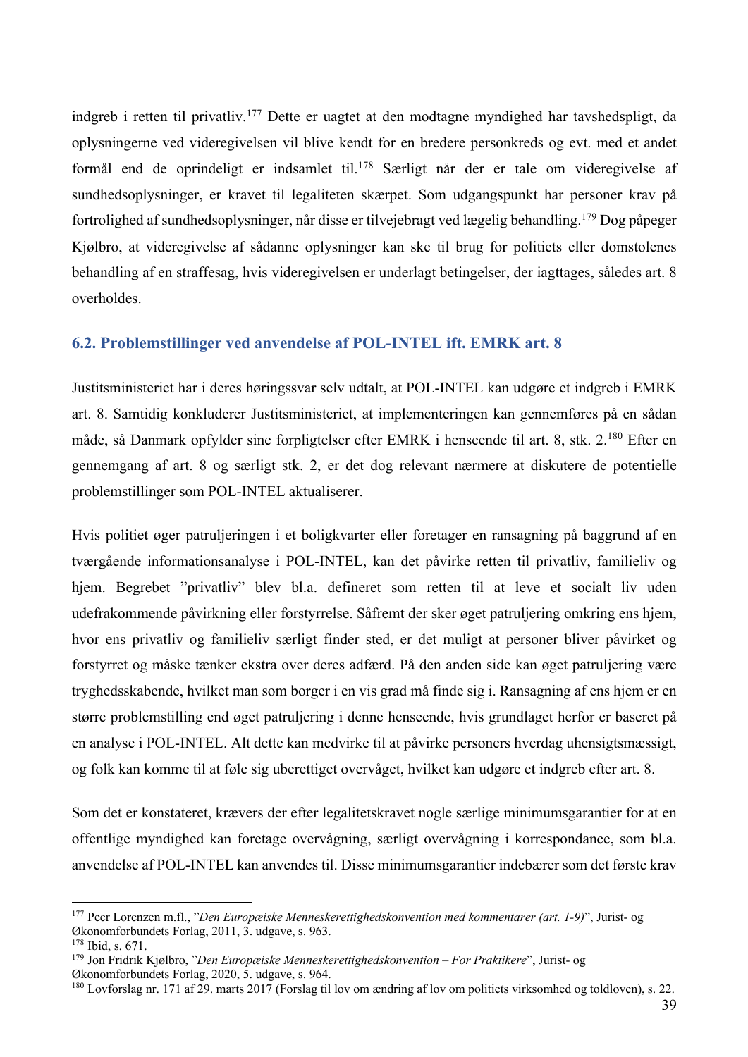indgreb i retten til privatliv.[177] Dette er uagtet at den modtagne myndighed har tavshedspligt, da oplysningerne ved videregivelsen vil blive kendt for en bredere personkreds og evt. med et andet formål end de oprindeligt er indsamlet til.[178] Særligt når der er tale om videregivelse af sundhedsoplysninger, er kravet til legaliteten skærpet. Som udgangspunkt har personer krav på fortrolighed af sundhedsoplysninger, når disse er tilvejebragt ved lægelig behandling.[179] Dog påpeger Kjølbro, at videregivelse af sådanne oplysninger kan ske til brug for politiets eller domstolenes behandling af en straffesag, hvis videregivelsen er underlagt betingelser, der iagttages, således art. 8 overholdes.

### 6.2. Problemstillinger ved anvendelse af POL-INTEL ift. EMRK art. 8

Justitsministeriet har i deres høringssvar selv udtalt, at POL-INTEL kan udgøre et indgreb i EMRK art. 8. Samtidig konkluderer Justitsministeriet, at implementeringen kan gennemføres på en sådan måde, så Danmark opfylder sine forpligtelser efter EMRK i henseende til art. 8, stk. 2.[180] Efter en gennemgang af art. 8 og særligt stk. 2, er det dog relevant nærmere at diskutere de potentielle problemstillinger som POL-INTEL aktualiserer.

Hvis politiet øger patruljeringen i et boligkvarter eller foretager en ransagning på baggrund af en tværgående informationsanalyse i POL-INTEL, kan det påvirke retten til privatliv, familieliv og hjem. Begrebet "privatliv" blev bl.a. defineret som retten til at leve et socialt liv uden udefrakommende påvirkning eller forstyrrelse. Såfremt der sker øget patruljering omkring ens hjem, hvor ens privatliv og familieliv særligt finder sted, er det muligt at personer bliver påvirket og forstyrret og måske tænker ekstra over deres adfærd. På den anden side kan øget patruljering være tryghedsskabende, hvilket man som borger i en vis grad må finde sig i. Ransagning af ens hjem er en større problemstilling end øget patruljering i denne henseende, hvis grundlaget herfor er baseret på en analyse i POL-INTEL. Alt dette kan medvirke til at påvirke personers hverdag uhensigtsmæssigt, og folk kan komme til at føle sig uberettiget overvåget, hvilket kan udgøre et indgreb efter art. 8.

Som det er konstateret, krævers der efter legalitetskravet nogle særlige minimumsgarantier for at en offentlige myndighed kan foretage overvågning, særligt overvågning i korrespondance, som bl.a. anvendelse af POL-INTEL kan anvendes til. Disse minimumsgarantier indebærer som det første krav

---

[177] Peer Lorenzen m.fl., "*Den Europæiske Menneskerettighedskonvention med kommentarer (art. 1-9)*", Jurist- og Økonomforbundets Forlag, 2011, 3. udgave, s. 963.

[178] Ibid, s. 671.

[179] Jon Fridrik Kjølbro, "*Den Europæiske Menneskerettighedskonvention – For Praktikere*", Jurist- og Økonomforbundets Forlag, 2020, 5. udgave, s. 964.

[180] Lovforslag nr. 171 af 29. marts 2017 (Forslag til lov om ændring af lov om politiets virksomhed og toldloven), s. 22.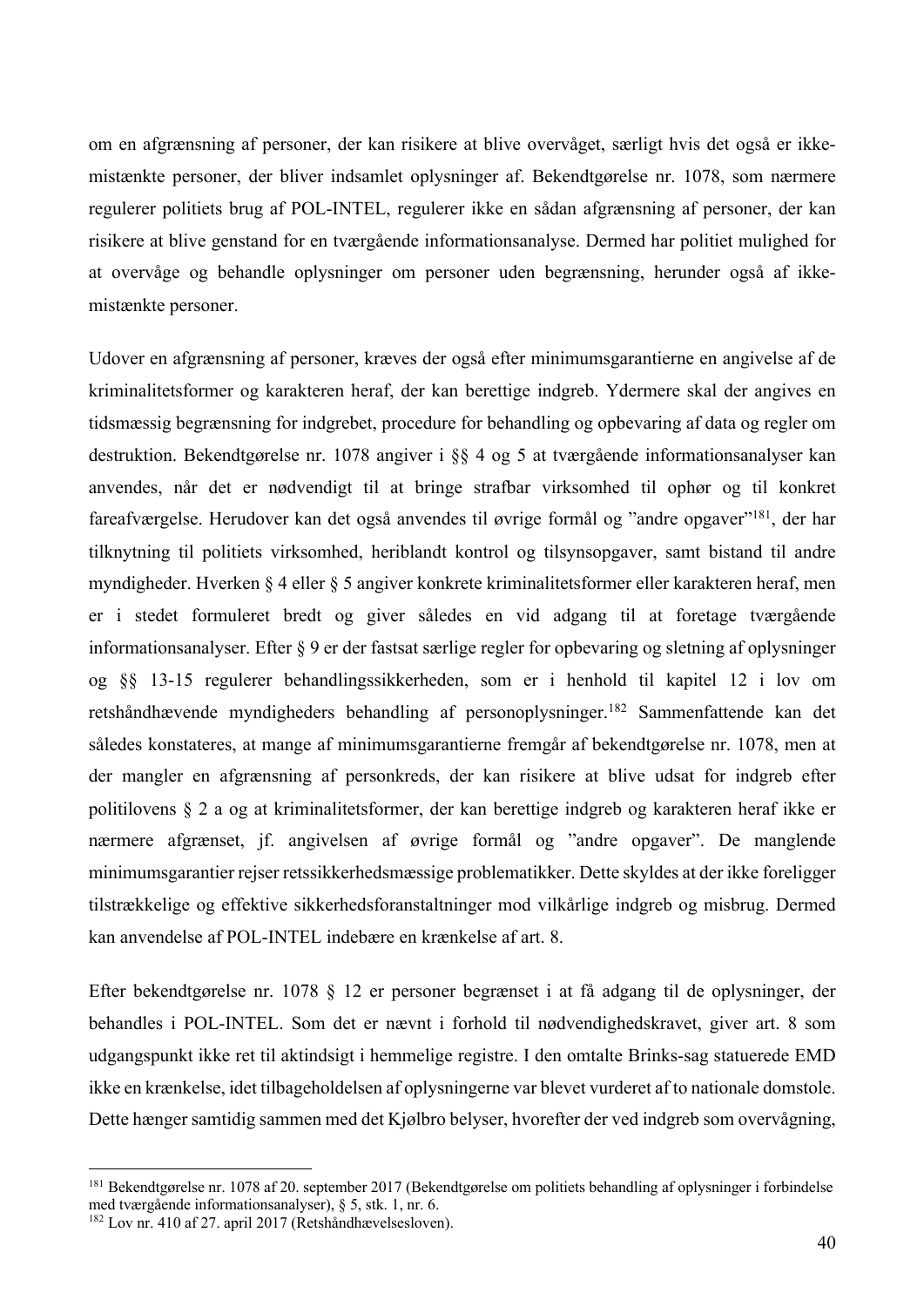om en afgrænsning af personer, der kan risikere at blive overvåget, særligt hvis det også er ikke-mistænkte personer, der bliver indsamlet oplysninger af. Bekendtgørelse nr. 1078, som nærmere regulerer politiets brug af POL-INTEL, regulerer ikke en sådan afgrænsning af personer, der kan risikere at blive genstand for en tværgående informationsanalyse. Dermed har politiet mulighed for at overvåge og behandle oplysninger om personer uden begrænsning, herunder også af ikke-mistænkte personer.

Udover en afgrænsning af personer, kræves der også efter minimumsgarantierne en angivelse af de kriminalitetsformer og karakteren heraf, der kan berettige indgreb. Ydermere skal der angives en tidsmæssig begrænsning for indgrebet, procedure for behandling og opbevaring af data og regler om destruktion. Bekendtgørelse nr. 1078 angiver i §§ 4 og 5 at tværgående informationsanalyser kan anvendes, når det er nødvendigt til at bringe strafbar virksomhed til ophør og til konkret fareafværgelse. Herudover kan det også anvendes til øvrige formål og "andre opgaver"[181], der har tilknytning til politiets virksomhed, heriblandt kontrol og tilsynsopgaver, samt bistand til andre myndigheder. Hverken § 4 eller § 5 angiver konkrete kriminalitetsformer eller karakteren heraf, men er i stedet formuleret bredt og giver således en vid adgang til at foretage tværgående informationsanalyser. Efter § 9 er der fastsat særlige regler for opbevaring og sletning af oplysninger og §§ 13-15 regulerer behandlingssikkerheden, som er i henhold til kapitel 12 i lov om retshåndhævende myndigheders behandling af personoplysninger.[182] Sammenfattende kan det således konstateres, at mange af minimumsgarantierne fremgår af bekendtgørelse nr. 1078, men at der mangler en afgrænsning af personkreds, der kan risikere at blive udsat for indgreb efter politilovens § 2 a og at kriminalitetsformer, der kan berettige indgreb og karakteren heraf ikke er nærmere afgrænset, jf. angivelsen af øvrige formål og "andre opgaver". De manglende minimumsgarantier rejser retssikkerhedsmæssige problematikker. Dette skyldes at der ikke foreligger tilstrækkelige og effektive sikkerhedsforanstaltninger mod vilkårlige indgreb og misbrug. Dermed kan anvendelse af POL-INTEL indebære en krænkelse af art. 8.

Efter bekendtgørelse nr. 1078 § 12 er personer begrænset i at få adgang til de oplysninger, der behandles i POL-INTEL. Som det er nævnt i forhold til nødvendighedskravet, giver art. 8 som udgangspunkt ikke ret til aktindsigt i hemmelige registre. I den omtalte Brinks-sag statuerede EMD ikke en krænkelse, idet tilbageholdelsen af oplysningerne var blevet vurderet af to nationale domstole. Dette hænger samtidig sammen med det Kjølbro belyser, hvorefter der ved indgreb som overvågning,

---

[181] Bekendtgørelse nr. 1078 af 20. september 2017 (Bekendtgørelse om politiets behandling af oplysninger i forbindelse med tværgående informationsanalyser), § 5, stk. 1, nr. 6.

[182] Lov nr. 410 af 27. april 2017 (Retshåndhævelsesloven).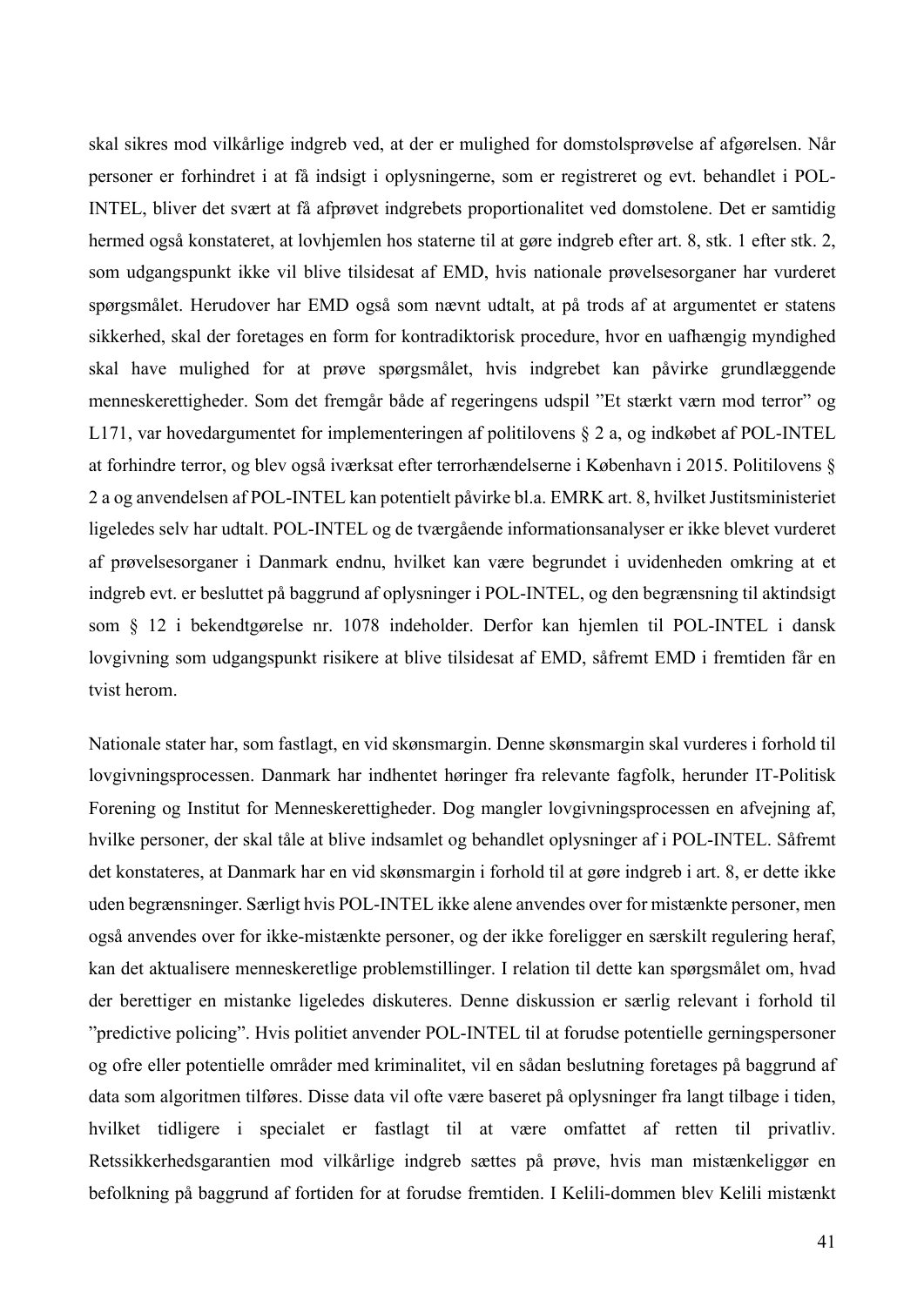skal sikres mod vilkårlige indgreb ved, at der er mulighed for domstolsprøvelse af afgørelsen. Når personer er forhindret i at få indsigt i oplysningerne, som er registreret og evt. behandlet i POL-INTEL, bliver det svært at få afprøvet indgrebets proportionalitet ved domstolene. Det er samtidig hermed også konstateret, at lovhjemlen hos staterne til at gøre indgreb efter art. 8, stk. 1 efter stk. 2, som udgangspunkt ikke vil blive tilsidesat af EMD, hvis nationale prøvelsesorganer har vurderet spørgsmålet. Herudover har EMD også som nævnt udtalt, at på trods af at argumentet er statens sikkerhed, skal der foretages en form for kontradiktorisk procedure, hvor en uafhængig myndighed skal have mulighed for at prøve spørgsmålet, hvis indgrebet kan påvirke grundlæggende menneskerettigheder. Som det fremgår både af regeringens udspil "Et stærkt værn mod terror" og L171, var hovedargumentet for implementeringen af politilovens § 2 a, og indkøbet af POL-INTEL at forhindre terror, og blev også iværksat efter terrorhændelserne i København i 2015. Politilovens § 2 a og anvendelsen af POL-INTEL kan potentielt påvirke bl.a. EMRK art. 8, hvilket Justitsministeriet ligeledes selv har udtalt. POL-INTEL og de tværgående informationsanalyser er ikke blevet vurderet af prøvelsesorganer i Danmark endnu, hvilket kan være begrundet i uvidenheden omkring at et indgreb evt. er besluttet på baggrund af oplysninger i POL-INTEL, og den begrænsning til aktindsigt som § 12 i bekendtgørelse nr. 1078 indeholder. Derfor kan hjemlen til POL-INTEL i dansk lovgivning som udgangspunkt risikere at blive tilsidesat af EMD, såfremt EMD i fremtiden får en tvist herom.

Nationale stater har, som fastlagt, en vid skønsmargin. Denne skønsmargin skal vurderes i forhold til lovgivningsprocessen. Danmark har indhentet høringer fra relevante fagfolk, herunder IT-Politisk Forening og Institut for Menneskerettigheder. Dog mangler lovgivningsprocessen en afvejning af, hvilke personer, der skal tåle at blive indsamlet og behandlet oplysninger af i POL-INTEL. Såfremt det konstateres, at Danmark har en vid skønsmargin i forhold til at gøre indgreb i art. 8, er dette ikke uden begrænsninger. Særligt hvis POL-INTEL ikke alene anvendes over for mistænkte personer, men også anvendes over for ikke-mistænkte personer, og der ikke foreligger en særskilt regulering heraf, kan det aktualisere menneskeretlige problemstillinger. I relation til dette kan spørgsmålet om, hvad der berettiger en mistanke ligeledes diskuteres. Denne diskussion er særlig relevant i forhold til "predictive policing". Hvis politiet anvender POL-INTEL til at forudse potentielle gerningspersoner og ofre eller potentielle områder med kriminalitet, vil en sådan beslutning foretages på baggrund af data som algoritmen tilføres. Disse data vil ofte være baseret på oplysninger fra langt tilbage i tiden, hvilket tidligere i specialet er fastlagt til at være omfattet af retten til privatliv. Retssikkerhedsgarantien mod vilkårlige indgreb sættes på prøve, hvis man mistænkeliggør en befolkning på baggrund af fortiden for at forudse fremtiden. I Kelili-dommen blev Kelili mistænkt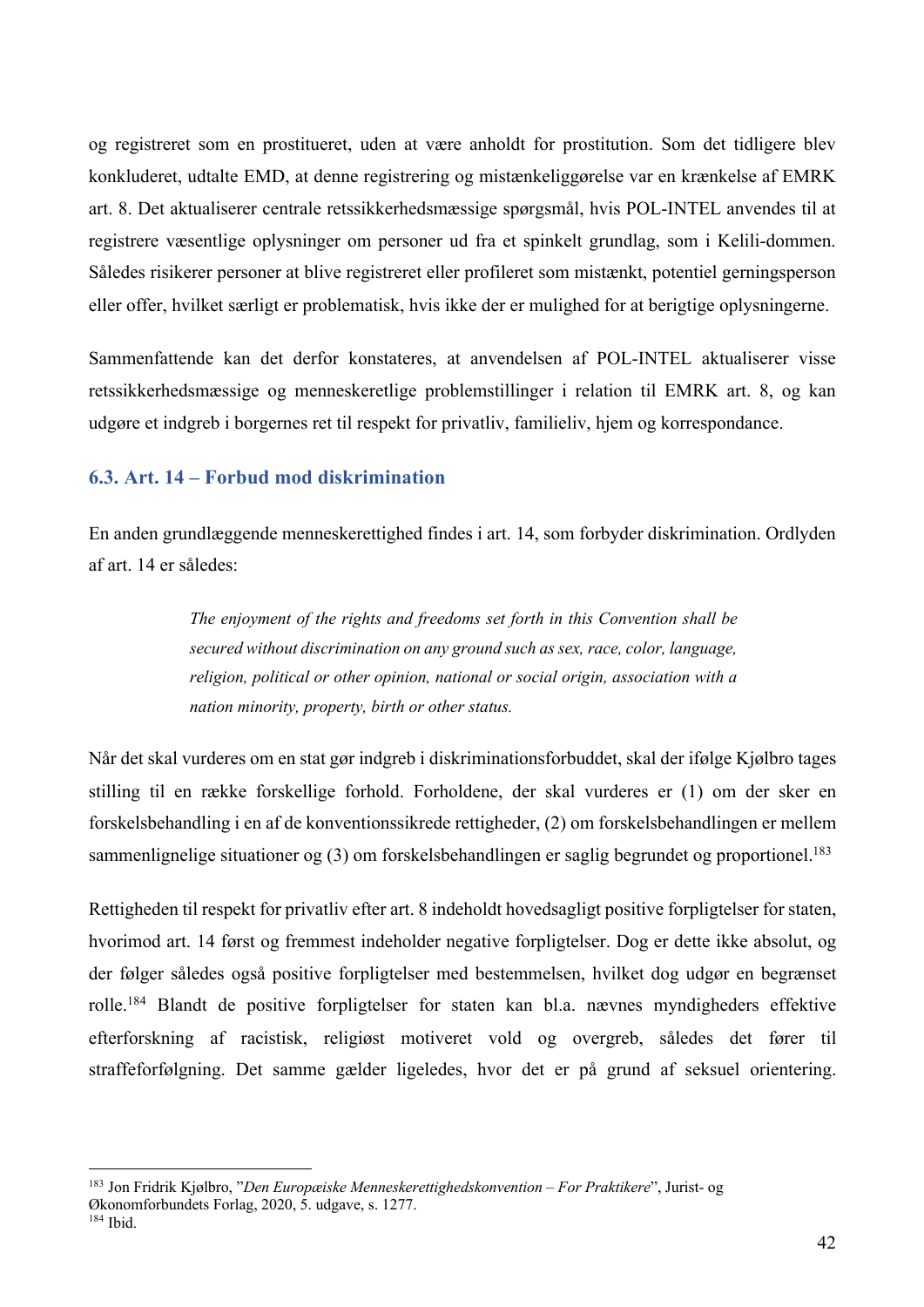og registreret som en prostitueret, uden at være anholdt for prostitution. Som det tidligere blev konkluderet, udtalte EMD, at denne registrering og mistænkeliggørelse var en krænkelse af EMRK art. 8. Det aktualiserer centrale retssikkerhedsmæssige spørgsmål, hvis POL-INTEL anvendes til at registrere væsentlige oplysninger om personer ud fra et spinkelt grundlag, som i Kelili-dommen. Således risikerer personer at blive registreret eller profileret som mistænkt, potentiel gerningsperson eller offer, hvilket særligt er problematisk, hvis ikke der er mulighed for at berigtige oplysningerne.

Sammenfattende kan det derfor konstateres, at anvendelsen af POL-INTEL aktualiserer visse retssikkerhedsmæssige og menneskeretlige problemstillinger i relation til EMRK art. 8, og kan udgøre et indgreb i borgernes ret til respekt for privatliv, familieliv, hjem og korrespondance.

### 6.3. Art. 14 – Forbud mod diskrimination

En anden grundlæggende menneskerettighed findes i art. 14, som forbyder diskrimination. Ordlyden af art. 14 er således:

> *The enjoyment of the rights and freedoms set forth in this Convention shall be secured without discrimination on any ground such as sex, race, color, language, religion, political or other opinion, national or social origin, association with a nation minority, property, birth or other status.*

Når det skal vurderes om en stat gør indgreb i diskriminationsforbuddet, skal der ifølge Kjølbro tages stilling til en række forskellige forhold. Forholdene, der skal vurderes er (1) om der sker en forskelsbehandling i en af de konventionssikrede rettigheder, (2) om forskelsbehandlingen er mellem sammenlignelige situationer og (3) om forskelsbehandlingen er saglig begrundet og proportionel.[183]

Rettigheden til respekt for privatliv efter art. 8 indeholdt hovedsagligt positive forpligtelser for staten, hvorimod art. 14 først og fremmest indeholder negative forpligtelser. Dog er dette ikke absolut, og der følger således også positive forpligtelser med bestemmelsen, hvilket dog udgør en begrænset rolle.[184] Blandt de positive forpligtelser for staten kan bl.a. nævnes myndigheders effektive efterforskning af racistisk, religiøst motiveret vold og overgreb, således det fører til straffeforfølgning. Det samme gælder ligeledes, hvor det er på grund af seksuel orientering.

---

[183] Jon Fridrik Kjølbro, "*Den Europæiske Menneskerettighedskonvention – For Praktikere*", Jurist- og Økonomforbundets Forlag, 2020, 5. udgave, s. 1277.

[184] Ibid.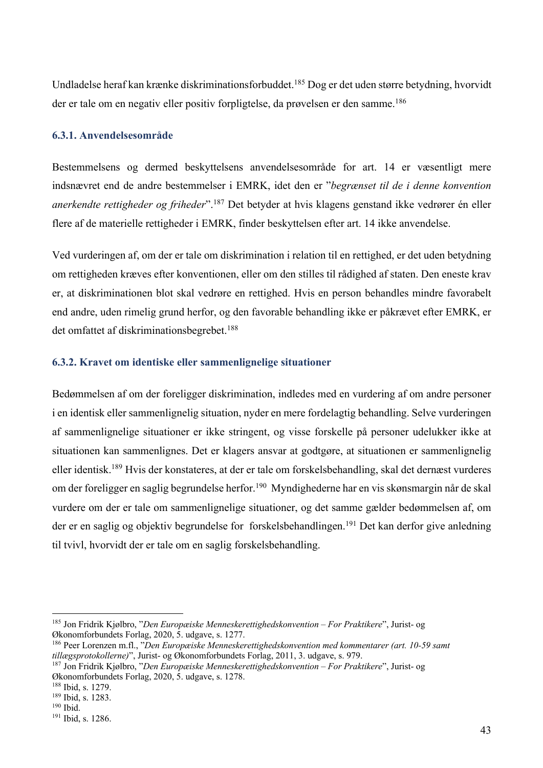Undladelse heraf kan krænke diskriminationsforbuddet.[185] Dog er det uden større betydning, hvorvidt der er tale om en negativ eller positiv forpligtelse, da prøvelsen er den samme.[186]

### 6.3.1. Anvendelsesområde

Bestemmelsens og dermed beskyttelsens anvendelsesområde for art. 14 er væsentligt mere indsnævret end de andre bestemmelser i EMRK, idet den er "*begrænset til de i denne konvention anerkendte rettigheder og friheder*".[187] Det betyder at hvis klagens genstand ikke vedrører én eller flere af de materielle rettigheder i EMRK, finder beskyttelsen efter art. 14 ikke anvendelse.

Ved vurderingen af, om der er tale om diskrimination i relation til en rettighed, er det uden betydning om rettigheden kræves efter konventionen, eller om den stilles til rådighed af staten. Den eneste krav er, at diskriminationen blot skal vedrøre en rettighed. Hvis en person behandles mindre favorabelt end andre, uden rimelig grund herfor, og den favorable behandling ikke er påkrævet efter EMRK, er det omfattet af diskriminationsbegrebet.[188]

### 6.3.2. Kravet om identiske eller sammenlignelige situationer

Bedømmelsen af om der foreligger diskrimination, indledes med en vurdering af om andre personer i en identisk eller sammenlignelig situation, nyder en mere fordelagtig behandling. Selve vurderingen af sammenlignelige situationer er ikke stringent, og visse forskelle på personer udelukker ikke at situationen kan sammenlignes. Det er klagers ansvar at godtgøre, at situationen er sammenlignelig eller identisk.[189] Hvis der konstateres, at der er tale om forskelsbehandling, skal det dernæst vurderes om der foreligger en saglig begrundelse herfor.[190] Myndighederne har en vis skønsmargin når de skal vurdere om der er tale om sammenlignelige situationer, og det samme gælder bedømmelsen af, om der er en saglig og objektiv begrundelse for forskelsbehandlingen.[191] Det kan derfor give anledning til tvivl, hvorvidt der er tale om en saglig forskelsbehandling.

---

[185] Jon Fridrik Kjølbro, "*Den Europæiske Menneskerettighedskonvention – For Praktikere*", Jurist- og Økonomforbundets Forlag, 2020, 5. udgave, s. 1277.

[186] Peer Lorenzen m.fl., "*Den Europæiske Menneskerettighedskonvention med kommentarer (art. 10-59 samt tillægsprotokollerne)*", Jurist- og Økonomforbundets Forlag, 2011, 3. udgave, s. 979.

[187] Jon Fridrik Kjølbro, "*Den Europæiske Menneskerettighedskonvention – For Praktikere*", Jurist- og Økonomforbundets Forlag, 2020, 5. udgave, s. 1278.

[188] Ibid, s. 1279.

[189] Ibid, s. 1283.

[190] Ibid.

[191] Ibid, s. 1286.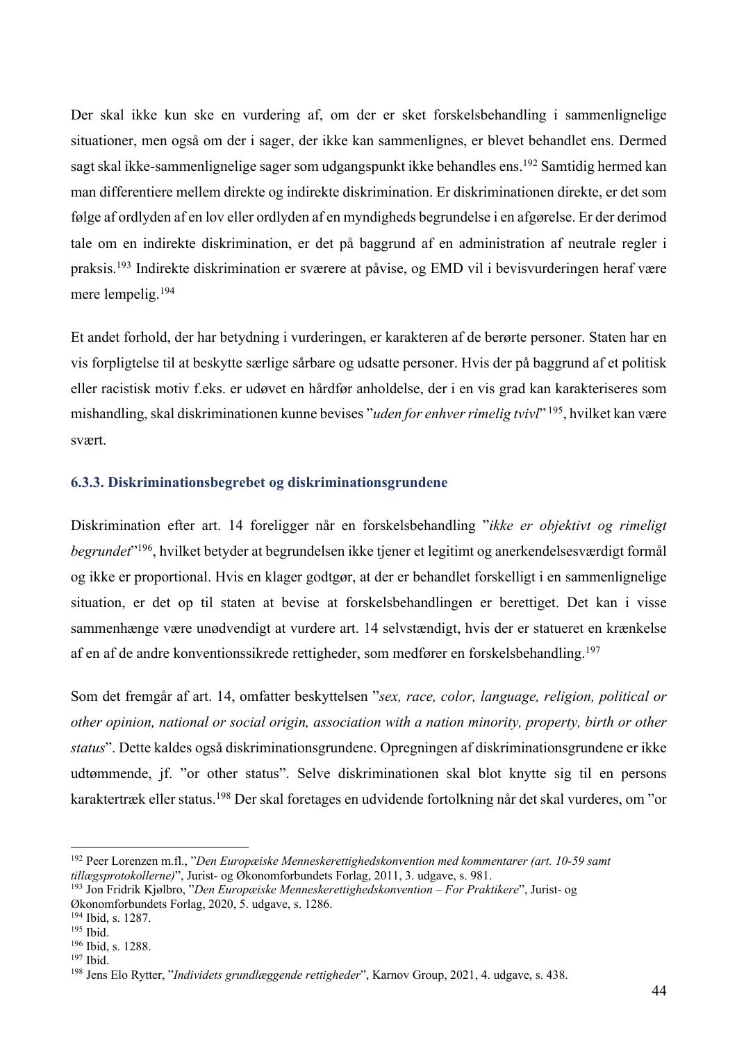Der skal ikke kun ske en vurdering af, om der er sket forskelsbehandling i sammenlignelige situationer, men også om der i sager, der ikke kan sammenlignes, er blevet behandlet ens. Dermed sagt skal ikke-sammenlignelige sager som udgangspunkt ikke behandles ens.[192] Samtidig hermed kan man differentiere mellem direkte og indirekte diskrimination. Er diskriminationen direkte, er det som følge af ordlyden af en lov eller ordlyden af en myndigheds begrundelse i en afgørelse. Er der derimod tale om en indirekte diskrimination, er det på baggrund af en administration af neutrale regler i praksis.[193] Indirekte diskrimination er sværere at påvise, og EMD vil i bevisvurderingen heraf være mere lempelig.[194]

Et andet forhold, der har betydning i vurderingen, er karakteren af de berørte personer. Staten har en vis forpligtelse til at beskytte særlige sårbare og udsatte personer. Hvis der på baggrund af et politisk eller racistisk motiv f.eks. er udøvet en hårdfør anholdelse, der i en vis grad kan karakteriseres som mishandling, skal diskriminationen kunne bevises "*uden for enhver rimelig tvivl*" [195], hvilket kan være svært.

### 6.3.3. Diskriminationsbegrebet og diskriminationsgrundene

Diskrimination efter art. 14 foreligger når en forskelsbehandling "*ikke er objektivt og rimeligt begrundet*"[196], hvilket betyder at begrundelsen ikke tjener et legitimt og anerkendelsesværdigt formål og ikke er proportional. Hvis en klager godtgør, at der er behandlet forskelligt i en sammenlignelige situation, er det op til staten at bevise at forskelsbehandlingen er berettiget. Det kan i visse sammenhænge være unødvendigt at vurdere art. 14 selvstændigt, hvis der er statueret en krænkelse af en af de andre konventionssikrede rettigheder, som medfører en forskelsbehandling.[197]

Som det fremgår af art. 14, omfatter beskyttelsen "*sex, race, color, language, religion, political or other opinion, national or social origin, association with a nation minority, property, birth or other status*". Dette kaldes også diskriminationsgrundene. Opregningen af diskriminationsgrundene er ikke udtømmende, jf. "or other status". Selve diskriminationen skal blot knytte sig til en persons karaktertræk eller status.[198] Der skal foretages en udvidende fortolkning når det skal vurderes, om "or

---

[192] Peer Lorenzen m.fl., "*Den Europæiske Menneskerettighedskonvention med kommentarer (art. 10-59 samt tillægsprotokollerne)*", Jurist- og Økonomforbundets Forlag, 2011, 3. udgave, s. 981.
[193] Jon Fridrik Kjølbro, "*Den Europæiske Menneskerettighedskonvention – For Praktikere*", Jurist- og Økonomforbundets Forlag, 2020, 5. udgave, s. 1286.
[194] Ibid, s. 1287.
[195] Ibid.
[196] Ibid, s. 1288.
[197] Ibid.
[198] Jens Elo Rytter, "*Individets grundlæggende rettigheder*", Karnov Group, 2021, 4. udgave, s. 438.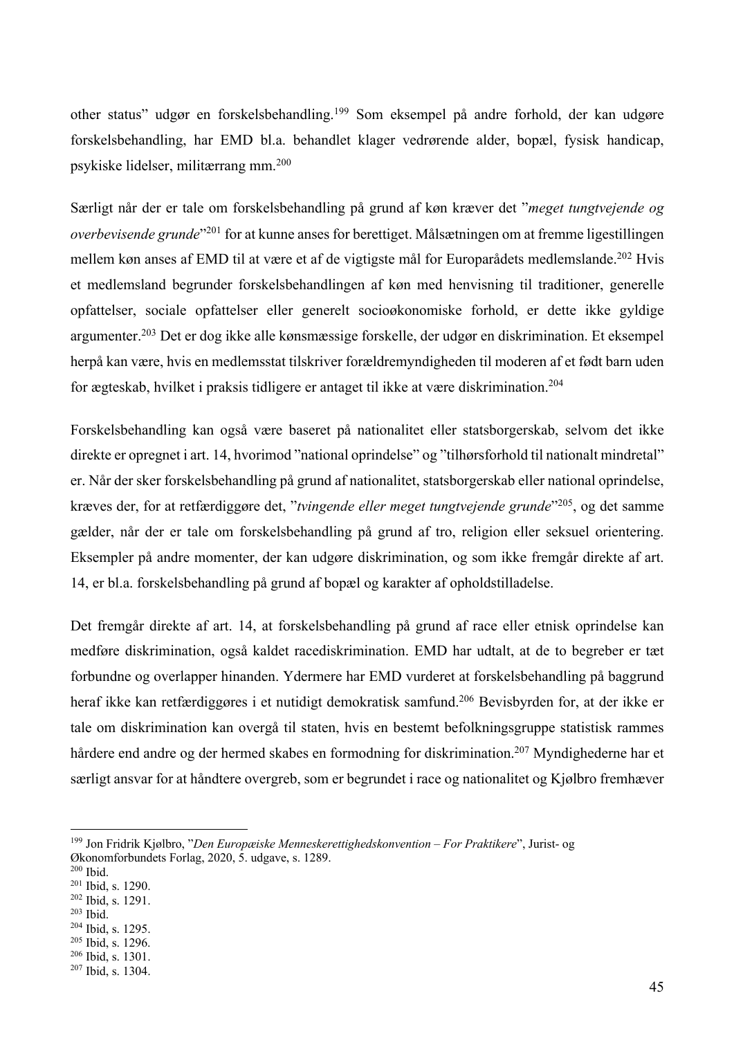other status" udgør en forskelsbehandling.[199] Som eksempel på andre forhold, der kan udgøre forskelsbehandling, har EMD bl.a. behandlet klager vedrørende alder, bopæl, fysisk handicap, psykiske lidelser, militærrang mm.[200]

Særligt når der er tale om forskelsbehandling på grund af køn kræver det "*meget tungtvejende og overbevisende grunde*"[201] for at kunne anses for berettiget. Målsætningen om at fremme ligestillingen mellem køn anses af EMD til at være et af de vigtigste mål for Europarådets medlemslande.[202] Hvis et medlemsland begrunder forskelsbehandlingen af køn med henvisning til traditioner, generelle opfattelser, sociale opfattelser eller generelt socioøkonomiske forhold, er dette ikke gyldige argumenter.[203] Det er dog ikke alle kønsmæssige forskelle, der udgør en diskrimination. Et eksempel herpå kan være, hvis en medlemsstat tilskriver forældremyndigheden til moderen af et født barn uden for ægteskab, hvilket i praksis tidligere er antaget til ikke at være diskrimination.[204]

Forskelsbehandling kan også være baseret på nationalitet eller statsborgerskab, selvom det ikke direkte er opregnet i art. 14, hvorimod "national oprindelse" og "tilhørsforhold til nationalt mindretal" er. Når der sker forskelsbehandling på grund af nationalitet, statsborgerskab eller national oprindelse, kræves der, for at retfærdiggøre det, "*tvingende eller meget tungtvejende grunde*"[205], og det samme gælder, når der er tale om forskelsbehandling på grund af tro, religion eller seksuel orientering. Eksempler på andre momenter, der kan udgøre diskrimination, og som ikke fremgår direkte af art. 14, er bl.a. forskelsbehandling på grund af bopæl og karakter af opholdstilladelse.

Det fremgår direkte af art. 14, at forskelsbehandling på grund af race eller etnisk oprindelse kan medføre diskrimination, også kaldet racediskrimination. EMD har udtalt, at de to begreber er tæt forbundne og overlapper hinanden. Ydermere har EMD vurderet at forskelsbehandling på baggrund heraf ikke kan retfærdiggøres i et nutidigt demokratisk samfund.[206] Bevisbyrden for, at der ikke er tale om diskrimination kan overgå til staten, hvis en bestemt befolkningsgruppe statistisk rammes hårdere end andre og der hermed skabes en formodning for diskrimination.[207] Myndighederne har et særligt ansvar for at håndtere overgreb, som er begrundet i race og nationalitet og Kjølbro fremhæver

---

[199] Jon Fridrik Kjølbro, "*Den Europæiske Menneskerettighedskonvention – For Praktikere*", Jurist- og Økonomforbundets Forlag, 2020, 5. udgave, s. 1289.
[200] Ibid.
[201] Ibid, s. 1290.
[202] Ibid, s. 1291.
[203] Ibid.
[204] Ibid, s. 1295.
[205] Ibid, s. 1296.
[206] Ibid, s. 1301.
[207] Ibid, s. 1304.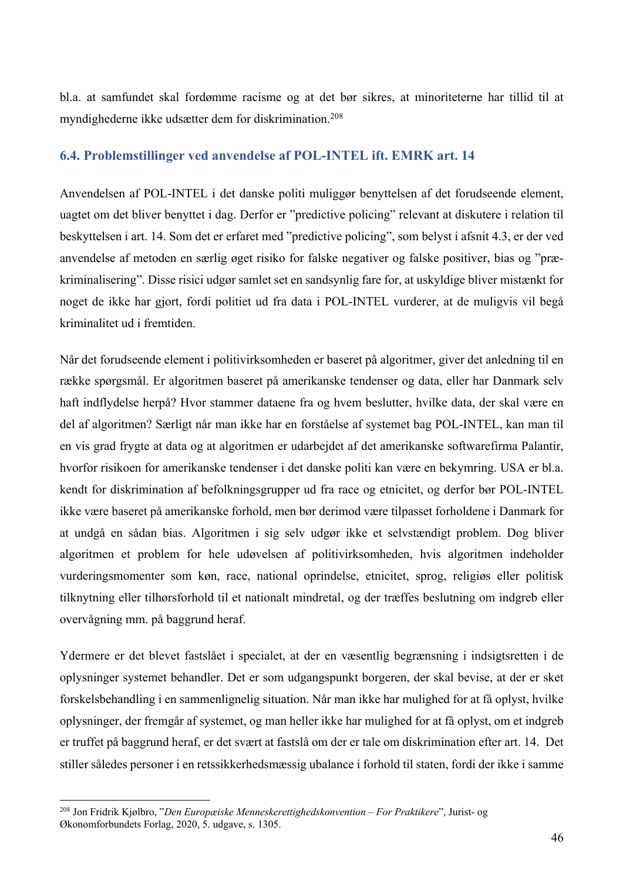bl.a. at samfundet skal fordømme racisme og at det bør sikres, at minoriteterne har tillid til at myndighederne ikke udsætter dem for diskrimination.[208]

### 6.4. Problemstillinger ved anvendelse af POL-INTEL ift. EMRK art. 14

Anvendelsen af POL-INTEL i det danske politi muliggør benyttelsen af det forudseende element, uagtet om det bliver benyttet i dag. Derfor er "predictive policing" relevant at diskutere i relation til beskyttelsen i art. 14. Som det er erfaret med "predictive policing", som belyst i afsnit 4.3, er der ved anvendelse af metoden en særlig øget risiko for falske negativer og falske positiver, bias og "præ-kriminalisering". Disse risici udgør samlet set en sandsynlig fare for, at uskyldige bliver mistænkt for noget de ikke har gjort, fordi politiet ud fra data i POL-INTEL vurderer, at de muligvis vil begå kriminalitet ud i fremtiden.

Når det forudseende element i politivirksomheden er baseret på algoritmer, giver det anledning til en række spørgsmål. Er algoritmen baseret på amerikanske tendenser og data, eller har Danmark selv haft indflydelse herpå? Hvor stammer dataene fra og hvem beslutter, hvilke data, der skal være en del af algoritmen? Særligt når man ikke har en forståelse af systemet bag POL-INTEL, kan man til en vis grad frygte at data og at algoritmen er udarbejdet af det amerikanske softwarefirma Palantir, hvorfor risikoen for amerikanske tendenser i det danske politi kan være en bekymring. USA er bl.a. kendt for diskrimination af befolkningsgrupper ud fra race og etnicitet, og derfor bør POL-INTEL ikke være baseret på amerikanske forhold, men bør derimod være tilpasset forholdene i Danmark for at undgå en sådan bias. Algoritmen i sig selv udgør ikke et selvstændigt problem. Dog bliver algoritmen et problem for hele udøvelsen af politivirksomheden, hvis algoritmen indeholder vurderingsmomenter som køn, race, national oprindelse, etnicitet, sprog, religiøs eller politisk tilknytning eller tilhørsforhold til et nationalt mindretal, og der træffes beslutning om indgreb eller overvågning mm. på baggrund heraf.

Ydermere er det blevet fastslået i specialet, at der en væsentlig begrænsning i indsigtsretten i de oplysninger systemet behandler. Det er som udgangspunkt borgeren, der skal bevise, at der er sket forskelsbehandling i en sammenlignelig situation. Når man ikke har mulighed for at få oplyst, hvilke oplysninger, der fremgår af systemet, og man heller ikke har mulighed for at få oplyst, om et indgreb er truffet på baggrund heraf, er det svært at fastslå om der er tale om diskrimination efter art. 14. Det stiller således personer i en retssikkerhedsmæssig ubalance i forhold til staten, fordi der ikke i samme

[208] Jon Fridrik Kjølbro, "*Den Europæiske Menneskerettighedskonvention – For Praktikere*", Jurist- og Økonomforbundets Forlag, 2020, 5. udgave, s. 1305.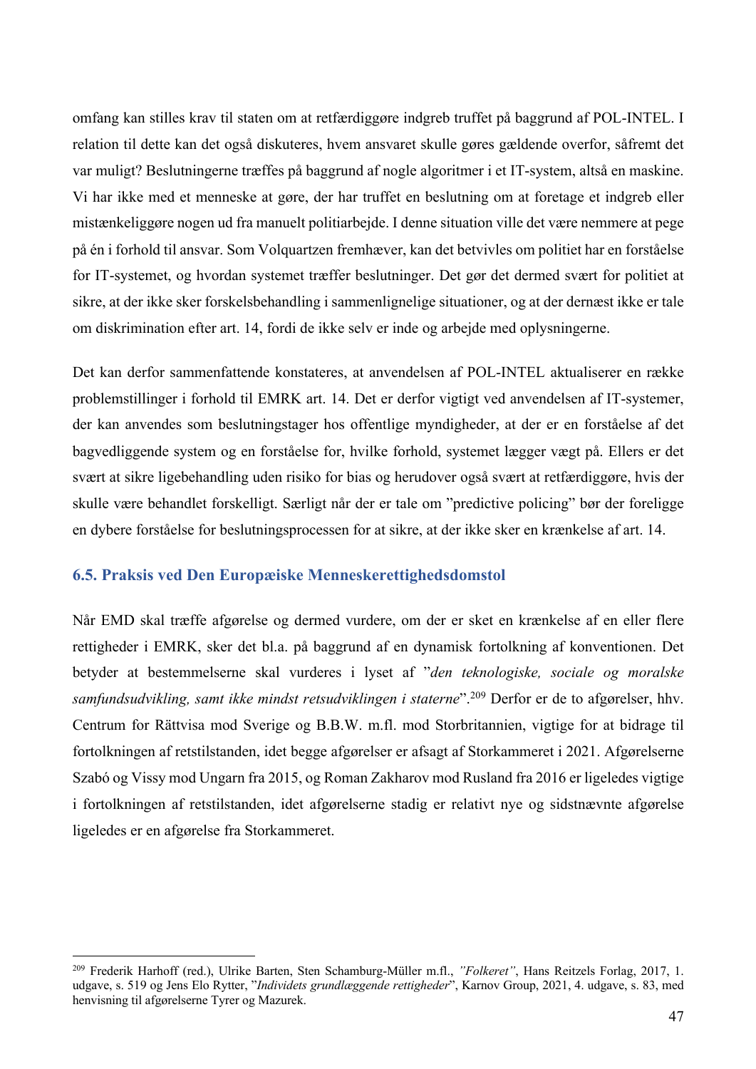omfang kan stilles krav til staten om at retfærdiggøre indgreb truffet på baggrund af POL-INTEL. I relation til dette kan det også diskuteres, hvem ansvaret skulle gøres gældende overfor, såfremt det var muligt? Beslutningerne træffes på baggrund af nogle algoritmer i et IT-system, altså en maskine. Vi har ikke med et menneske at gøre, der har truffet en beslutning om at foretage et indgreb eller mistænkeliggøre nogen ud fra manuelt politiarbejde. I denne situation ville det være nemmere at pege på én i forhold til ansvar. Som Volquartzen fremhæver, kan det betvivles om politiet har en forståelse for IT-systemet, og hvordan systemet træffer beslutninger. Det gør det dermed svært for politiet at sikre, at der ikke sker forskelsbehandling i sammenlignelige situationer, og at der dernæst ikke er tale om diskrimination efter art. 14, fordi de ikke selv er inde og arbejde med oplysningerne.

Det kan derfor sammenfattende konstateres, at anvendelsen af POL-INTEL aktualiserer en række problemstillinger i forhold til EMRK art. 14. Det er derfor vigtigt ved anvendelsen af IT-systemer, der kan anvendes som beslutningstager hos offentlige myndigheder, at der er en forståelse af det bagvedliggende system og en forståelse for, hvilke forhold, systemet lægger vægt på. Ellers er det svært at sikre ligebehandling uden risiko for bias og herudover også svært at retfærdiggøre, hvis der skulle være behandlet forskelligt. Særligt når der er tale om "predictive policing" bør der foreligge en dybere forståelse for beslutningsprocessen for at sikre, at der ikke sker en krænkelse af art. 14.

### 6.5. Praksis ved Den Europæiske Menneskerettighedsdomstol

Når EMD skal træffe afgørelse og dermed vurdere, om der er sket en krænkelse af en eller flere rettigheder i EMRK, sker det bl.a. på baggrund af en dynamisk fortolkning af konventionen. Det betyder at bestemmelserne skal vurderes i lyset af "*den teknologiske, sociale og moralske samfundsudvikling, samt ikke mindst retsudviklingen i staterne*".[209] Derfor er de to afgørelser, hhv. Centrum for Rättvisa mod Sverige og B.B.W. m.fl. mod Storbritannien, vigtige for at bidrage til fortolkningen af retstilstanden, idet begge afgørelser er afsagt af Storkammeret i 2021. Afgørelserne Szabó og Vissy mod Ungarn fra 2015, og Roman Zakharov mod Rusland fra 2016 er ligeledes vigtige i fortolkningen af retstilstanden, idet afgørelserne stadig er relativt nye og sidstnævnte afgørelse ligeledes er en afgørelse fra Storkammeret.

---

[209] Frederik Harhoff (red.), Ulrike Barten, Sten Schamburg-Müller m.fl., *"Folkeret"*, Hans Reitzels Forlag, 2017, 1. udgave, s. 519 og Jens Elo Rytter, "*Individets grundlæggende rettigheder*", Karnov Group, 2021, 4. udgave, s. 83, med henvisning til afgørelserne Tyrer og Mazurek.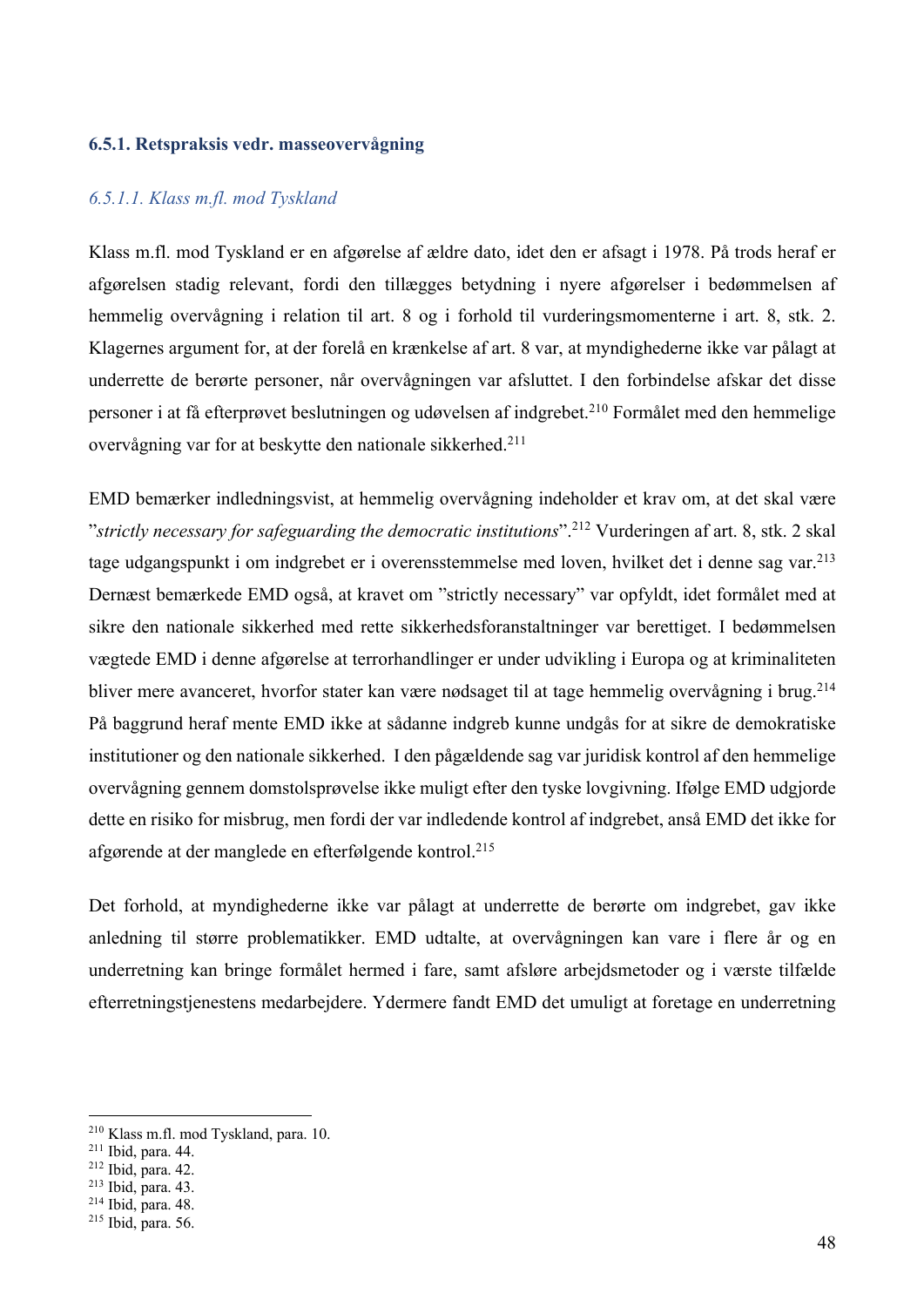### 6.5.1. Retspraksis vedr. masseovervågning

#### *6.5.1.1. Klass m.fl. mod Tyskland*

Klass m.fl. mod Tyskland er en afgørelse af ældre dato, idet den er afsagt i 1978. På trods heraf er afgørelsen stadig relevant, fordi den tillægges betydning i nyere afgørelser i bedømmelsen af hemmelig overvågning i relation til art. 8 og i forhold til vurderingsmomenterne i art. 8, stk. 2. Klagernes argument for, at der forelå en krænkelse af art. 8 var, at myndighederne ikke var pålagt at underrette de berørte personer, når overvågningen var afsluttet. I den forbindelse afskar det disse personer i at få efterprøvet beslutningen og udøvelsen af indgrebet.[210] Formålet med den hemmelige overvågning var for at beskytte den nationale sikkerhed.[211]

EMD bemærker indledningsvist, at hemmelig overvågning indeholder et krav om, at det skal være "*strictly necessary for safeguarding the democratic institutions*".[212] Vurderingen af art. 8, stk. 2 skal tage udgangspunkt i om indgrebet er i overensstemmelse med loven, hvilket det i denne sag var.[213] Dernæst bemærkede EMD også, at kravet om "strictly necessary" var opfyldt, idet formålet med at sikre den nationale sikkerhed med rette sikkerhedsforanstaltninger var berettiget. I bedømmelsen vægtede EMD i denne afgørelse at terrorhandlinger er under udvikling i Europa og at kriminaliteten bliver mere avanceret, hvorfor stater kan være nødsaget til at tage hemmelig overvågning i brug.[214] På baggrund heraf mente EMD ikke at sådanne indgreb kunne undgås for at sikre de demokratiske institutioner og den nationale sikkerhed. I den pågældende sag var juridisk kontrol af den hemmelige overvågning gennem domstolsprøvelse ikke muligt efter den tyske lovgivning. Ifølge EMD udgjorde dette en risiko for misbrug, men fordi der var indledende kontrol af indgrebet, anså EMD det ikke for afgørende at der manglede en efterfølgende kontrol.[215]

Det forhold, at myndighederne ikke var pålagt at underrette de berørte om indgrebet, gav ikke anledning til større problematikker. EMD udtalte, at overvågningen kan vare i flere år og en underretning kan bringe formålet hermed i fare, samt afsløre arbejdsmetoder og i værste tilfælde efterretningstjenestens medarbejdere. Ydermere fandt EMD det umuligt at foretage en underretning

[210] Klass m.fl. mod Tyskland, para. 10.
[211] Ibid, para. 44.
[212] Ibid, para. 42.
[213] Ibid, para. 43.
[214] Ibid, para. 48.
[215] Ibid, para. 56.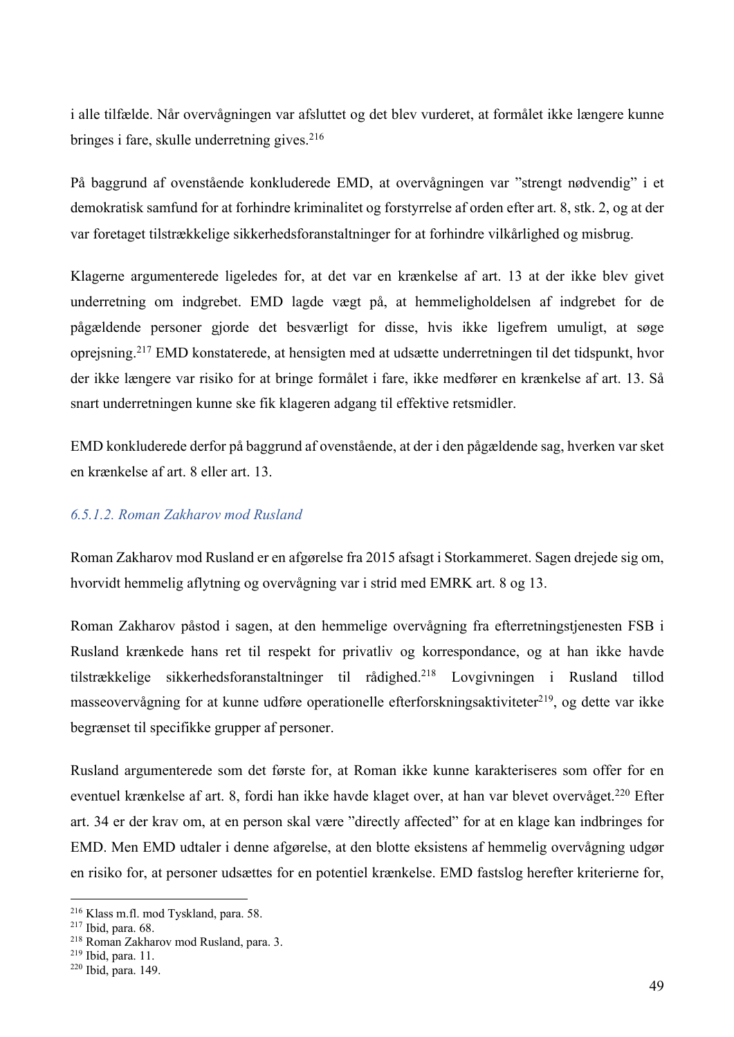i alle tilfælde. Når overvågningen var afsluttet og det blev vurderet, at formålet ikke længere kunne bringes i fare, skulle underretning gives.[216]

På baggrund af ovenstående konkluderede EMD, at overvågningen var "strengt nødvendig" i et demokratisk samfund for at forhindre kriminalitet og forstyrrelse af orden efter art. 8, stk. 2, og at der var foretaget tilstrækkelige sikkerhedsforanstaltninger for at forhindre vilkårlighed og misbrug.

Klagerne argumenterede ligeledes for, at det var en krænkelse af art. 13 at der ikke blev givet underretning om indgrebet. EMD lagde vægt på, at hemmeligholdelsen af indgrebet for de pågældende personer gjorde det besværligt for disse, hvis ikke ligefrem umuligt, at søge oprejsning.[217] EMD konstaterede, at hensigten med at udsætte underretningen til det tidspunkt, hvor der ikke længere var risiko for at bringe formålet i fare, ikke medfører en krænkelse af art. 13. Så snart underretningen kunne ske fik klageren adgang til effektive retsmidler.

EMD konkluderede derfor på baggrund af ovenstående, at der i den pågældende sag, hverken var sket en krænkelse af art. 8 eller art. 13.

#### *6.5.1.2. Roman Zakharov mod Rusland*

Roman Zakharov mod Rusland er en afgørelse fra 2015 afsagt i Storkammeret. Sagen drejede sig om, hvorvidt hemmelig aflytning og overvågning var i strid med EMRK art. 8 og 13.

Roman Zakharov påstod i sagen, at den hemmelige overvågning fra efterretningstjenesten FSB i Rusland krænkede hans ret til respekt for privatliv og korrespondance, og at han ikke havde tilstrækkelige sikkerhedsforanstaltninger til rådighed.[218] Lovgivningen i Rusland tillod masseovervågning for at kunne udføre operationelle efterforskningsaktiviteter[219], og dette var ikke begrænset til specifikke grupper af personer.

Rusland argumenterede som det første for, at Roman ikke kunne karakteriseres som offer for en eventuel krænkelse af art. 8, fordi han ikke havde klaget over, at han var blevet overvåget.[220] Efter art. 34 er der krav om, at en person skal være "directly affected" for at en klage kan indbringes for EMD. Men EMD udtaler i denne afgørelse, at den blotte eksistens af hemmelig overvågning udgør en risiko for, at personer udsættes for en potentiel krænkelse. EMD fastslog herefter kriterierne for,

---

[216] Klass m.fl. mod Tyskland, para. 58.
[217] Ibid, para. 68.
[218] Roman Zakharov mod Rusland, para. 3.
[219] Ibid, para. 11.
[220] Ibid, para. 149.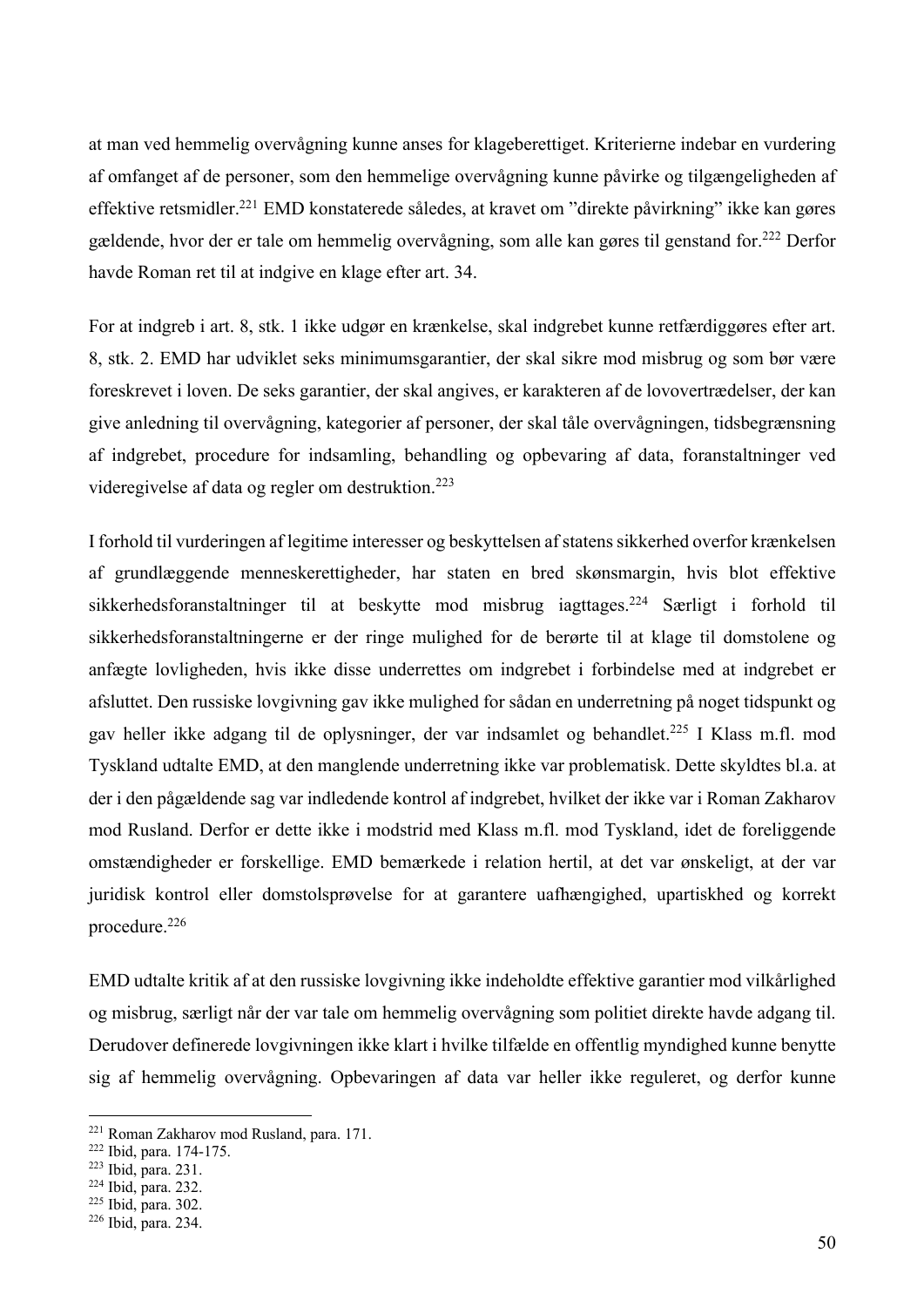at man ved hemmelig overvågning kunne anses for klageberettiget. Kriterierne indebar en vurdering af omfanget af de personer, som den hemmelige overvågning kunne påvirke og tilgængeligheden af effektive retsmidler.[221] EMD konstaterede således, at kravet om "direkte påvirkning" ikke kan gøres gældende, hvor der er tale om hemmelig overvågning, som alle kan gøres til genstand for.[222] Derfor havde Roman ret til at indgive en klage efter art. 34.

For at indgreb i art. 8, stk. 1 ikke udgør en krænkelse, skal indgrebet kunne retfærdiggøres efter art. 8, stk. 2. EMD har udviklet seks minimumsgarantier, der skal sikre mod misbrug og som bør være foreskrevet i loven. De seks garantier, der skal angives, er karakteren af de lovovertrædelser, der kan give anledning til overvågning, kategorier af personer, der skal tåle overvågningen, tidsbegrænsning af indgrebet, procedure for indsamling, behandling og opbevaring af data, foranstaltninger ved videregivelse af data og regler om destruktion.[223]

I forhold til vurderingen af legitime interesser og beskyttelsen af statens sikkerhed overfor krænkelsen af grundlæggende menneskerettigheder, har staten en bred skønsmargin, hvis blot effektive sikkerhedsforanstaltninger til at beskytte mod misbrug iagttages.[224] Særligt i forhold til sikkerhedsforanstaltningerne er der ringe mulighed for de berørte til at klage til domstolene og anfægte lovligheden, hvis ikke disse underrettes om indgrebet i forbindelse med at indgrebet er afsluttet. Den russiske lovgivning gav ikke mulighed for sådan en underretning på noget tidspunkt og gav heller ikke adgang til de oplysninger, der var indsamlet og behandlet.[225] I Klass m.fl. mod Tyskland udtalte EMD, at den manglende underretning ikke var problematisk. Dette skyldtes bl.a. at der i den pågældende sag var indledende kontrol af indgrebet, hvilket der ikke var i Roman Zakharov mod Rusland. Derfor er dette ikke i modstrid med Klass m.fl. mod Tyskland, idet de foreliggende omstændigheder er forskellige. EMD bemærkede i relation hertil, at det var ønskeligt, at der var juridisk kontrol eller domstolsprøvelse for at garantere uafhængighed, upartiskhed og korrekt procedure.[226]

EMD udtalte kritik af at den russiske lovgivning ikke indeholdte effektive garantier mod vilkårlighed og misbrug, særligt når der var tale om hemmelig overvågning som politiet direkte havde adgang til. Derudover definerede lovgivningen ikke klart i hvilke tilfælde en offentlig myndighed kunne benytte sig af hemmelig overvågning. Opbevaringen af data var heller ikke reguleret, og derfor kunne

---

[221] Roman Zakharov mod Rusland, para. 171.
[222] Ibid, para. 174-175.
[223] Ibid, para. 231.
[224] Ibid, para. 232.
[225] Ibid, para. 302.
[226] Ibid, para. 234.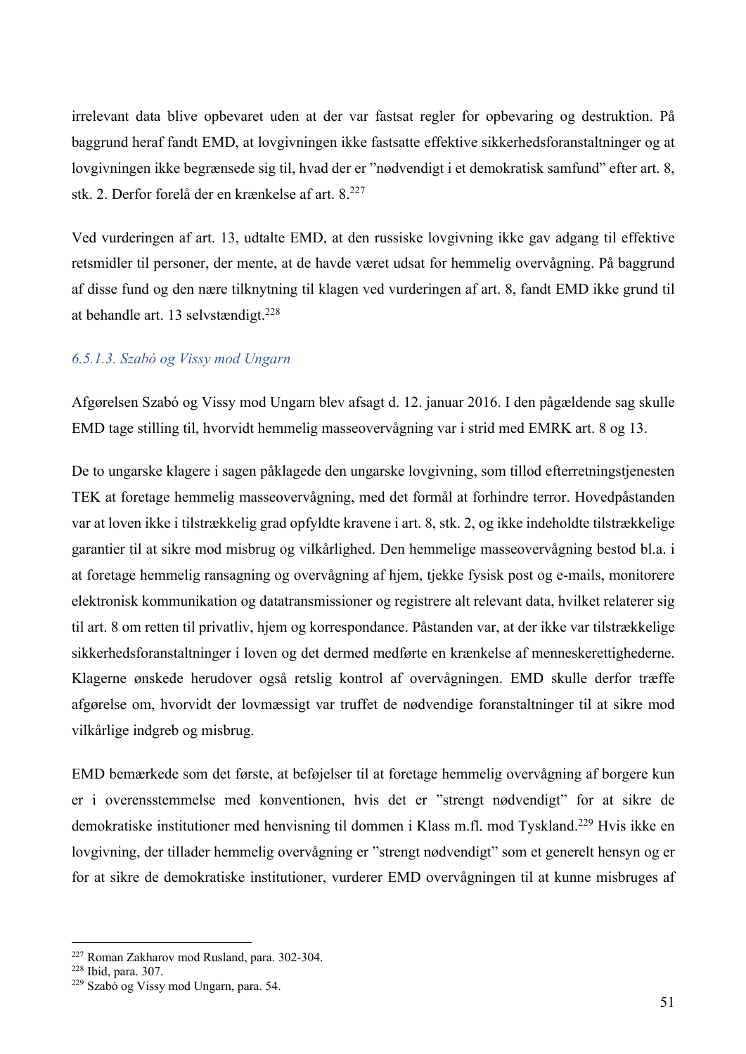irrelevant data blive opbevaret uden at der var fastsat regler for opbevaring og destruktion. På baggrund heraf fandt EMD, at lovgivningen ikke fastsatte effektive sikkerhedsforanstaltninger og at lovgivningen ikke begrænsede sig til, hvad der er "nødvendigt i et demokratisk samfund" efter art. 8, stk. 2. Derfor forelå der en krænkelse af art. 8.[227]

Ved vurderingen af art. 13, udtalte EMD, at den russiske lovgivning ikke gav adgang til effektive retsmidler til personer, der mente, at de havde været udsat for hemmelig overvågning. På baggrund af disse fund og den nære tilknytning til klagen ved vurderingen af art. 8, fandt EMD ikke grund til at behandle art. 13 selvstændigt.[228]

#### *6.5.1.3. Szabó og Vissy mod Ungarn*

Afgørelsen Szabó og Vissy mod Ungarn blev afsagt d. 12. januar 2016. I den pågældende sag skulle EMD tage stilling til, hvorvidt hemmelig masseovervågning var i strid med EMRK art. 8 og 13.

De to ungarske klagere i sagen påklagede den ungarske lovgivning, som tillod efterretningstjenesten TEK at foretage hemmelig masseovervågning, med det formål at forhindre terror. Hovedpåstanden var at loven ikke i tilstrækkelig grad opfyldte kravene i art. 8, stk. 2, og ikke indeholdte tilstrækkelige garantier til at sikre mod misbrug og vilkårlighed. Den hemmelige masseovervågning bestod bl.a. i at foretage hemmelig ransagning og overvågning af hjem, tjekke fysisk post og e-mails, monitorere elektronisk kommunikation og datatransmissioner og registrere alt relevant data, hvilket relaterer sig til art. 8 om retten til privatliv, hjem og korrespondance. Påstanden var, at der ikke var tilstrækkelige sikkerhedsforanstaltninger i loven og det dermed medførte en krænkelse af menneskerettighederne. Klagerne ønskede herudover også retslig kontrol af overvågningen. EMD skulle derfor træffe afgørelse om, hvorvidt der lovmæssigt var truffet de nødvendige foranstaltninger til at sikre mod vilkårlige indgreb og misbrug.

EMD bemærkede som det første, at beføjelser til at foretage hemmelig overvågning af borgere kun er i overensstemmelse med konventionen, hvis det er "strengt nødvendigt" for at sikre de demokratiske institutioner med henvisning til dommen i Klass m.fl. mod Tyskland.[229] Hvis ikke en lovgivning, der tillader hemmelig overvågning er "strengt nødvendigt" som et generelt hensyn og er for at sikre de demokratiske institutioner, vurderer EMD overvågningen til at kunne misbruges af

---

[227] Roman Zakharov mod Rusland, para. 302-304.
[228] Ibid, para. 307.
[229] Szabó og Vissy mod Ungarn, para. 54.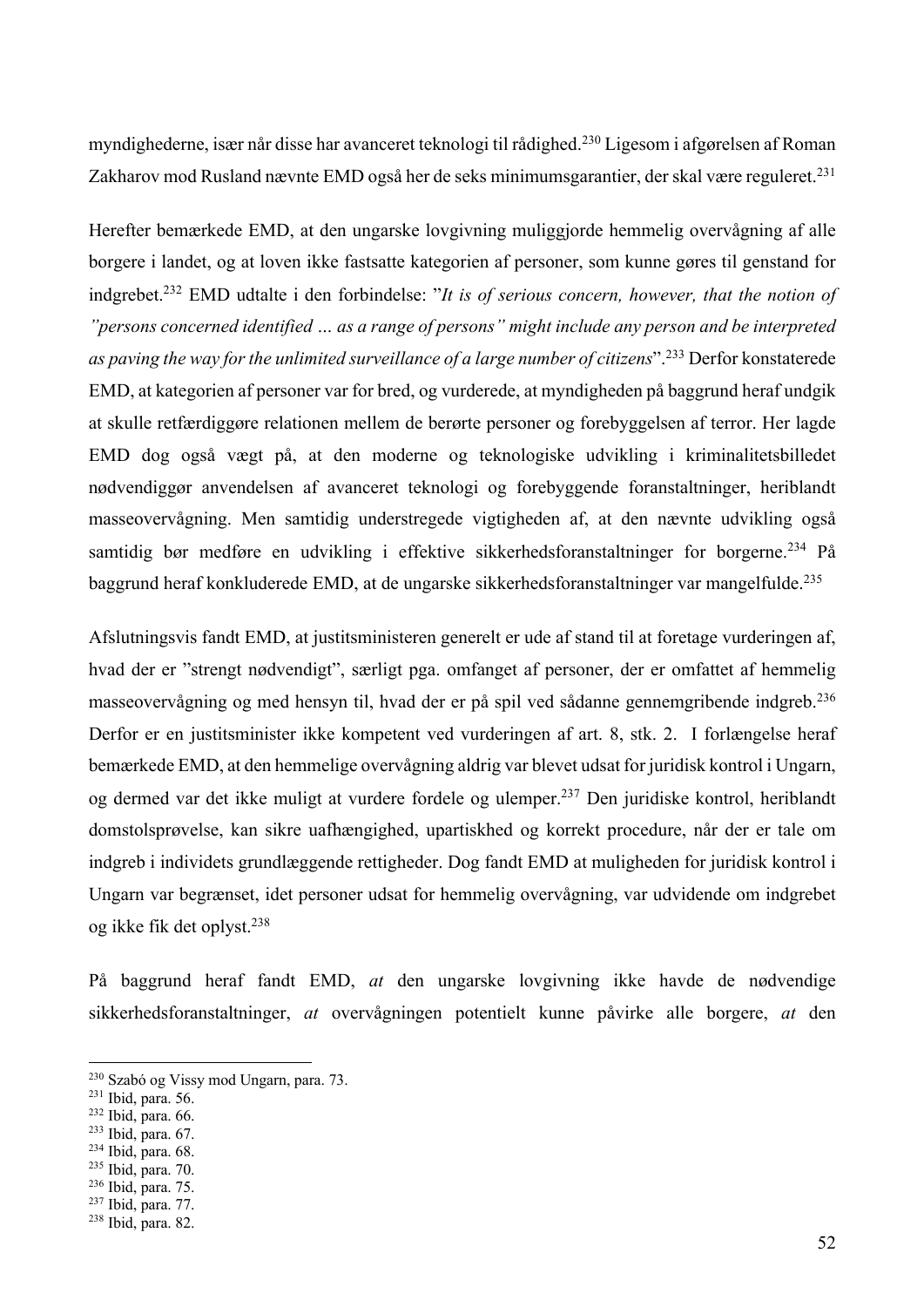myndighederne, især når disse har avanceret teknologi til rådighed.[230] Ligesom i afgørelsen af Roman Zakharov mod Rusland nævnte EMD også her de seks minimumsgarantier, der skal være reguleret.[231]

Herefter bemærkede EMD, at den ungarske lovgivning muliggjorde hemmelig overvågning af alle borgere i landet, og at loven ikke fastsatte kategorien af personer, som kunne gøres til genstand for indgrebet.[232] EMD udtalte i den forbindelse: "*It is of serious concern, however, that the notion of "persons concerned identified … as a range of persons" might include any person and be interpreted as paving the way for the unlimited surveillance of a large number of citizens*".[233] Derfor konstaterede EMD, at kategorien af personer var for bred, og vurderede, at myndigheden på baggrund heraf undgik at skulle retfærdiggøre relationen mellem de berørte personer og forebyggelsen af terror. Her lagde EMD dog også vægt på, at den moderne og teknologiske udvikling i kriminalitetsbilledet nødvendiggør anvendelsen af avanceret teknologi og forebyggende foranstaltninger, heriblandt masseovervågning. Men samtidig understregede vigtigheden af, at den nævnte udvikling også samtidig bør medføre en udvikling i effektive sikkerhedsforanstaltninger for borgerne.[234] På baggrund heraf konkluderede EMD, at de ungarske sikkerhedsforanstaltninger var mangelfulde.[235]

Afslutningsvis fandt EMD, at justitsministeren generelt er ude af stand til at foretage vurderingen af, hvad der er "strengt nødvendigt", særligt pga. omfanget af personer, der er omfattet af hemmelig masseovervågning og med hensyn til, hvad der er på spil ved sådanne gennemgribende indgreb.[236] Derfor er en justitsminister ikke kompetent ved vurderingen af art. 8, stk. 2. I forlængelse heraf bemærkede EMD, at den hemmelige overvågning aldrig var blevet udsat for juridisk kontrol i Ungarn, og dermed var det ikke muligt at vurdere fordele og ulemper.[237] Den juridiske kontrol, heriblandt domstolsprøvelse, kan sikre uafhængighed, upartiskhed og korrekt procedure, når der er tale om indgreb i individets grundlæggende rettigheder. Dog fandt EMD at muligheden for juridisk kontrol i Ungarn var begrænset, idet personer udsat for hemmelig overvågning, var udvidende om indgrebet og ikke fik det oplyst.[238]

På baggrund heraf fandt EMD, *at* den ungarske lovgivning ikke havde de nødvendige sikkerhedsforanstaltninger, *at* overvågningen potentielt kunne påvirke alle borgere, *at* den

---

[230] Szabó og Vissy mod Ungarn, para. 73.
[231] Ibid, para. 56.
[232] Ibid, para. 66.
[233] Ibid, para. 67.
[234] Ibid, para. 68.
[235] Ibid, para. 70.
[236] Ibid, para. 75.
[237] Ibid, para. 77.
[238] Ibid, para. 82.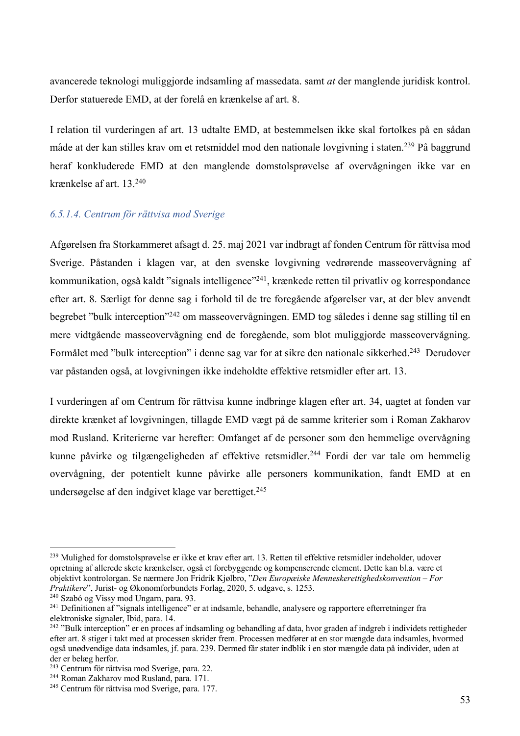avancerede teknologi muliggjorde indsamling af massedata. samt *at* der manglende juridisk kontrol. Derfor statuerede EMD, at der forelå en krænkelse af art. 8.

I relation til vurderingen af art. 13 udtalte EMD, at bestemmelsen ikke skal fortolkes på en sådan måde at der kan stilles krav om et retsmiddel mod den nationale lovgivning i staten.[239] På baggrund heraf konkluderede EMD at den manglende domstolsprøvelse af overvågningen ikke var en krænkelse af art. 13.[240]

#### *6.5.1.4. Centrum för rättvisa mod Sverige*

Afgørelsen fra Storkammeret afsagt d. 25. maj 2021 var indbragt af fonden Centrum för rättvisa mod Sverige. Påstanden i klagen var, at den svenske lovgivning vedrørende masseovervågning af kommunikation, også kaldt "signals intelligence"[241], krænkede retten til privatliv og korrespondance efter art. 8. Særligt for denne sag i forhold til de tre foregående afgørelser var, at der blev anvendt begrebet "bulk interception"[242] om masseovervågningen. EMD tog således i denne sag stilling til en mere vidtgående masseovervågning end de foregående, som blot muliggjorde masseovervågning. Formålet med "bulk interception" i denne sag var for at sikre den nationale sikkerhed.[243] Derudover var påstanden også, at lovgivningen ikke indeholdte effektive retsmidler efter art. 13.

I vurderingen af om Centrum för rättvisa kunne indbringe klagen efter art. 34, uagtet at fonden var direkte krænket af lovgivningen, tillagde EMD vægt på de samme kriterier som i Roman Zakharov mod Rusland. Kriterierne var herefter: Omfanget af de personer som den hemmelige overvågning kunne påvirke og tilgængeligheden af effektive retsmidler.[244] Fordi der var tale om hemmelig overvågning, der potentielt kunne påvirke alle personers kommunikation, fandt EMD at en undersøgelse af den indgivet klage var berettiget.[245]

---

[239] Mulighed for domstolsprøvelse er ikke et krav efter art. 13. Retten til effektive retsmidler indeholder, udover opretning af allerede skete krænkelser, også et forebyggende og kompenserende element. Dette kan bl.a. være et objektivt kontrolorgan. Se nærmere Jon Fridrik Kjølbro, "*Den Europæiske Menneskerettighedskonvention – For Praktikere*", Jurist- og Økonomforbundets Forlag, 2020, 5. udgave, s. 1253.

[240] Szabó og Vissy mod Ungarn, para. 93.

[241] Definitionen af "signals intelligence" er at indsamle, behandle, analysere og rapportere efterretninger fra elektroniske signaler, Ibid, para. 14.

[242] "Bulk interception" er en proces af indsamling og behandling af data, hvor graden af indgreb i individets rettigheder efter art. 8 stiger i takt med at processen skrider frem. Processen medfører at en stor mængde data indsamles, hvormed også unødvendige data indsamles, jf. para. 239. Dermed får stater indblik i en stor mængde data på individer, uden at der er belæg herfor.

[243] Centrum för rättvisa mod Sverige, para. 22.

[244] Roman Zakharov mod Rusland, para. 171.

[245] Centrum för rättvisa mod Sverige, para. 177.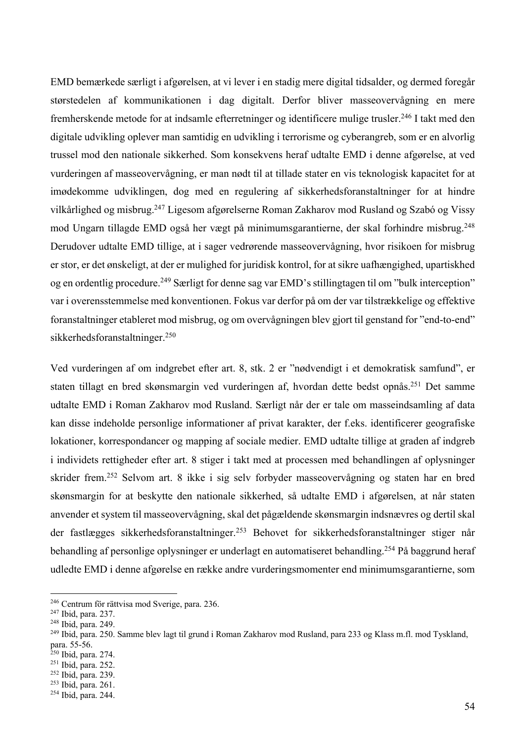EMD bemærkede særligt i afgørelsen, at vi lever i en stadig mere digital tidsalder, og dermed foregår størstedelen af kommunikationen i dag digitalt. Derfor bliver masseovervågning en mere fremherskende metode for at indsamle efterretninger og identificere mulige trusler.[246] I takt med den digitale udvikling oplever man samtidig en udvikling i terrorisme og cyberangreb, som er en alvorlig trussel mod den nationale sikkerhed. Som konsekvens heraf udtalte EMD i denne afgørelse, at ved vurderingen af masseovervågning, er man nødt til at tillade stater en vis teknologisk kapacitet for at imødekomme udviklingen, dog med en regulering af sikkerhedsforanstaltninger for at hindre vilkårlighed og misbrug.[247] Ligesom afgørelserne Roman Zakharov mod Rusland og Szabó og Vissy mod Ungarn tillagde EMD også her vægt på minimumsgarantierne, der skal forhindre misbrug.[248] Derudover udtalte EMD tillige, at i sager vedrørende masseovervågning, hvor risikoen for misbrug er stor, er det ønskeligt, at der er mulighed for juridisk kontrol, for at sikre uafhængighed, upartiskhed og en ordentlig procedure.[249] Særligt for denne sag var EMD's stillingtagen til om "bulk interception" var i overensstemmelse med konventionen. Fokus var derfor på om der var tilstrækkelige og effektive foranstaltninger etableret mod misbrug, og om overvågningen blev gjort til genstand for "end-to-end" sikkerhedsforanstaltninger.[250]

Ved vurderingen af om indgrebet efter art. 8, stk. 2 er "nødvendigt i et demokratisk samfund", er staten tillagt en bred skønsmargin ved vurderingen af, hvordan dette bedst opnås.[251] Det samme udtalte EMD i Roman Zakharov mod Rusland. Særligt når der er tale om masseindsamling af data kan disse indeholde personlige informationer af privat karakter, der f.eks. identificerer geografiske lokationer, korrespondancer og mapping af sociale medier. EMD udtalte tillige at graden af indgreb i individets rettigheder efter art. 8 stiger i takt med at processen med behandlingen af oplysninger skrider frem.[252] Selvom art. 8 ikke i sig selv forbyder masseovervågning og staten har en bred skønsmargin for at beskytte den nationale sikkerhed, så udtalte EMD i afgørelsen, at når staten anvender et system til masseovervågning, skal det pågældende skønsmargin indsnævres og dertil skal der fastlægges sikkerhedsforanstaltninger.[253] Behovet for sikkerhedsforanstaltninger stiger når behandling af personlige oplysninger er underlagt en automatiseret behandling.[254] På baggrund heraf udledte EMD i denne afgørelse en række andre vurderingsmomenter end minimumsgarantierne, som

---

[246] Centrum för rättvisa mod Sverige, para. 236.
[247] Ibid, para. 237.
[248] Ibid, para. 249.
[249] Ibid, para. 250. Samme blev lagt til grund i Roman Zakharov mod Rusland, para 233 og Klass m.fl. mod Tyskland, para. 55-56.
[250] Ibid, para. 274.
[251] Ibid, para. 252.
[252] Ibid, para. 239.
[253] Ibid, para. 261.
[254] Ibid, para. 244.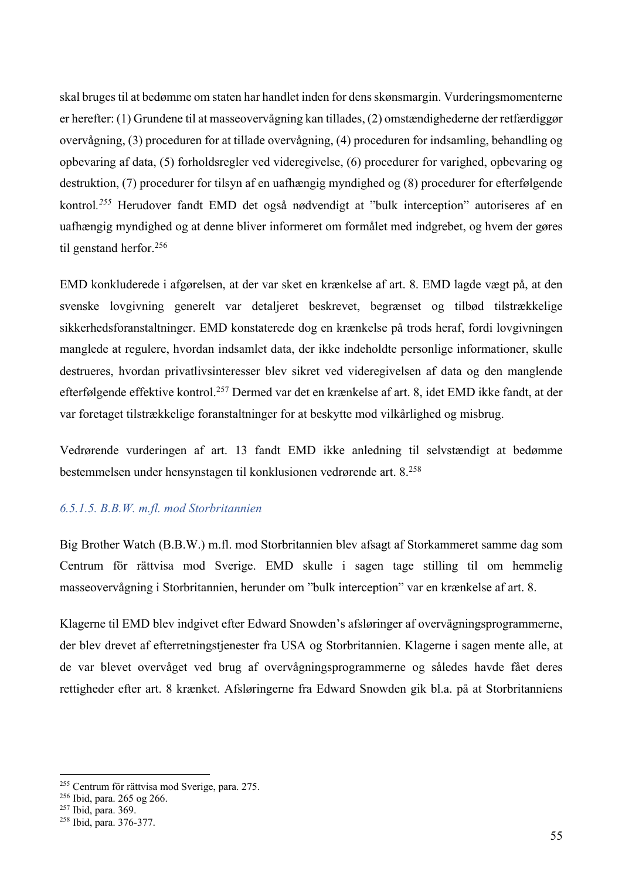skal bruges til at bedømme om staten har handlet inden for dens skønsmargin. Vurderingsmomenterne er herefter: (1) Grundene til at masseovervågning kan tillades, (2) omstændighederne der retfærdiggør overvågning, (3) proceduren for at tillade overvågning, (4) proceduren for indsamling, behandling og opbevaring af data, (5) forholdsregler ved videregivelse, (6) procedurer for varighed, opbevaring og destruktion, (7) procedurer for tilsyn af en uafhængig myndighed og (8) procedurer for efterfølgende kontrol.[255] Herudover fandt EMD det også nødvendigt at ”bulk interception” autoriseres af en uafhængig myndighed og at denne bliver informeret om formålet med indgrebet, og hvem der gøres til genstand herfor.[256]

EMD konkluderede i afgørelsen, at der var sket en krænkelse af art. 8. EMD lagde vægt på, at den svenske lovgivning generelt var detaljeret beskrevet, begrænset og tilbød tilstrækkelige sikkerhedsforanstaltninger. EMD konstaterede dog en krænkelse på trods heraf, fordi lovgivningen manglede at regulere, hvordan indsamlet data, der ikke indeholdte personlige informationer, skulle destrueres, hvordan privatlivsinteresser blev sikret ved videregivelsen af data og den manglende efterfølgende effektive kontrol.[257] Dermed var det en krænkelse af art. 8, idet EMD ikke fandt, at der var foretaget tilstrækkelige foranstaltninger for at beskytte mod vilkårlighed og misbrug.

Vedrørende vurderingen af art. 13 fandt EMD ikke anledning til selvstændigt at bedømme bestemmelsen under hensynstagen til konklusionen vedrørende art. 8.[258]

#### *6.5.1.5. B.B.W. m.fl. mod Storbritannien*

Big Brother Watch (B.B.W.) m.fl. mod Storbritannien blev afsagt af Storkammeret samme dag som Centrum för rättvisa mod Sverige. EMD skulle i sagen tage stilling til om hemmelig masseovervågning i Storbritannien, herunder om ”bulk interception” var en krænkelse af art. 8.

Klagerne til EMD blev indgivet efter Edward Snowden’s afsløringer af overvågningsprogrammerne, der blev drevet af efterretningstjenester fra USA og Storbritannien. Klagerne i sagen mente alle, at de var blevet overvåget ved brug af overvågningsprogrammerne og således havde fået deres rettigheder efter art. 8 krænket. Afsløringerne fra Edward Snowden gik bl.a. på at Storbritanniens

---

[255] Centrum för rättvisa mod Sverige, para. 275.
[256] Ibid, para. 265 og 266.
[257] Ibid, para. 369.
[258] Ibid, para. 376-377.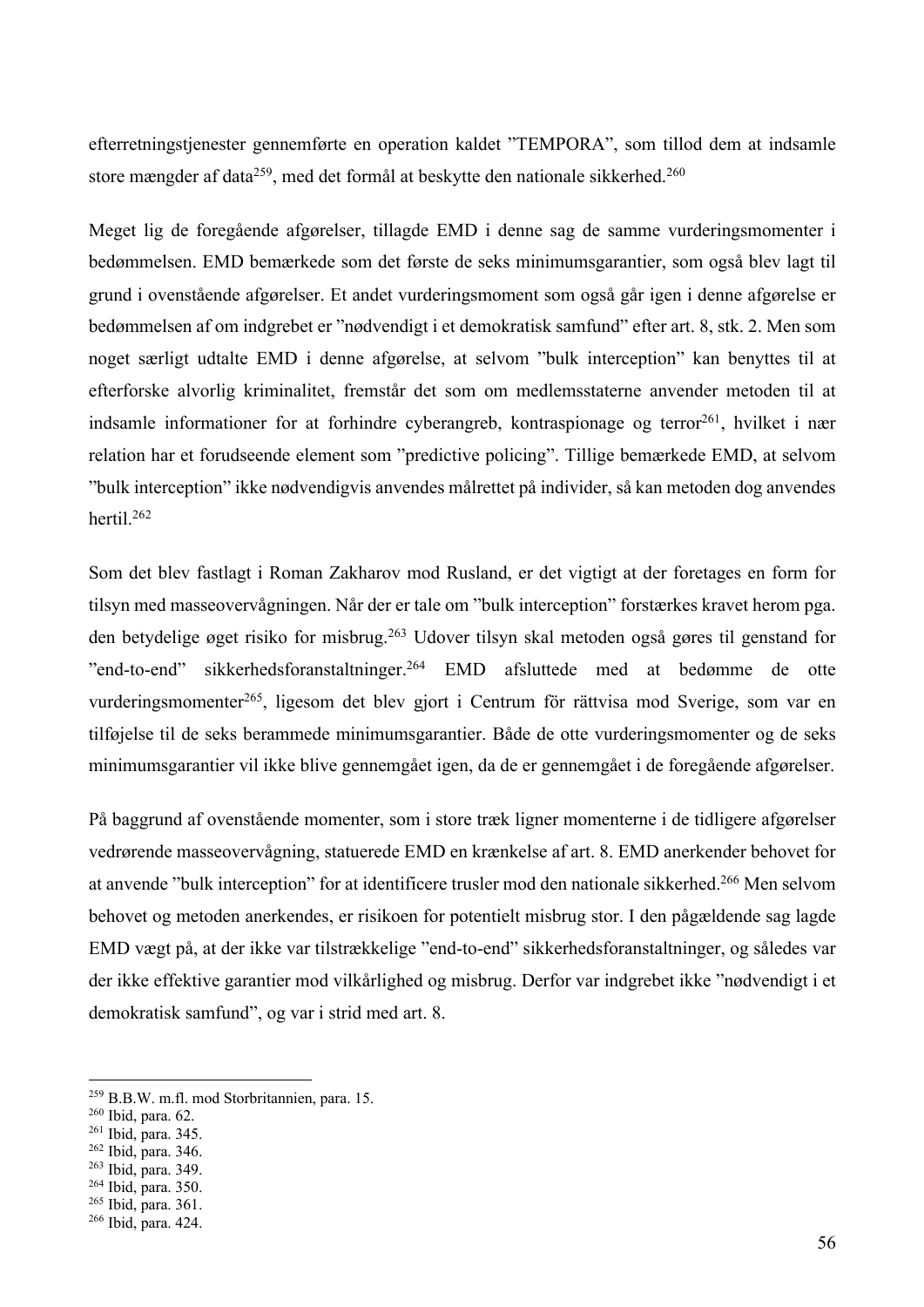efterretningstjenester gennemførte en operation kaldet "TEMPORA", som tillod dem at indsamle store mængder af data[259], med det formål at beskytte den nationale sikkerhed.[260]

Meget lig de foregående afgørelser, tillagde EMD i denne sag de samme vurderingsmomenter i bedømmelsen. EMD bemærkede som det første de seks minimumsgarantier, som også blev lagt til grund i ovenstående afgørelser. Et andet vurderingsmoment som også går igen i denne afgørelse er bedømmelsen af om indgrebet er "nødvendigt i et demokratisk samfund" efter art. 8, stk. 2. Men som noget særligt udtalte EMD i denne afgørelse, at selvom "bulk interception" kan benyttes til at efterforske alvorlig kriminalitet, fremstår det som om medlemsstaterne anvender metoden til at indsamle informationer for at forhindre cyberangreb, kontraspionage og terror[261], hvilket i nær relation har et forudseende element som "predictive policing". Tillige bemærkede EMD, at selvom "bulk interception" ikke nødvendigvis anvendes målrettet på individer, så kan metoden dog anvendes hertil.[262]

Som det blev fastlagt i Roman Zakharov mod Rusland, er det vigtigt at der foretages en form for tilsyn med masseovervågningen. Når der er tale om "bulk interception" forstærkes kravet herom pga. den betydelige øget risiko for misbrug.[263] Udover tilsyn skal metoden også gøres til genstand for "end-to-end" sikkerhedsforanstaltninger.[264] EMD afsluttede med at bedømme de otte vurderingsmomenter[265], ligesom det blev gjort i Centrum för rättvisa mod Sverige, som var en tilføjelse til de seks berammede minimumsgarantier. Både de otte vurderingsmomenter og de seks minimumsgarantier vil ikke blive gennemgået igen, da de er gennemgået i de foregående afgørelser.

På baggrund af ovenstående momenter, som i store træk ligner momenterne i de tidligere afgørelser vedrørende masseovervågning, statuerede EMD en krænkelse af art. 8. EMD anerkender behovet for at anvende "bulk interception" for at identificere trusler mod den nationale sikkerhed.[266] Men selvom behovet og metoden anerkendes, er risikoen for potentielt misbrug stor. I den pågældende sag lagde EMD vægt på, at der ikke var tilstrækkelige "end-to-end" sikkerhedsforanstaltninger, og således var der ikke effektive garantier mod vilkårlighed og misbrug. Derfor var indgrebet ikke "nødvendigt i et demokratisk samfund", og var i strid med art. 8.

---

[259] B.B.W. m.fl. mod Storbritannien, para. 15.
[260] Ibid, para. 62.
[261] Ibid, para. 345.
[262] Ibid, para. 346.
[263] Ibid, para. 349.
[264] Ibid, para. 350.
[265] Ibid, para. 361.
[266] Ibid, para. 424.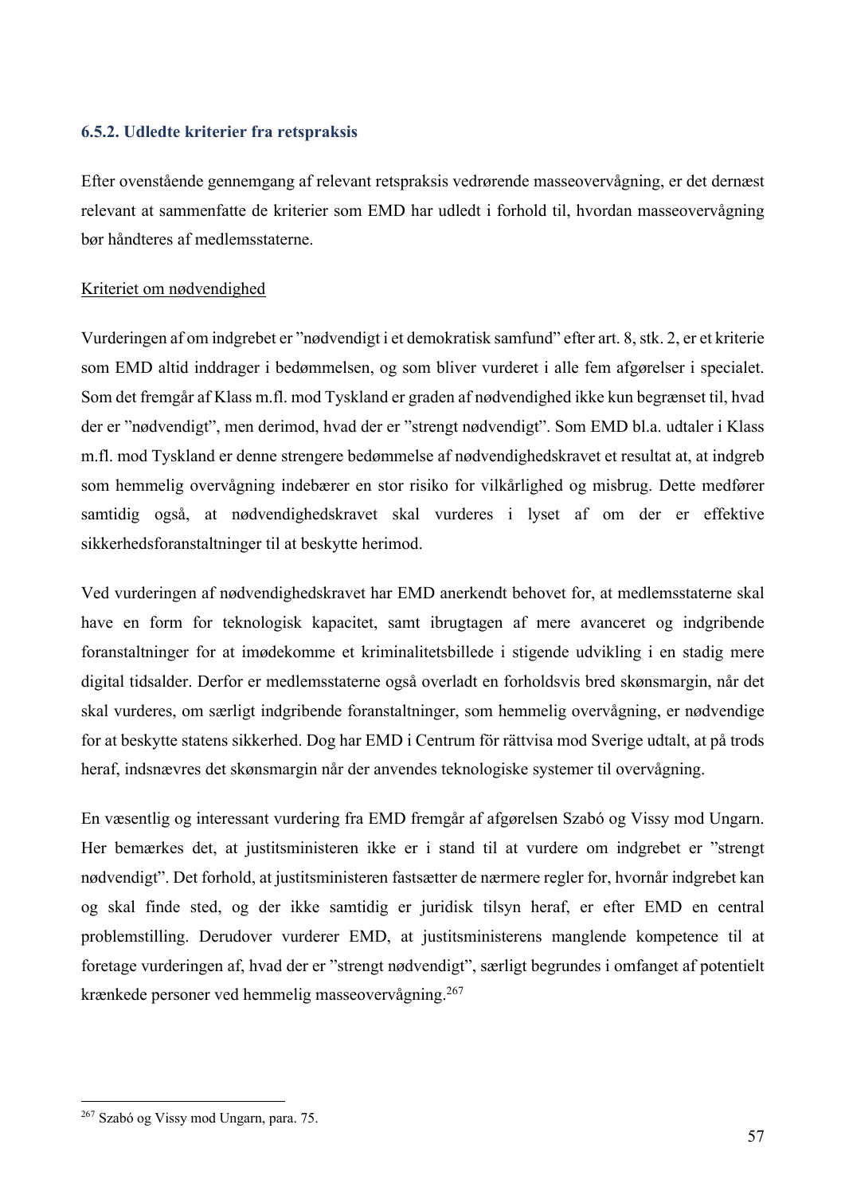### 6.5.2. Udledte kriterier fra retspraksis

Efter ovenstående gennemgang af relevant retspraksis vedrørende masseovervågning, er det dernæst relevant at sammenfatte de kriterier som EMD har udledt i forhold til, hvordan masseovervågning bør håndteres af medlemsstaterne.

<u>Kriteriet om nødvendighed</u>

Vurderingen af om indgrebet er "nødvendigt i et demokratisk samfund" efter art. 8, stk. 2, er et kriterie som EMD altid inddrager i bedømmelsen, og som bliver vurderet i alle fem afgørelser i specialet. Som det fremgår af Klass m.fl. mod Tyskland er graden af nødvendighed ikke kun begrænset til, hvad der er "nødvendigt", men derimod, hvad der er "strengt nødvendigt". Som EMD bl.a. udtaler i Klass m.fl. mod Tyskland er denne strengere bedømmelse af nødvendighedskravet et resultat at, at indgreb som hemmelig overvågning indebærer en stor risiko for vilkårlighed og misbrug. Dette medfører samtidig også, at nødvendighedskravet skal vurderes i lyset af om der er effektive sikkerhedsforanstaltninger til at beskytte herimod.

Ved vurderingen af nødvendighedskravet har EMD anerkendt behovet for, at medlemsstaterne skal have en form for teknologisk kapacitet, samt ibrugtagen af mere avanceret og indgribende foranstaltninger for at imødekomme et kriminalitetsbillede i stigende udvikling i en stadig mere digital tidsalder. Derfor er medlemsstaterne også overladt en forholdsvis bred skønsmargin, når det skal vurderes, om særligt indgribende foranstaltninger, som hemmelig overvågning, er nødvendige for at beskytte statens sikkerhed. Dog har EMD i Centrum för rättvisa mod Sverige udtalt, at på trods heraf, indsnævres det skønsmargin når der anvendes teknologiske systemer til overvågning.

En væsentlig og interessant vurdering fra EMD fremgår af afgørelsen Szabó og Vissy mod Ungarn. Her bemærkes det, at justitsministeren ikke er i stand til at vurdere om indgrebet er "strengt nødvendigt". Det forhold, at justitsministeren fastsætter de nærmere regler for, hvornår indgrebet kan og skal finde sted, og der ikke samtidig er juridisk tilsyn heraf, er efter EMD en central problemstilling. Derudover vurderer EMD, at justitsministerens manglende kompetence til at foretage vurderingen af, hvad der er "strengt nødvendigt", særligt begrundes i omfanget af potentielt krænkede personer ved hemmelig masseovervågning.[267]

[267] Szabó og Vissy mod Ungarn, para. 75.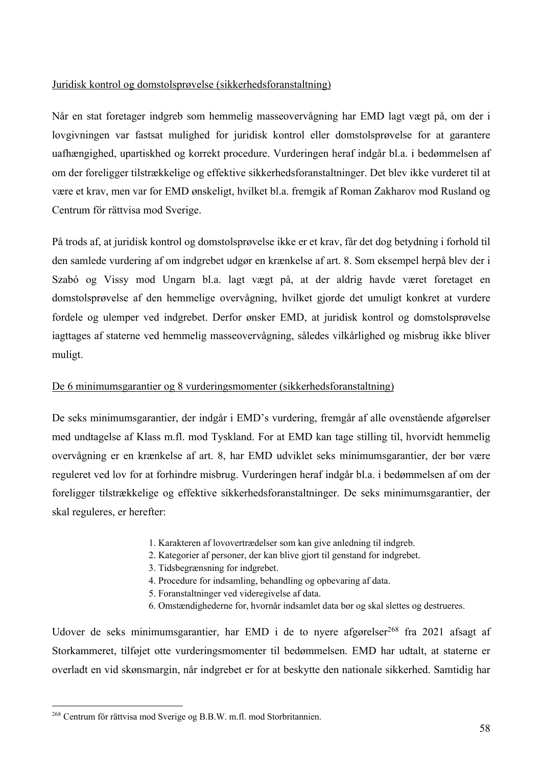Juridisk kontrol og domstolsprøvelse (sikkerhedsforanstaltning)

Når en stat foretager indgreb som hemmelig masseovervågning har EMD lagt vægt på, om der i lovgivningen var fastsat mulighed for juridisk kontrol eller domstolsprøvelse for at garantere uafhængighed, upartiskhed og korrekt procedure. Vurderingen heraf indgår bl.a. i bedømmelsen af om der foreligger tilstrækkelige og effektive sikkerhedsforanstaltninger. Det blev ikke vurderet til at være et krav, men var for EMD ønskeligt, hvilket bl.a. fremgik af Roman Zakharov mod Rusland og Centrum för rättvisa mod Sverige.

På trods af, at juridisk kontrol og domstolsprøvelse ikke er et krav, får det dog betydning i forhold til den samlede vurdering af om indgrebet udgør en krænkelse af art. 8. Som eksempel herpå blev der i Szabó og Vissy mod Ungarn bl.a. lagt vægt på, at der aldrig havde været foretaget en domstolsprøvelse af den hemmelige overvågning, hvilket gjorde det umuligt konkret at vurdere fordele og ulemper ved indgrebet. Derfor ønsker EMD, at juridisk kontrol og domstolsprøvelse iagttages af staterne ved hemmelig masseovervågning, således vilkårlighed og misbrug ikke bliver muligt.

De 6 minimumsgarantier og 8 vurderingsmomenter (sikkerhedsforanstaltning)

De seks minimumsgarantier, der indgår i EMD's vurdering, fremgår af alle ovenstående afgørelser med undtagelse af Klass m.fl. mod Tyskland. For at EMD kan tage stilling til, hvorvidt hemmelig overvågning er en krænkelse af art. 8, har EMD udviklet seks minimumsgarantier, der bør være reguleret ved lov for at forhindre misbrug. Vurderingen heraf indgår bl.a. i bedømmelsen af om der foreligger tilstrækkelige og effektive sikkerhedsforanstaltninger. De seks minimumsgarantier, der skal reguleres, er herefter:

1. Karakteren af lovovertrædelser som kan give anledning til indgreb.
2. Kategorier af personer, der kan blive gjort til genstand for indgrebet.
3. Tidsbegrænsning for indgrebet.
4. Procedure for indsamling, behandling og opbevaring af data.
5. Foranstaltninger ved videregivelse af data.
6. Omstændighederne for, hvornår indsamlet data bør og skal slettes og destrueres.

Udover de seks minimumsgarantier, har EMD i de to nyere afgørelser[268] fra 2021 afsagt af Storkammeret, tilføjet otte vurderingsmomenter til bedømmelsen. EMD har udtalt, at staterne er overladt en vid skønsmargin, når indgrebet er for at beskytte den nationale sikkerhed. Samtidig har

[268] Centrum för rättvisa mod Sverige og B.B.W. m.fl. mod Storbritannien.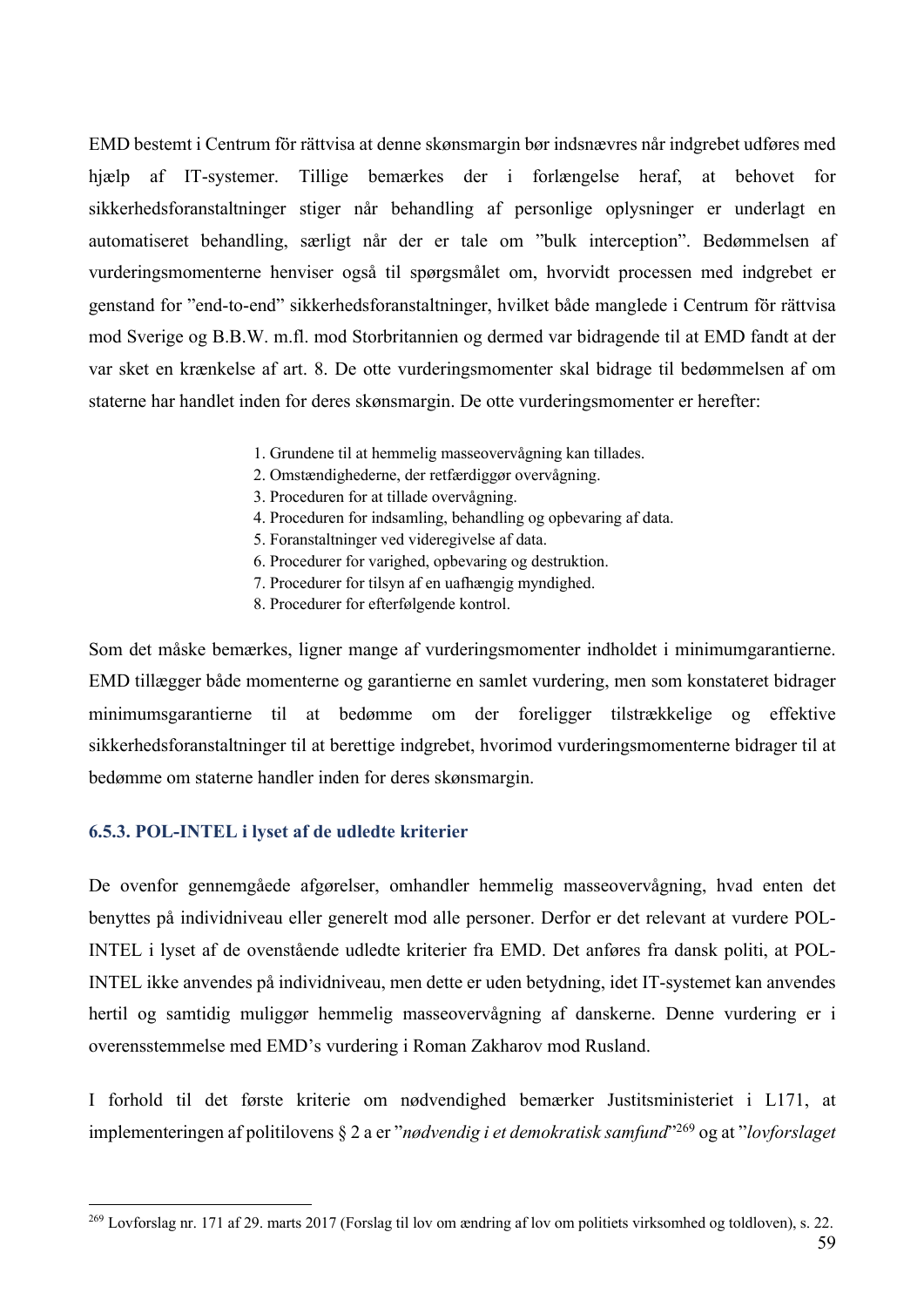EMD bestemt i Centrum för rättvisa at denne skønsmargin bør indsnævres når indgrebet udføres med hjælp af IT-systemer. Tillige bemærkes der i forlængelse heraf, at behovet for sikkerhedsforanstaltninger stiger når behandling af personlige oplysninger er underlagt en automatiseret behandling, særligt når der er tale om "bulk interception". Bedømmelsen af vurderingsmomenterne henviser også til spørgsmålet om, hvorvidt processen med indgrebet er genstand for "end-to-end" sikkerhedsforanstaltninger, hvilket både manglede i Centrum för rättvisa mod Sverige og B.B.W. m.fl. mod Storbritannien og dermed var bidragende til at EMD fandt at der var sket en krænkelse af art. 8. De otte vurderingsmomenter skal bidrage til bedømmelsen af om staterne har handlet inden for deres skønsmargin. De otte vurderingsmomenter er herefter:

1. Grundene til at hemmelig masseovervågning kan tillades.
2. Omstændighederne, der retfærdiggør overvågning.
3. Proceduren for at tillade overvågning.
4. Proceduren for indsamling, behandling og opbevaring af data.
5. Foranstaltninger ved videregivelse af data.
6. Procedurer for varighed, opbevaring og destruktion.
7. Procedurer for tilsyn af en uafhængig myndighed.
8. Procedurer for efterfølgende kontrol.

Som det måske bemærkes, ligner mange af vurderingsmomenter indholdet i minimumgarantierne. EMD tillægger både momenterne og garantierne en samlet vurdering, men som konstateret bidrager minimumsgarantierne til at bedømme om der foreligger tilstrækkelige og effektive sikkerhedsforanstaltninger til at berettige indgrebet, hvorimod vurderingsmomenterne bidrager til at bedømme om staterne handler inden for deres skønsmargin.

### 6.5.3. POL-INTEL i lyset af de udledte kriterier

De ovenfor gennemgåede afgørelser, omhandler hemmelig masseovervågning, hvad enten det benyttes på individniveau eller generelt mod alle personer. Derfor er det relevant at vurdere POL-INTEL i lyset af de ovenstående udledte kriterier fra EMD. Det anføres fra dansk politi, at POL-INTEL ikke anvendes på individniveau, men dette er uden betydning, idet IT-systemet kan anvendes hertil og samtidig muliggør hemmelig masseovervågning af danskerne. Denne vurdering er i overensstemmelse med EMD's vurdering i Roman Zakharov mod Rusland.

I forhold til det første kriterie om nødvendighed bemærker Justitsministeriet i L171, at implementeringen af politilovens § 2 a er "*nødvendig i et demokratisk samfund*"[269] og at "*lovforslaget*

---

[269] Lovforslag nr. 171 af 29. marts 2017 (Forslag til lov om ændring af lov om politiets virksomhed og toldloven), s. 22.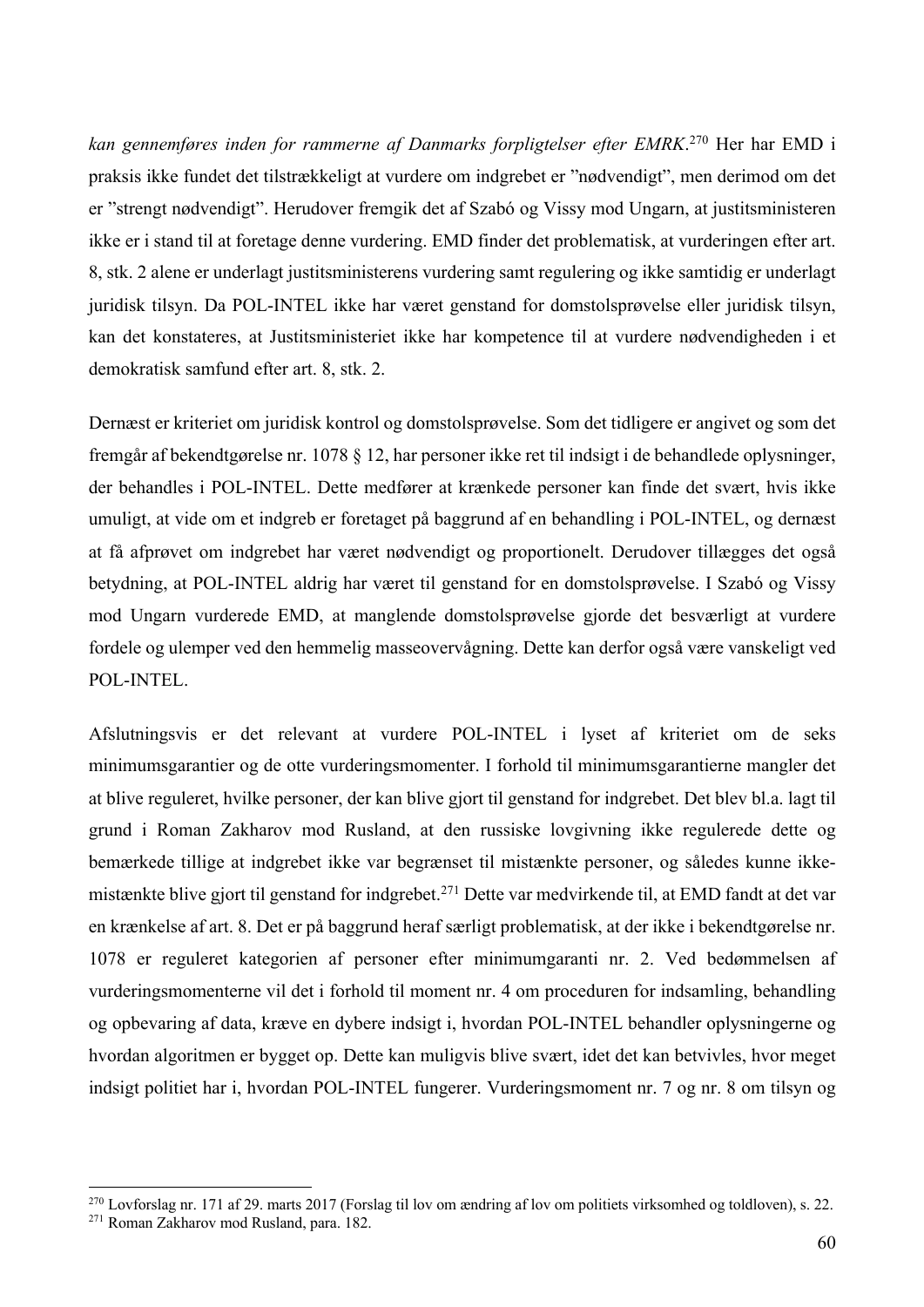*kan gennemføres inden for rammerne af Danmarks forpligtelser efter EMRK*.[270] Her har EMD i praksis ikke fundet det tilstrækkeligt at vurdere om indgrebet er "nødvendigt", men derimod om det er "strengt nødvendigt". Herudover fremgik det af Szabó og Vissy mod Ungarn, at justitsministeren ikke er i stand til at foretage denne vurdering. EMD finder det problematisk, at vurderingen efter art. 8, stk. 2 alene er underlagt justitsministerens vurdering samt regulering og ikke samtidig er underlagt juridisk tilsyn. Da POL-INTEL ikke har været genstand for domstolsprøvelse eller juridisk tilsyn, kan det konstateres, at Justitsministeriet ikke har kompetence til at vurdere nødvendigheden i et demokratisk samfund efter art. 8, stk. 2.

Dernæst er kriteriet om juridisk kontrol og domstolsprøvelse. Som det tidligere er angivet og som det fremgår af bekendtgørelse nr. 1078 § 12, har personer ikke ret til indsigt i de behandlede oplysninger, der behandles i POL-INTEL. Dette medfører at krænkede personer kan finde det svært, hvis ikke umuligt, at vide om et indgreb er foretaget på baggrund af en behandling i POL-INTEL, og dernæst at få afprøvet om indgrebet har været nødvendigt og proportionelt. Derudover tillægges det også betydning, at POL-INTEL aldrig har været til genstand for en domstolsprøvelse. I Szabó og Vissy mod Ungarn vurderede EMD, at manglende domstolsprøvelse gjorde det besværligt at vurdere fordele og ulemper ved den hemmelig masseovervågning. Dette kan derfor også være vanskeligt ved POL-INTEL.

Afslutningsvis er det relevant at vurdere POL-INTEL i lyset af kriteriet om de seks minimumsgarantier og de otte vurderingsmomenter. I forhold til minimumsgarantierne mangler det at blive reguleret, hvilke personer, der kan blive gjort til genstand for indgrebet. Det blev bl.a. lagt til grund i Roman Zakharov mod Rusland, at den russiske lovgivning ikke regulerede dette og bemærkede tillige at indgrebet ikke var begrænset til mistænkte personer, og således kunne ikke-mistænkte blive gjort til genstand for indgrebet.[271] Dette var medvirkende til, at EMD fandt at det var en krænkelse af art. 8. Det er på baggrund heraf særligt problematisk, at der ikke i bekendtgørelse nr. 1078 er reguleret kategorien af personer efter minimumgaranti nr. 2. Ved bedømmelsen af vurderingsmomenterne vil det i forhold til moment nr. 4 om proceduren for indsamling, behandling og opbevaring af data, kræve en dybere indsigt i, hvordan POL-INTEL behandler oplysningerne og hvordan algoritmen er bygget op. Dette kan muligvis blive svært, idet det kan betvivles, hvor meget indsigt politiet har i, hvordan POL-INTEL fungerer. Vurderingsmoment nr. 7 og nr. 8 om tilsyn og

---

[270] Lovforslag nr. 171 af 29. marts 2017 (Forslag til lov om ændring af lov om politiets virksomhed og toldloven), s. 22.

[271] Roman Zakharov mod Rusland, para. 182.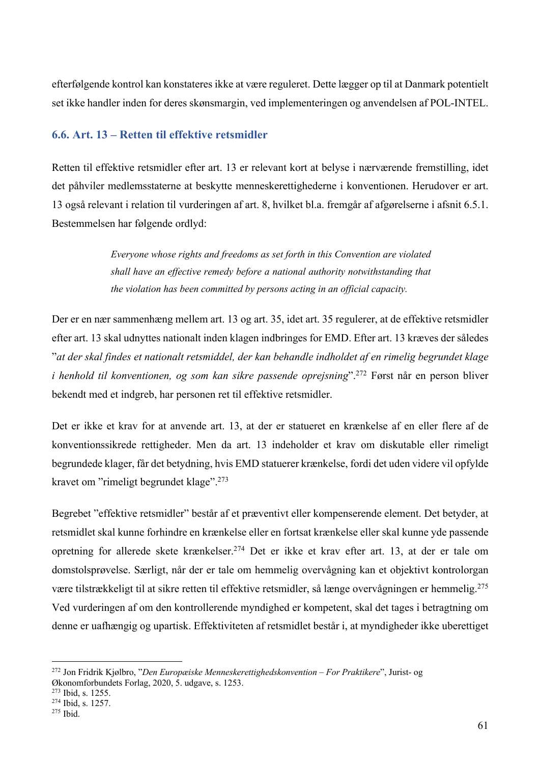efterfølgende kontrol kan konstateres ikke at være reguleret. Dette lægger op til at Danmark potentielt set ikke handler inden for deres skønsmargin, ved implementeringen og anvendelsen af POL-INTEL.

### 6.6. Art. 13 – Retten til effektive retsmidler

Retten til effektive retsmidler efter art. 13 er relevant kort at belyse i nærværende fremstilling, idet det påhviler medlemsstaterne at beskytte menneskerettighederne i konventionen. Herudover er art. 13 også relevant i relation til vurderingen af art. 8, hvilket bl.a. fremgår af afgørelserne i afsnit 6.5.1. Bestemmelsen har følgende ordlyd:

> *Everyone whose rights and freedoms as set forth in this Convention are violated shall have an effective remedy before a national authority notwithstanding that the violation has been committed by persons acting in an official capacity.*

Der er en nær sammenhæng mellem art. 13 og art. 35, idet art. 35 regulerer, at de effektive retsmidler efter art. 13 skal udnyttes nationalt inden klagen indbringes for EMD. Efter art. 13 kræves der således "*at der skal findes et nationalt retsmiddel, der kan behandle indholdet af en rimelig begrundet klage i henhold til konventionen, og som kan sikre passende oprejsning*".[272] Først når en person bliver bekendt med et indgreb, har personen ret til effektive retsmidler.

Det er ikke et krav for at anvende art. 13, at der er statueret en krænkelse af en eller flere af de konventionssikrede rettigheder. Men da art. 13 indeholder et krav om diskutable eller rimeligt begrundede klager, får det betydning, hvis EMD statuerer krænkelse, fordi det uden videre vil opfylde kravet om "rimeligt begrundet klage".[273]

Begrebet "effektive retsmidler" består af et præventivt eller kompenserende element. Det betyder, at retsmidlet skal kunne forhindre en krænkelse eller en fortsat krænkelse eller skal kunne yde passende opretning for allerede skete krænkelser.[274] Det er ikke et krav efter art. 13, at der er tale om domstolsprøvelse. Særligt, når der er tale om hemmelig overvågning kan et objektivt kontrolorgan være tilstrækkeligt til at sikre retten til effektive retsmidler, så længe overvågningen er hemmelig.[275] Ved vurderingen af om den kontrollerende myndighed er kompetent, skal det tages i betragtning om denne er uafhængig og upartisk. Effektiviteten af retsmidlet består i, at myndigheder ikke uberettiget

---

[272] Jon Fridrik Kjølbro, "*Den Europæiske Menneskerettighedskonvention – For Praktikere*", Jurist- og Økonomforbundets Forlag, 2020, 5. udgave, s. 1253.

[273] Ibid, s. 1255.

[274] Ibid, s. 1257.

[275] Ibid.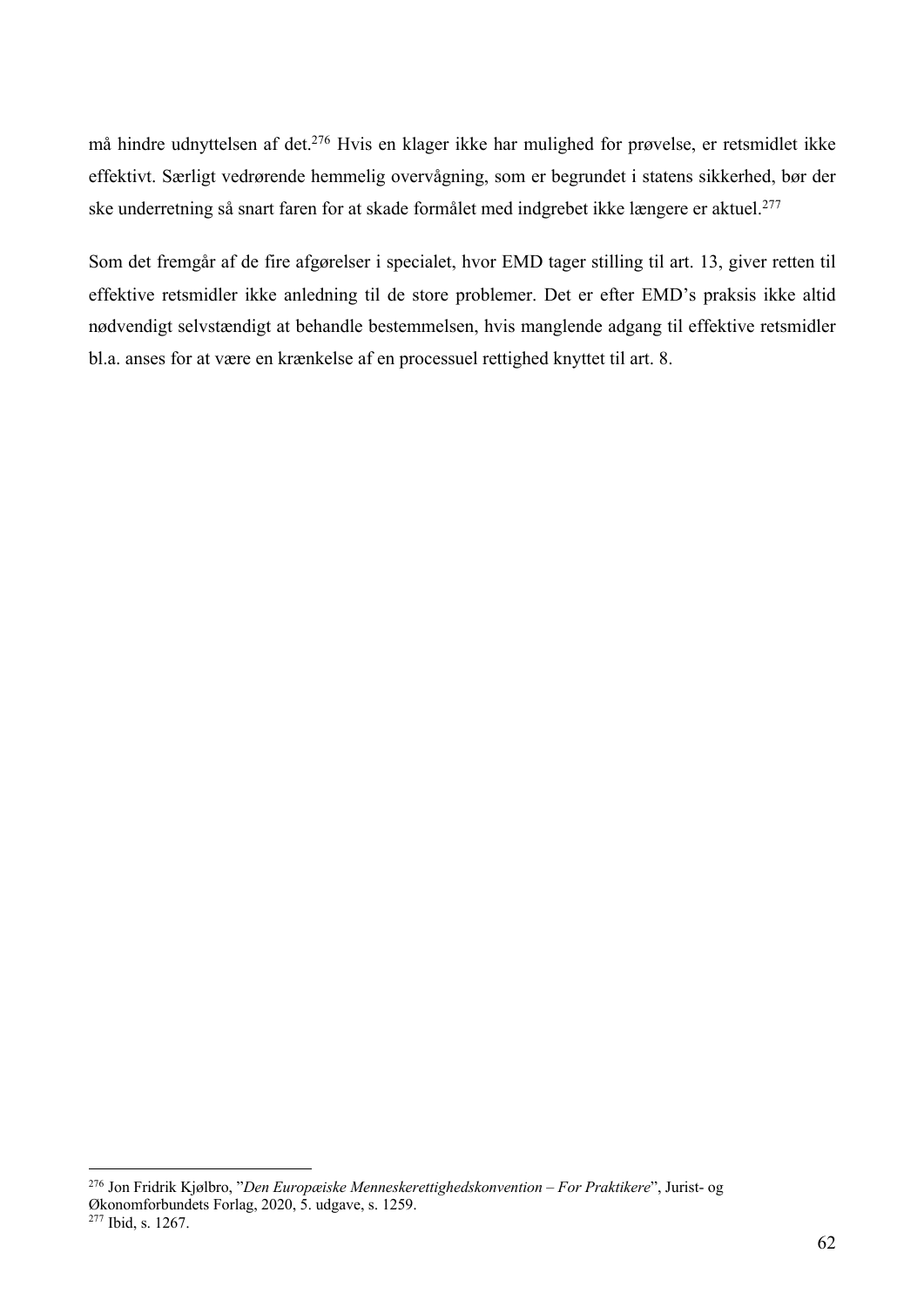må hindre udnyttelsen af det.[276] Hvis en klager ikke har mulighed for prøvelse, er retsmidlet ikke effektivt. Særligt vedrørende hemmelig overvågning, som er begrundet i statens sikkerhed, bør der ske underretning så snart faren for at skade formålet med indgrebet ikke længere er aktuel.[277]

Som det fremgår af de fire afgørelser i specialet, hvor EMD tager stilling til art. 13, giver retten til effektive retsmidler ikke anledning til de store problemer. Det er efter EMD's praksis ikke altid nødvendigt selvstændigt at behandle bestemmelsen, hvis manglende adgang til effektive retsmidler bl.a. anses for at være en krænkelse af en processuel rettighed knyttet til art. 8.

---

[276] Jon Fridrik Kjølbro, "*Den Europæiske Menneskerettighedskonvention – For Praktikere*", Jurist- og Økonomforbundets Forlag, 2020, 5. udgave, s. 1259.

[277] Ibid, s. 1267.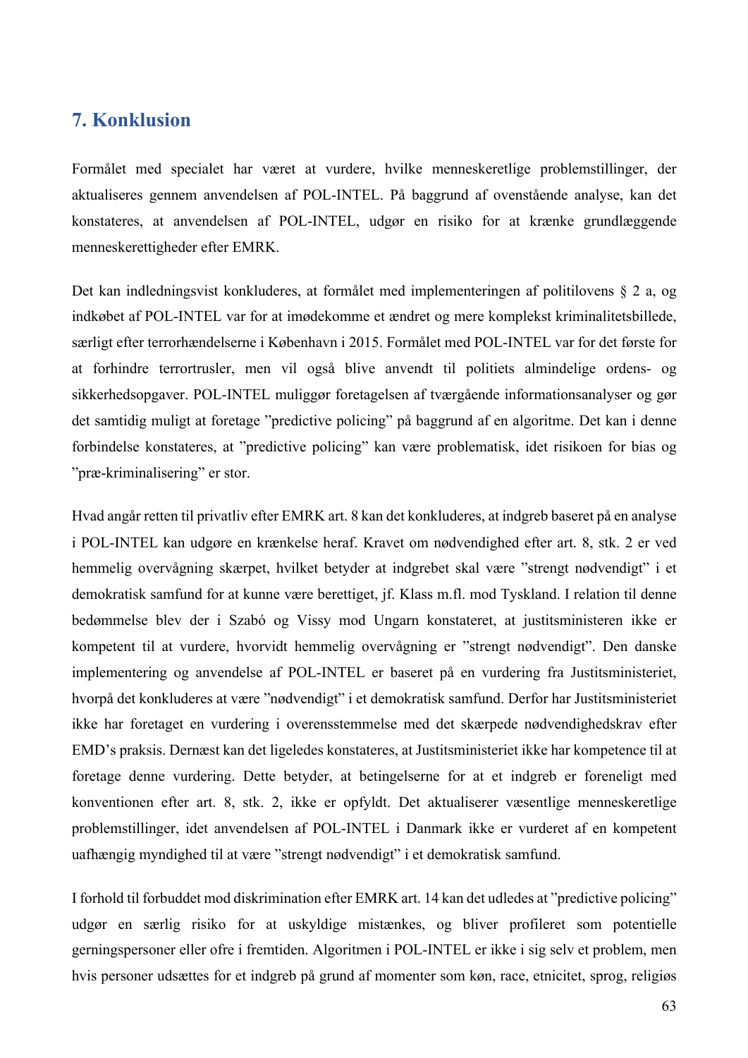# 7. Konklusion

Formålet med specialet har været at vurdere, hvilke menneskeretlige problemstillinger, der aktualiseres gennem anvendelsen af POL-INTEL. På baggrund af ovenstående analyse, kan det konstateres, at anvendelsen af POL-INTEL, udgør en risiko for at krænke grundlæggende menneskerettigheder efter EMRK.

Det kan indledningsvist konkluderes, at formålet med implementeringen af politilovens § 2 a, og indkøbet af POL-INTEL var for at imødekomme et ændret og mere komplekst kriminalitetsbillede, særligt efter terrorhændelserne i København i 2015. Formålet med POL-INTEL var for det første for at forhindre terrortrusler, men vil også blive anvendt til politiets almindelige ordens- og sikkerhedsopgaver. POL-INTEL muliggør foretagelsen af tværgående informationsanalyser og gør det samtidig muligt at foretage "predictive policing" på baggrund af en algoritme. Det kan i denne forbindelse konstateres, at "predictive policing" kan være problematisk, idet risikoen for bias og "præ-kriminalisering" er stor.

Hvad angår retten til privatliv efter EMRK art. 8 kan det konkluderes, at indgreb baseret på en analyse i POL-INTEL kan udgøre en krænkelse heraf. Kravet om nødvendighed efter art. 8, stk. 2 er ved hemmelig overvågning skærpet, hvilket betyder at indgrebet skal være "strengt nødvendigt" i et demokratisk samfund for at kunne være berettiget, jf. Klass m.fl. mod Tyskland. I relation til denne bedømmelse blev der i Szabó og Vissy mod Ungarn konstateret, at justitsministeren ikke er kompetent til at vurdere, hvorvidt hemmelig overvågning er "strengt nødvendigt". Den danske implementering og anvendelse af POL-INTEL er baseret på en vurdering fra Justitsministeriet, hvorpå det konkluderes at være "nødvendigt" i et demokratisk samfund. Derfor har Justitsministeriet ikke har foretaget en vurdering i overensstemmelse med det skærpede nødvendighedskrav efter EMD's praksis. Dernæst kan det ligeledes konstateres, at Justitsministeriet ikke har kompetence til at foretage denne vurdering. Dette betyder, at betingelserne for at et indgreb er foreneligt med konventionen efter art. 8, stk. 2, ikke er opfyldt. Det aktualiserer væsentlige menneskeretlige problemstillinger, idet anvendelsen af POL-INTEL i Danmark ikke er vurderet af en kompetent uafhængig myndighed til at være "strengt nødvendigt" i et demokratisk samfund.

I forhold til forbuddet mod diskrimination efter EMRK art. 14 kan det udledes at "predictive policing" udgør en særlig risiko for at uskyldige mistænkes, og bliver profileret som potentielle gerningspersoner eller ofre i fremtiden. Algoritmen i POL-INTEL er ikke i sig selv et problem, men hvis personer udsættes for et indgreb på grund af momenter som køn, race, etnicitet, sprog, religiøs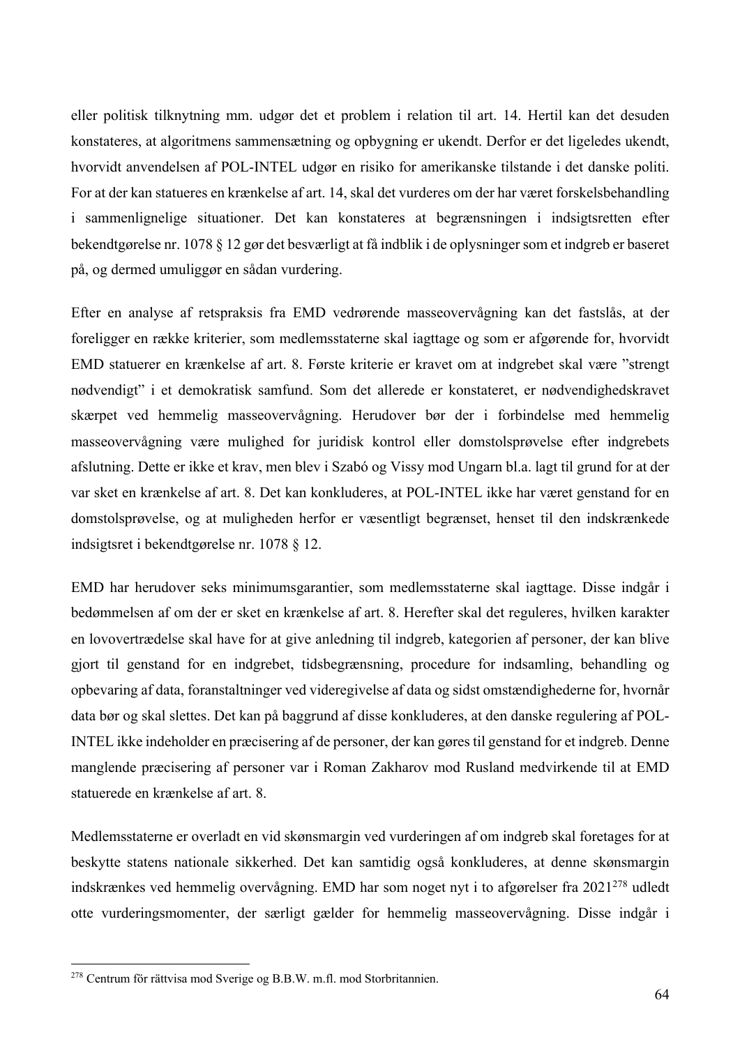eller politisk tilknytning mm. udgør det et problem i relation til art. 14. Hertil kan det desuden konstateres, at algoritmens sammensætning og opbygning er ukendt. Derfor er det ligeledes ukendt, hvorvidt anvendelsen af POL-INTEL udgør en risiko for amerikanske tilstande i det danske politi. For at der kan statueres en krænkelse af art. 14, skal det vurderes om der har været forskelsbehandling i sammenlignelige situationer. Det kan konstateres at begrænsningen i indsigtsretten efter bekendtgørelse nr. 1078 § 12 gør det besværligt at få indblik i de oplysninger som et indgreb er baseret på, og dermed umuliggør en sådan vurdering.

Efter en analyse af retspraksis fra EMD vedrørende masseovervågning kan det fastslås, at der foreligger en række kriterier, som medlemsstaterne skal iagttage og som er afgørende for, hvorvidt EMD statuerer en krænkelse af art. 8. Første kriterie er kravet om at indgrebet skal være "strengt nødvendigt" i et demokratisk samfund. Som det allerede er konstateret, er nødvendighedskravet skærpet ved hemmelig masseovervågning. Herudover bør der i forbindelse med hemmelig masseovervågning være mulighed for juridisk kontrol eller domstolsprøvelse efter indgrebets afslutning. Dette er ikke et krav, men blev i Szabó og Vissy mod Ungarn bl.a. lagt til grund for at der var sket en krænkelse af art. 8. Det kan konkluderes, at POL-INTEL ikke har været genstand for en domstolsprøvelse, og at muligheden herfor er væsentligt begrænset, henset til den indskrænkede indsigtsret i bekendtgørelse nr. 1078 § 12.

EMD har herudover seks minimumsgarantier, som medlemsstaterne skal iagttage. Disse indgår i bedømmelsen af om der er sket en krænkelse af art. 8. Herefter skal det reguleres, hvilken karakter en lovovertrædelse skal have for at give anledning til indgreb, kategorien af personer, der kan blive gjort til genstand for en indgrebet, tidsbegrænsning, procedure for indsamling, behandling og opbevaring af data, foranstaltninger ved videregivelse af data og sidst omstændighederne for, hvornår data bør og skal slettes. Det kan på baggrund af disse konkluderes, at den danske regulering af POL-INTEL ikke indeholder en præcisering af de personer, der kan gøres til genstand for et indgreb. Denne manglende præcisering af personer var i Roman Zakharov mod Rusland medvirkende til at EMD statuerede en krænkelse af art. 8.

Medlemsstaterne er overladt en vid skønsmargin ved vurderingen af om indgreb skal foretages for at beskytte statens nationale sikkerhed. Det kan samtidig også konkluderes, at denne skønsmargin indskrænkes ved hemmelig overvågning. EMD har som noget nyt i to afgørelser fra 2021[278] udledt otte vurderingsmomenter, der særligt gælder for hemmelig masseovervågning. Disse indgår i

[278] Centrum för rättvisa mod Sverige og B.B.W. m.fl. mod Storbritannien.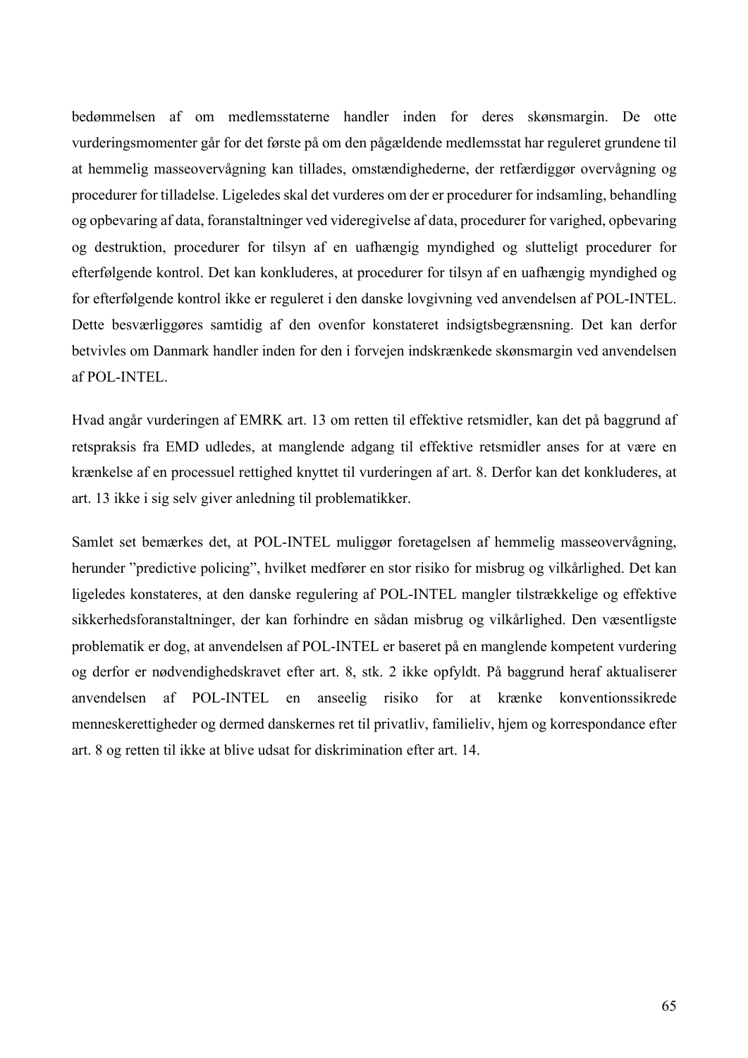bedømmelsen af om medlemsstaterne handler inden for deres skønsmargin. De otte vurderingsmomenter går for det første på om den pågældende medlemsstat har reguleret grundene til at hemmelig masseovervågning kan tillades, omstændighederne, der retfærdiggør overvågning og procedurer for tilladelse. Ligeledes skal det vurderes om der er procedurer for indsamling, behandling og opbevaring af data, foranstaltninger ved videregivelse af data, procedurer for varighed, opbevaring og destruktion, procedurer for tilsyn af en uafhængig myndighed og slutteligt procedurer for efterfølgende kontrol. Det kan konkluderes, at procedurer for tilsyn af en uafhængig myndighed og for efterfølgende kontrol ikke er reguleret i den danske lovgivning ved anvendelsen af POL-INTEL. Dette besværliggøres samtidig af den ovenfor konstateret indsigtsbegrænsning. Det kan derfor betvivles om Danmark handler inden for den i forvejen indskrænkede skønsmargin ved anvendelsen af POL-INTEL.

Hvad angår vurderingen af EMRK art. 13 om retten til effektive retsmidler, kan det på baggrund af retspraksis fra EMD udledes, at manglende adgang til effektive retsmidler anses for at være en krænkelse af en processuel rettighed knyttet til vurderingen af art. 8. Derfor kan det konkluderes, at art. 13 ikke i sig selv giver anledning til problematikker.

Samlet set bemærkes det, at POL-INTEL muliggør foretagelsen af hemmelig masseovervågning, herunder "predictive policing", hvilket medfører en stor risiko for misbrug og vilkårlighed. Det kan ligeledes konstateres, at den danske regulering af POL-INTEL mangler tilstrækkelige og effektive sikkerhedsforanstaltninger, der kan forhindre en sådan misbrug og vilkårlighed. Den væsentligste problematik er dog, at anvendelsen af POL-INTEL er baseret på en manglende kompetent vurdering og derfor er nødvendighedskravet efter art. 8, stk. 2 ikke opfyldt. På baggrund heraf aktualiserer anvendelsen af POL-INTEL en anseelig risiko for at krænke konventionssikrede menneskerettigheder og dermed danskernes ret til privatliv, familieliv, hjem og korrespondance efter art. 8 og retten til ikke at blive udsat for diskrimination efter art. 14.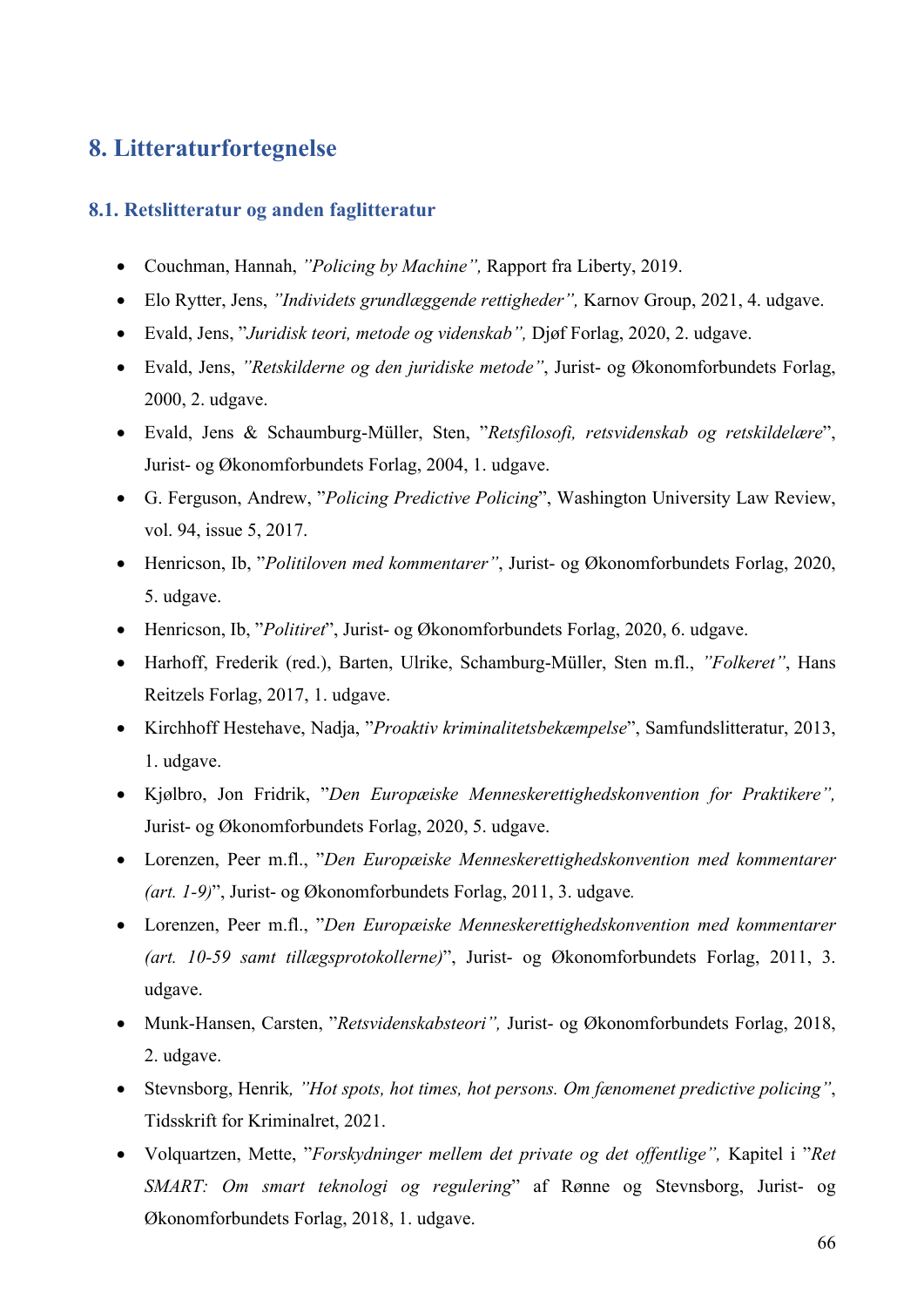# 8. Litteraturfortegnelse

## 8.1. Retslitteratur og anden faglitteratur

- Couchman, Hannah, *"Policing by Machine",* Rapport fra Liberty, 2019.
- Elo Rytter, Jens, *"Individets grundlæggende rettigheder",* Karnov Group, 2021, 4. udgave.
- Evald, Jens, "*Juridisk teori, metode og videnskab",* Djøf Forlag, 2020, 2. udgave.
- Evald, Jens, *"Retskilderne og den juridiske metode"*, Jurist- og Økonomforbundets Forlag, 2000, 2. udgave.
- Evald, Jens & Schaumburg-Müller, Sten, "*Retsfilosofi, retsvidenskab og retskildelære*", Jurist- og Økonomforbundets Forlag, 2004, 1. udgave.
- G. Ferguson, Andrew, "*Policing Predictive Policing*", Washington University Law Review, vol. 94, issue 5, 2017.
- Henricson, Ib, "*Politiloven med kommentarer"*, Jurist- og Økonomforbundets Forlag, 2020, 5. udgave.
- Henricson, Ib, "*Politiret*", Jurist- og Økonomforbundets Forlag, 2020, 6. udgave.
- Harhoff, Frederik (red.), Barten, Ulrike, Schamburg-Müller, Sten m.fl., *"Folkeret"*, Hans Reitzels Forlag, 2017, 1. udgave.
- Kirchhoff Hestehave, Nadja, "*Proaktiv kriminalitetsbekæmpelse*", Samfundslitteratur, 2013, 1. udgave.
- Kjølbro, Jon Fridrik, "*Den Europæiske Menneskerettighedskonvention for Praktikere",* Jurist- og Økonomforbundets Forlag, 2020, 5. udgave.
- Lorenzen, Peer m.fl., "*Den Europæiske Menneskerettighedskonvention med kommentarer (art. 1-9)*", Jurist- og Økonomforbundets Forlag, 2011, 3. udgave.
- Lorenzen, Peer m.fl., "*Den Europæiske Menneskerettighedskonvention med kommentarer (art. 10-59 samt tillægsprotokollerne)*", Jurist- og Økonomforbundets Forlag, 2011, 3. udgave.
- Munk-Hansen, Carsten, "*Retsvidenskabsteori",* Jurist- og Økonomforbundets Forlag, 2018, 2. udgave.
- Stevnsborg, Henrik*, "Hot spots, hot times, hot persons. Om fænomenet predictive policing"*, Tidsskrift for Kriminalret, 2021.
- Volquartzen, Mette, "*Forskydninger mellem det private og det offentlige",* Kapitel i "*Ret SMART: Om smart teknologi og regulering*" af Rønne og Stevnsborg, Jurist- og Økonomforbundets Forlag, 2018, 1. udgave.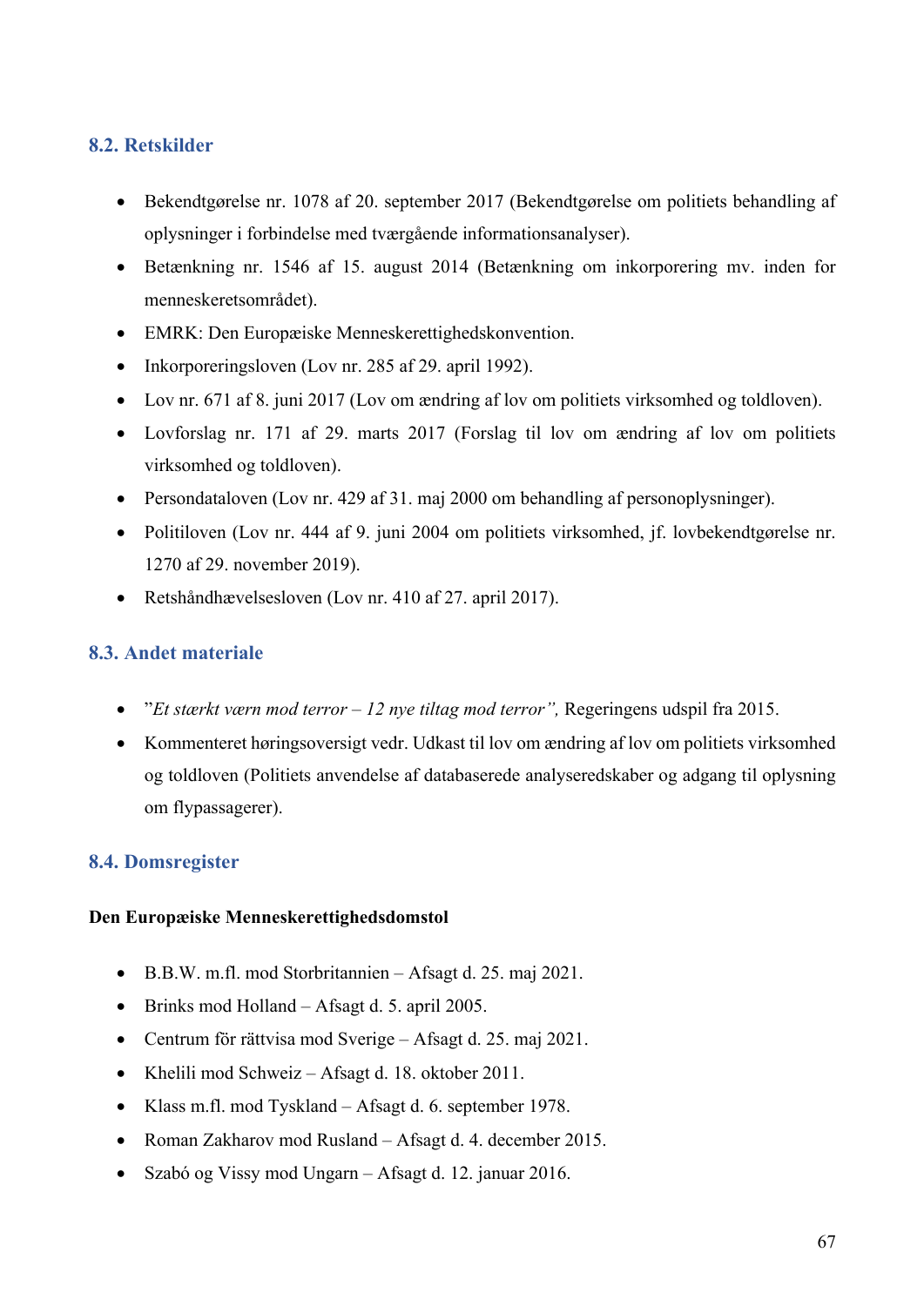## 8.2. Retskilder

- Bekendtgørelse nr. 1078 af 20. september 2017 (Bekendtgørelse om politiets behandling af oplysninger i forbindelse med tværgående informationsanalyser).
- Betænkning nr. 1546 af 15. august 2014 (Betænkning om inkorporering mv. inden for menneskeretsområdet).
- EMRK: Den Europæiske Menneskerettighedskonvention.
- Inkorporeringsloven (Lov nr. 285 af 29. april 1992).
- Lov nr. 671 af 8. juni 2017 (Lov om ændring af lov om politiets virksomhed og toldloven).
- Lovforslag nr. 171 af 29. marts 2017 (Forslag til lov om ændring af lov om politiets virksomhed og toldloven).
- Persondataloven (Lov nr. 429 af 31. maj 2000 om behandling af personoplysninger).
- Politiloven (Lov nr. 444 af 9. juni 2004 om politiets virksomhed, jf. lovbekendtgørelse nr. 1270 af 29. november 2019).
- Retshåndhævelsesloven (Lov nr. 410 af 27. april 2017).

## 8.3. Andet materiale

- *"Et stærkt værn mod terror – 12 nye tiltag mod terror",* Regeringens udspil fra 2015.
- Kommenteret høringsoversigt vedr. Udkast til lov om ændring af lov om politiets virksomhed og toldloven (Politiets anvendelse af databaserede analyseredskaber og adgang til oplysning om flypassagerer).

## 8.4. Domsregister

**Den Europæiske Menneskerettighedsdomstol**

- B.B.W. m.fl. mod Storbritannien – Afsagt d. 25. maj 2021.
- Brinks mod Holland – Afsagt d. 5. april 2005.
- Centrum för rättvisa mod Sverige – Afsagt d. 25. maj 2021.
- Khelili mod Schweiz – Afsagt d. 18. oktober 2011.
- Klass m.fl. mod Tyskland – Afsagt d. 6. september 1978.
- Roman Zakharov mod Rusland – Afsagt d. 4. december 2015.
- Szabó og Vissy mod Ungarn – Afsagt d. 12. januar 2016.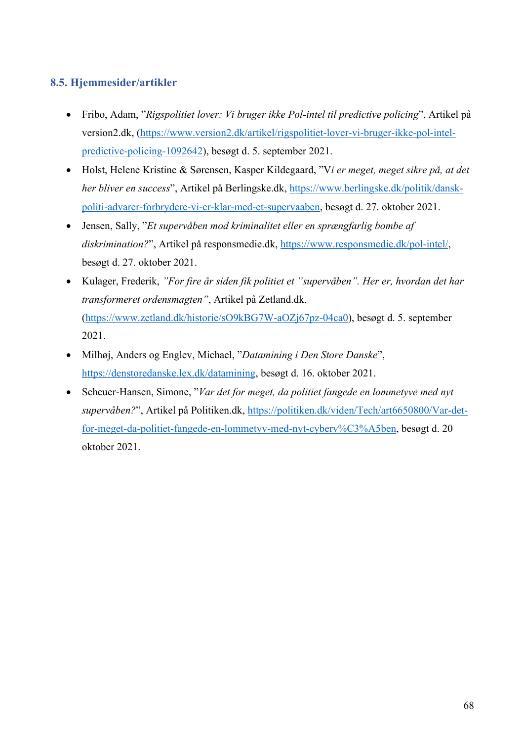### 8.5. Hjemmesider/artikler

- Fribo, Adam, "*Rigspolitiet lover: Vi bruger ikke Pol-intel til predictive policing*", Artikel på version2.dk, (https://www.version2.dk/artikel/rigspolitiet-lover-vi-bruger-ikke-pol-intel-predictive-policing-1092642), besøgt d. 5. september 2021.
- Holst, Helene Kristine & Sørensen, Kasper Kildegaard, "V*i er meget, meget sikre på, at det her bliver en success*", Artikel på Berlingske.dk, https://www.berlingske.dk/politik/dansk-politi-advarer-forbrydere-vi-er-klar-med-et-supervaaben, besøgt d. 27. oktober 2021.
- Jensen, Sally, "*Et supervåben mod kriminalitet eller en sprængfarlig bombe af diskrimination?*", Artikel på responsmedie.dk, https://www.responsmedie.dk/pol-intel/, besøgt d. 27. oktober 2021.
- Kulager, Frederik, *"For fire år siden fik politiet et "supervåben". Her er, hvordan det har transformeret ordensmagten"*, Artikel på Zetland.dk, (https://www.zetland.dk/historie/sO9kBG7W-aOZj67pz-04ca0), besøgt d. 5. september 2021.
- Milhøj, Anders og Englev, Michael, "*Datamining i Den Store Danske*", https://denstoredanske.lex.dk/datamining, besøgt d. 16. oktober 2021.
- Scheuer-Hansen, Simone, "*Var det for meget, da politiet fangede en lommetyve med nyt supervåben?*", Artikel på Politiken.dk, https://politiken.dk/viden/Tech/art6650800/Var-det-for-meget-da-politiet-fangede-en-lommetyv-med-nyt-cyberv%C3%A5ben, besøgt d. 20 oktober 2021.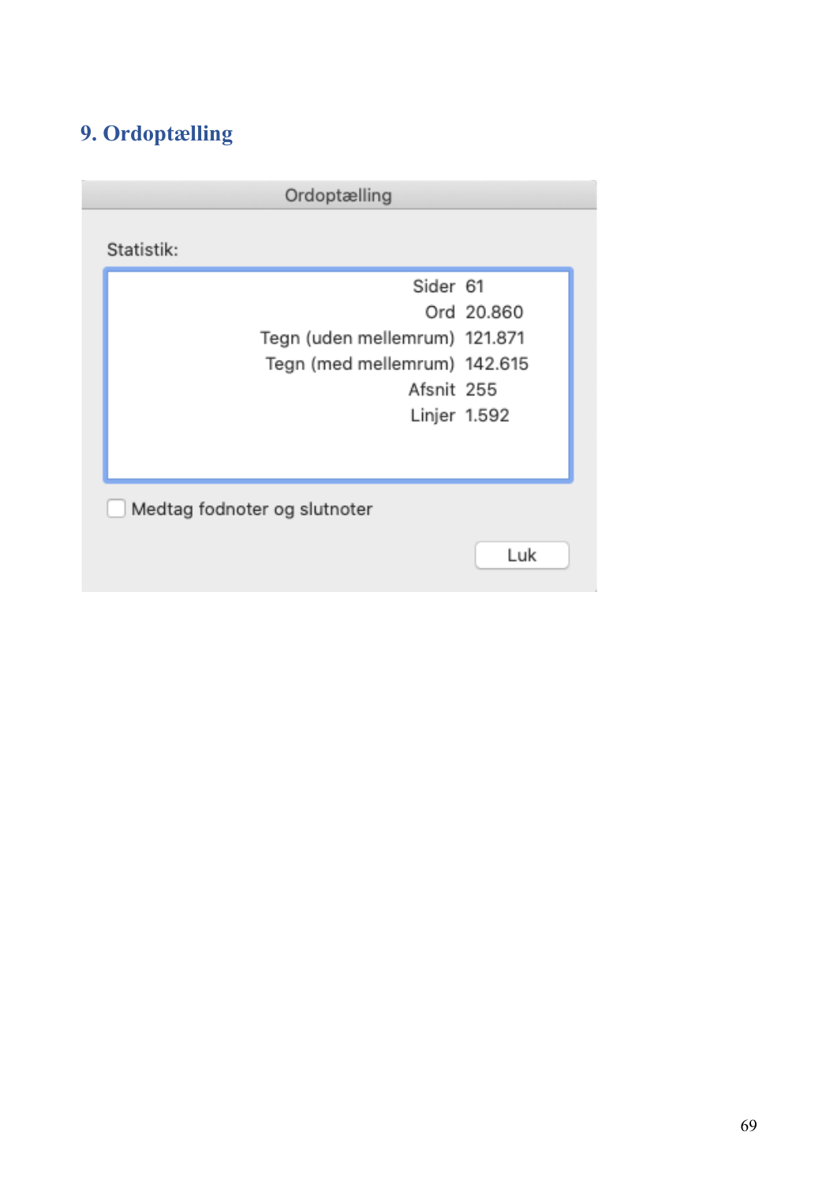## 9. Ordoptælling

Ordoptælling

Statistik:

| | |
|---|---|
| Sider | 61 |
| Ord | 20.860 |
| Tegn (uden mellemrum) | 121.871 |
| Tegn (med mellemrum) | 142.615 |
| Afsnit | 255 |
| Linjer | 1.592 |

☐ Medtag fodnoter og slutnoter

Luk